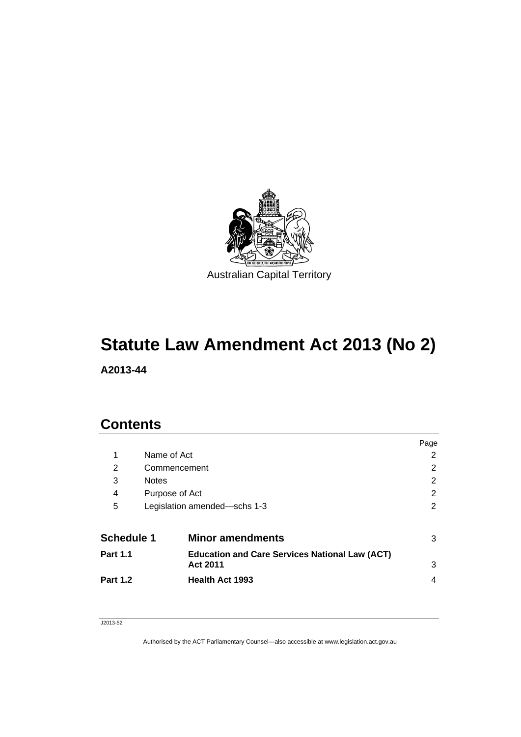Australian Capital Territory

# Statute Law Amendment Act 2013 (No 2)

**A2013-44**

## Contents

| | | Page |
|---|---|---|
| 1 | Name of Act | 2 |
| 2 | Commencement | 2 |
| 3 | Notes | 2 |
| 4 | Purpose of Act | 2 |
| 5 | Legislation amended—schs 1-3 | 2 |
| **Schedule 1** | **Minor amendments** | 3 |
| **Part 1.1** | **Education and Care Services National Law (ACT) Act 2011** | 3 |
| **Part 1.2** | **Health Act 1993** | 4 |

J2013-52

Authorised by the ACT Parliamentary Counsel—also accessible at www.legislation.act.gov.au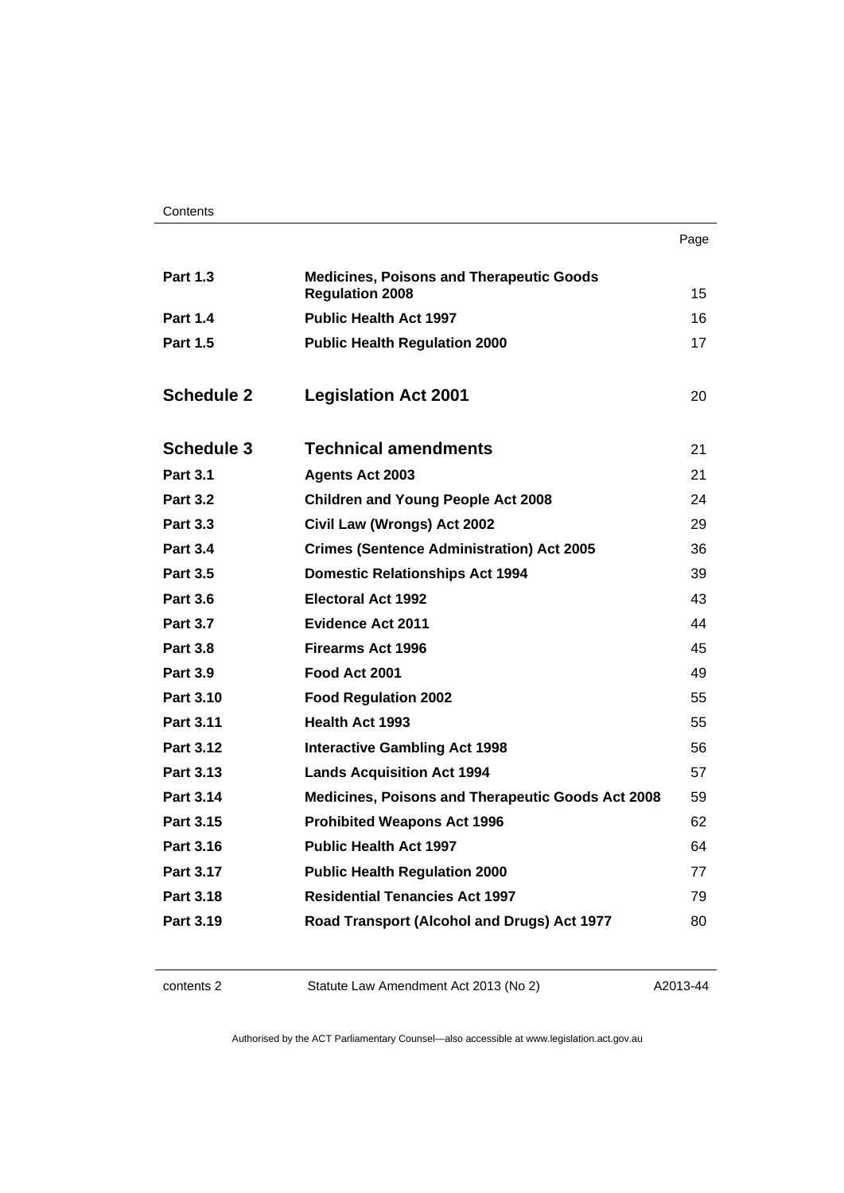| | | Page |
|---|---|---|
| **Part 1.3** | **Medicines, Poisons and Therapeutic Goods Regulation 2008** | 15 |
| **Part 1.4** | **Public Health Act 1997** | 16 |
| **Part 1.5** | **Public Health Regulation 2000** | 17 |
| **Schedule 2** | **Legislation Act 2001** | 20 |
| **Schedule 3** | **Technical amendments** | 21 |
| **Part 3.1** | **Agents Act 2003** | 21 |
| **Part 3.2** | **Children and Young People Act 2008** | 24 |
| **Part 3.3** | **Civil Law (Wrongs) Act 2002** | 29 |
| **Part 3.4** | **Crimes (Sentence Administration) Act 2005** | 36 |
| **Part 3.5** | **Domestic Relationships Act 1994** | 39 |
| **Part 3.6** | **Electoral Act 1992** | 43 |
| **Part 3.7** | **Evidence Act 2011** | 44 |
| **Part 3.8** | **Firearms Act 1996** | 45 |
| **Part 3.9** | **Food Act 2001** | 49 |
| **Part 3.10** | **Food Regulation 2002** | 55 |
| **Part 3.11** | **Health Act 1993** | 55 |
| **Part 3.12** | **Interactive Gambling Act 1998** | 56 |
| **Part 3.13** | **Lands Acquisition Act 1994** | 57 |
| **Part 3.14** | **Medicines, Poisons and Therapeutic Goods Act 2008** | 59 |
| **Part 3.15** | **Prohibited Weapons Act 1996** | 62 |
| **Part 3.16** | **Public Health Act 1997** | 64 |
| **Part 3.17** | **Public Health Regulation 2000** | 77 |
| **Part 3.18** | **Residential Tenancies Act 1997** | 79 |
| **Part 3.19** | **Road Transport (Alcohol and Drugs) Act 1977** | 80 |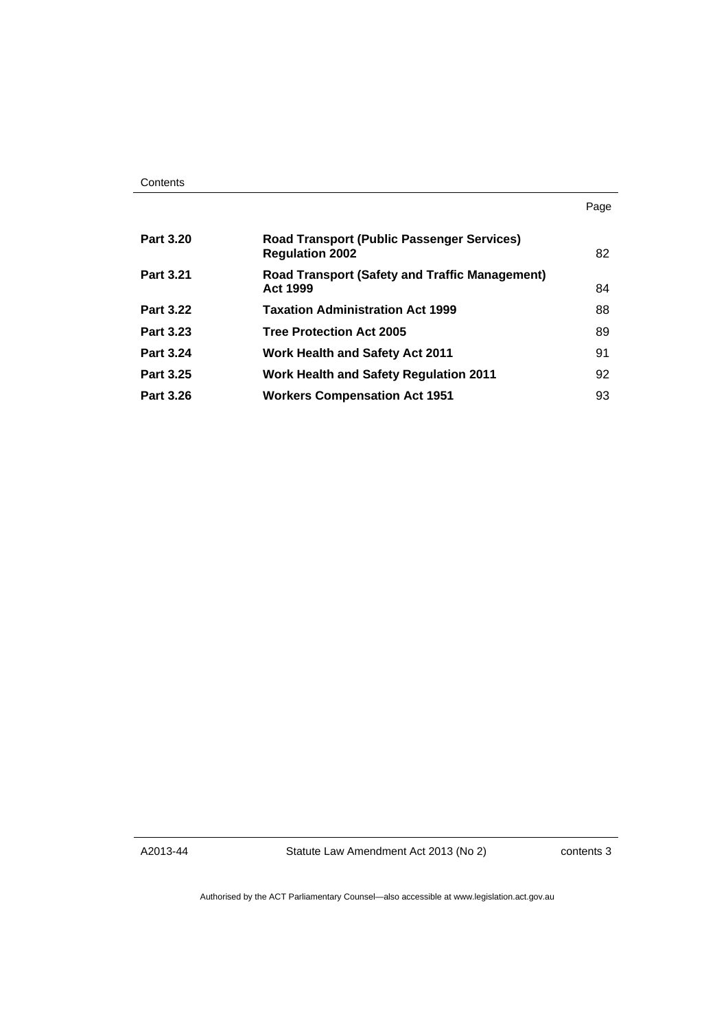| | | Page |
|---|---|---|
| **Part 3.20** | **Road Transport (Public Passenger Services) Regulation 2002** | 82 |
| **Part 3.21** | **Road Transport (Safety and Traffic Management) Act 1999** | 84 |
| **Part 3.22** | **Taxation Administration Act 1999** | 88 |
| **Part 3.23** | **Tree Protection Act 2005** | 89 |
| **Part 3.24** | **Work Health and Safety Act 2011** | 91 |
| **Part 3.25** | **Work Health and Safety Regulation 2011** | 92 |
| **Part 3.26** | **Workers Compensation Act 1951** | 93 |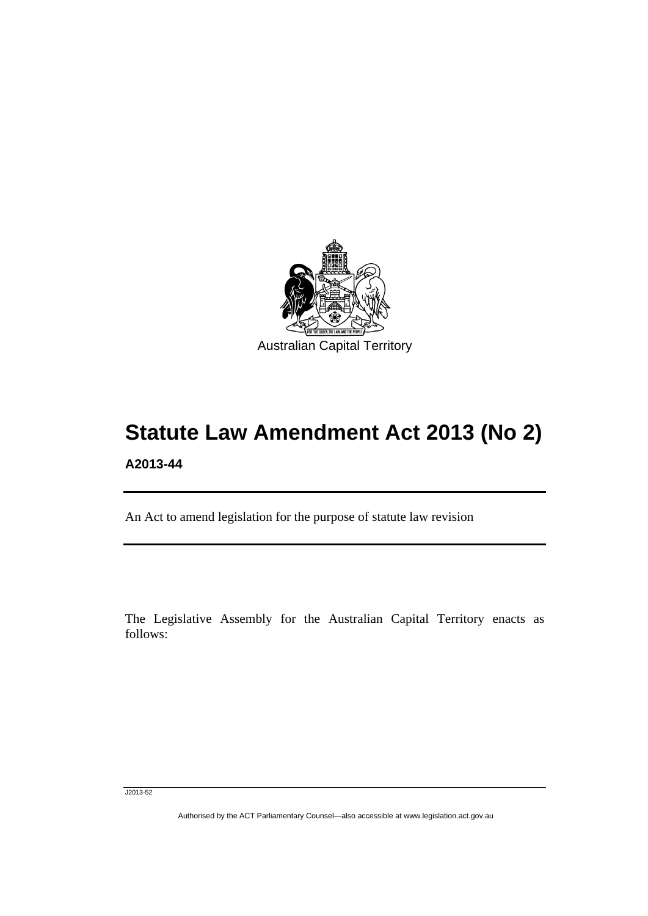Australian Capital Territory

# Statute Law Amendment Act 2013 (No 2)

**A2013-44**

An Act to amend legislation for the purpose of statute law revision

The Legislative Assembly for the Australian Capital Territory enacts as follows: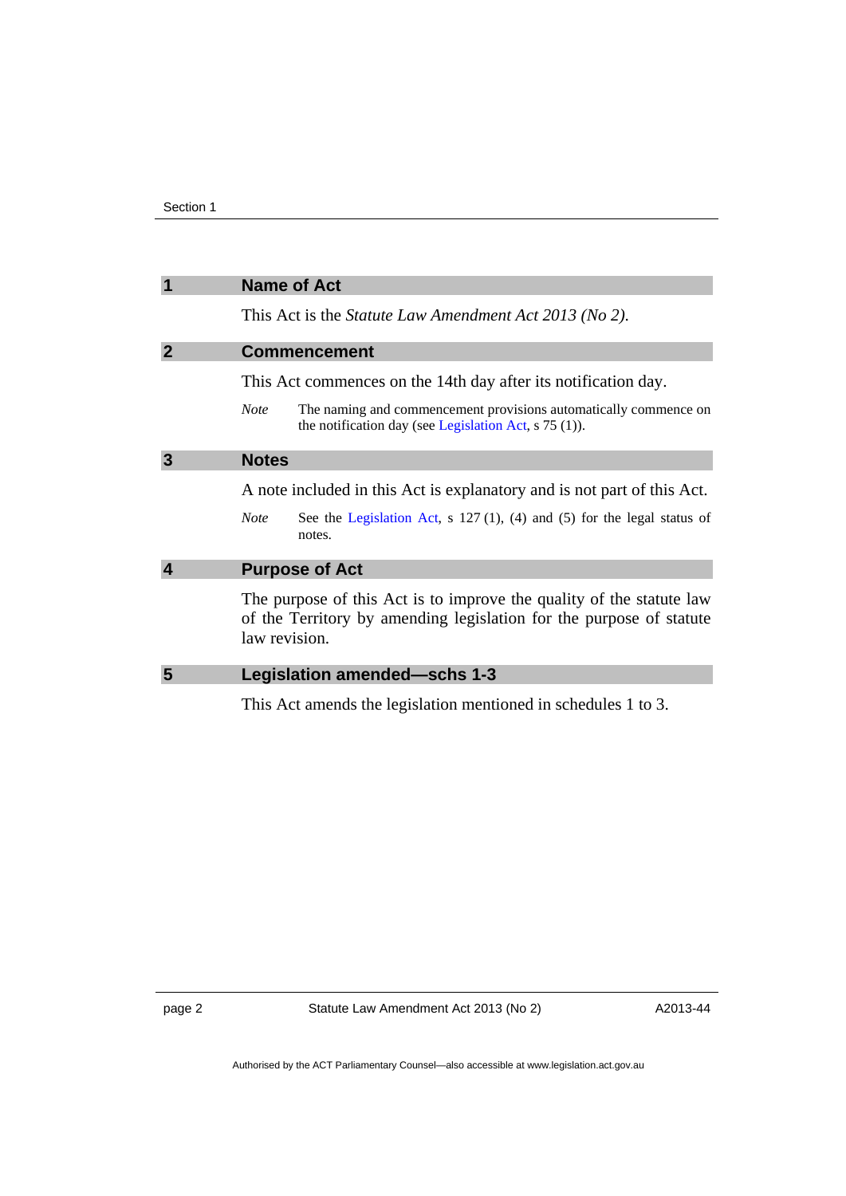## 1 Name of Act

This Act is the *Statute Law Amendment Act 2013 (No 2)*.

## 2 Commencement

This Act commences on the 14th day after its notification day.

*Note* The naming and commencement provisions automatically commence on the notification day (see Legislation Act, s 75 (1)).

## 3 Notes

A note included in this Act is explanatory and is not part of this Act.

*Note* See the Legislation Act, s 127 (1), (4) and (5) for the legal status of notes.

## 4 Purpose of Act

The purpose of this Act is to improve the quality of the statute law of the Territory by amending legislation for the purpose of statute law revision.

## 5 Legislation amended—schs 1-3

This Act amends the legislation mentioned in schedules 1 to 3.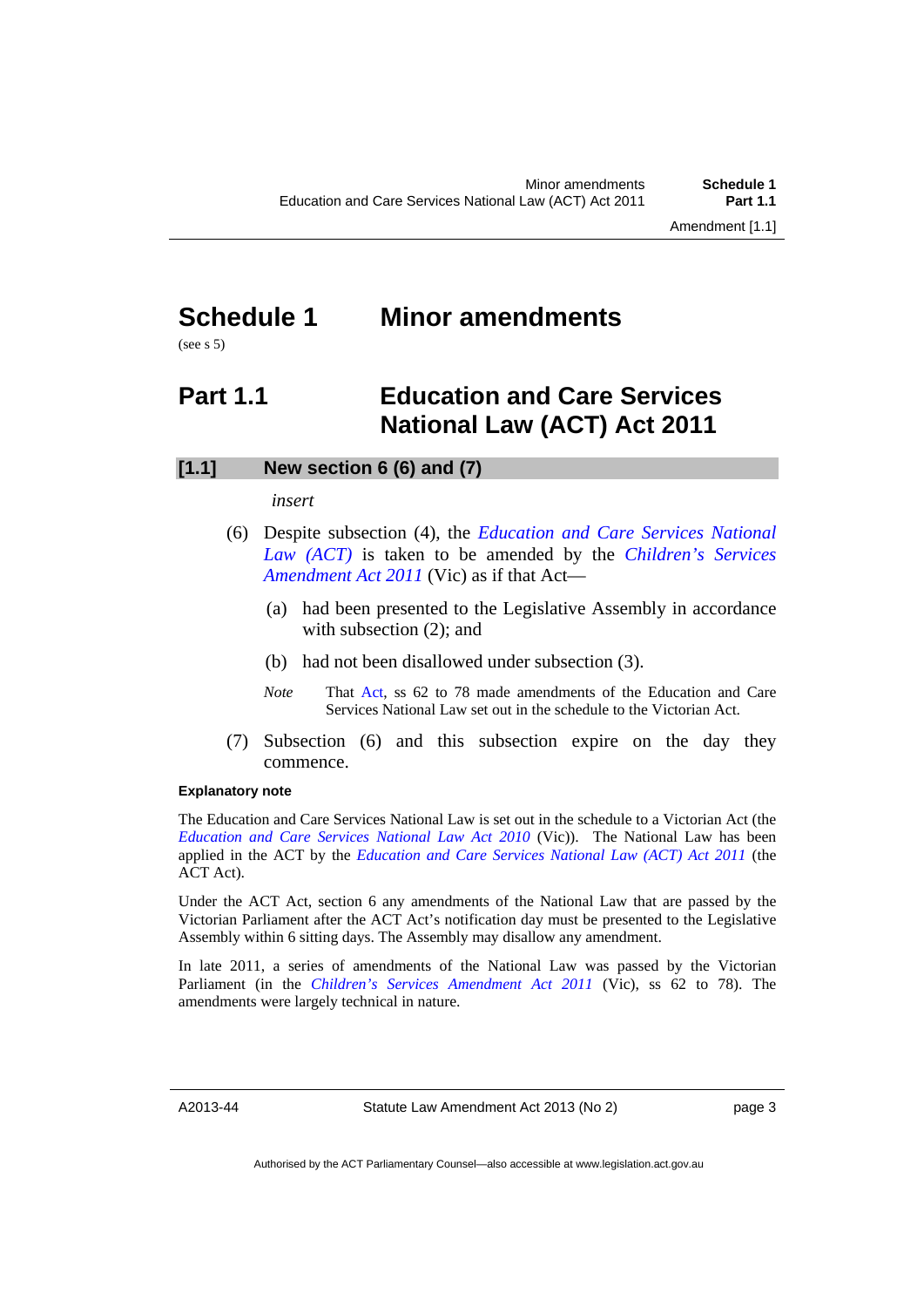# Schedule 1 Minor amendments

(see s 5)

## Part 1.1 Education and Care Services National Law (ACT) Act 2011

### [1.1] New section 6 (6) and (7)

*insert*

(6) Despite subsection (4), the *Education and Care Services National Law (ACT)* is taken to be amended by the *Children's Services Amendment Act 2011* (Vic) as if that Act—

(a) had been presented to the Legislative Assembly in accordance with subsection (2); and

(b) had not been disallowed under subsection (3).

*Note* That Act, ss 62 to 78 made amendments of the Education and Care Services National Law set out in the schedule to the Victorian Act.

(7) Subsection (6) and this subsection expire on the day they commence.

**Explanatory note**

The Education and Care Services National Law is set out in the schedule to a Victorian Act (the *Education and Care Services National Law Act 2010* (Vic)). The National Law has been applied in the ACT by the *Education and Care Services National Law (ACT) Act 2011* (the ACT Act).

Under the ACT Act, section 6 any amendments of the National Law that are passed by the Victorian Parliament after the ACT Act's notification day must be presented to the Legislative Assembly within 6 sitting days. The Assembly may disallow any amendment.

In late 2011, a series of amendments of the National Law was passed by the Victorian Parliament (in the *Children's Services Amendment Act 2011* (Vic), ss 62 to 78). The amendments were largely technical in nature.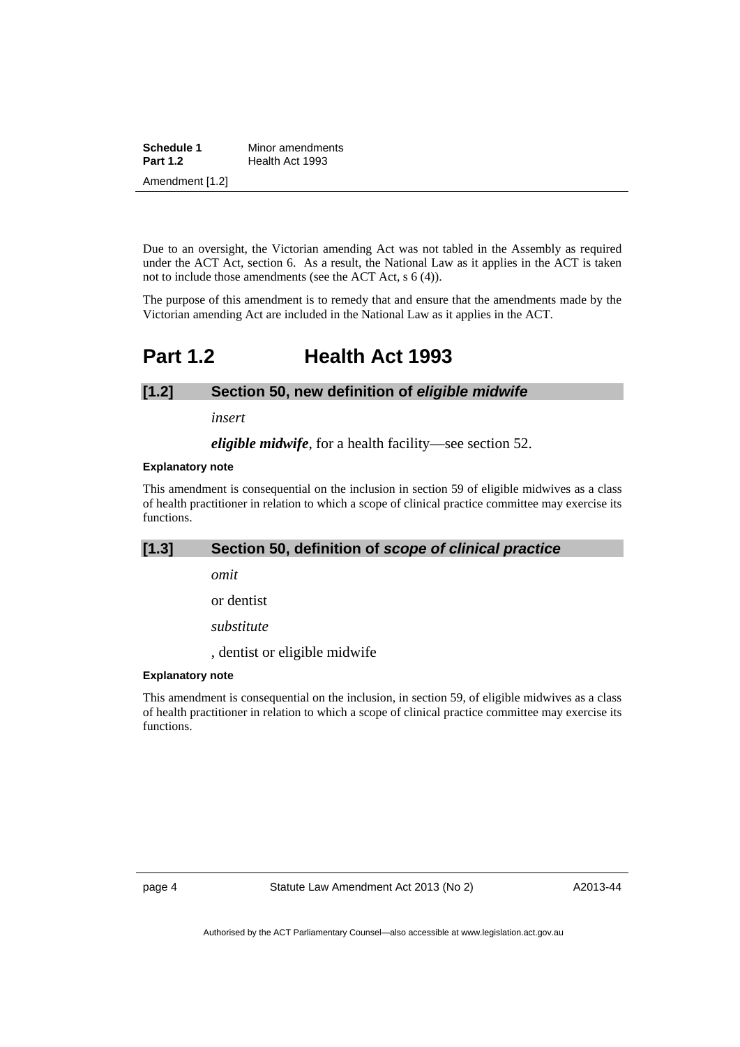Due to an oversight, the Victorian amending Act was not tabled in the Assembly as required under the ACT Act, section 6. As a result, the National Law as it applies in the ACT is taken not to include those amendments (see the ACT Act, s 6 (4)).

The purpose of this amendment is to remedy that and ensure that the amendments made by the Victorian amending Act are included in the National Law as it applies in the ACT.

# Part 1.2 Health Act 1993

### [1.2] Section 50, new definition of *eligible midwife*

*insert*

***eligible midwife***, for a health facility—see section 52.

**Explanatory note**

This amendment is consequential on the inclusion in section 59 of eligible midwives as a class of health practitioner in relation to which a scope of clinical practice committee may exercise its functions.

### [1.3] Section 50, definition of *scope of clinical practice*

*omit*

or dentist

*substitute*

, dentist or eligible midwife

**Explanatory note**

This amendment is consequential on the inclusion, in section 59, of eligible midwives as a class of health practitioner in relation to which a scope of clinical practice committee may exercise its functions.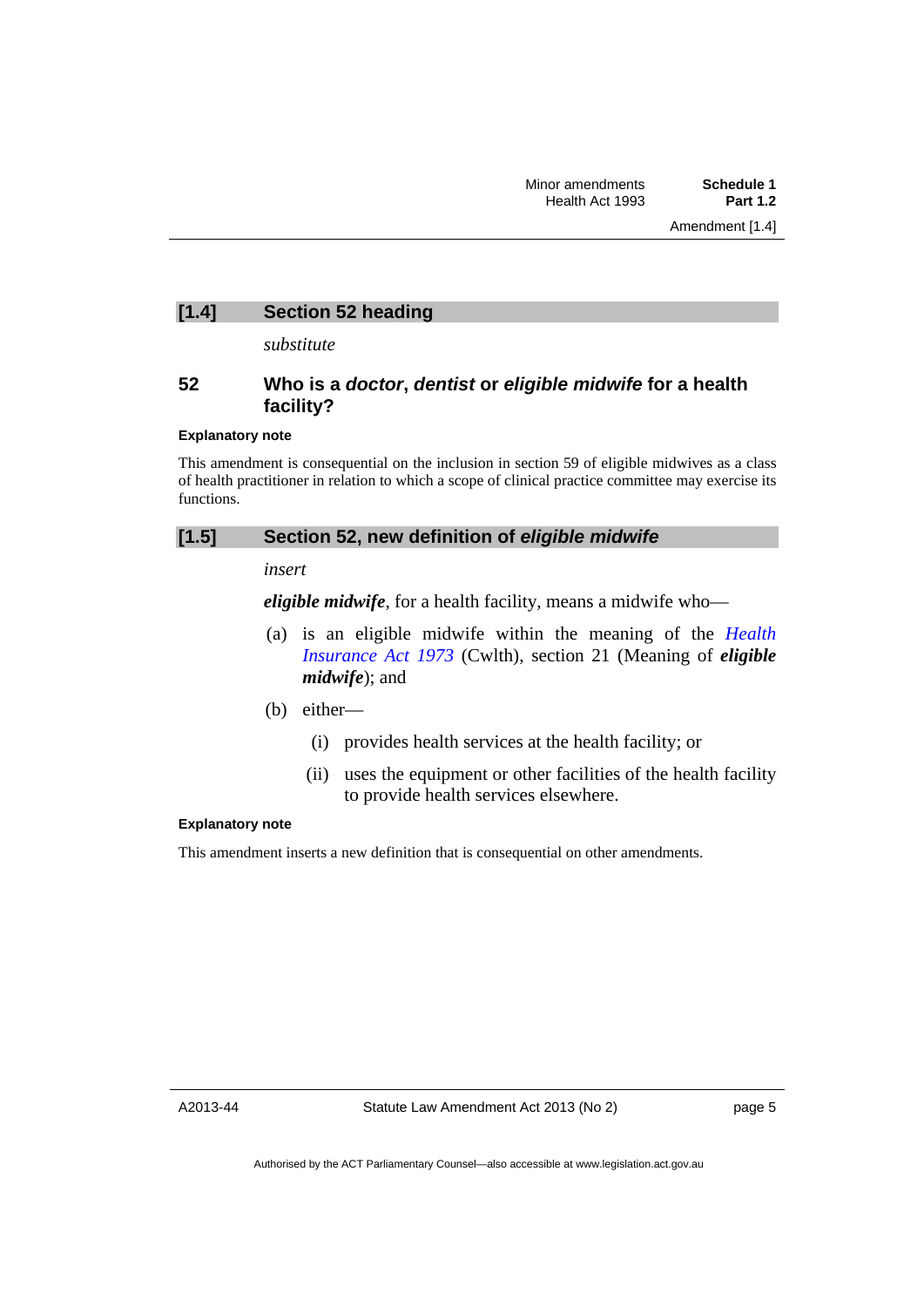## [1.4] Section 52 heading

*substitute*

### 52 Who is a ***doctor***, ***dentist*** or ***eligible midwife*** for a health facility?

**Explanatory note**

This amendment is consequential on the inclusion in section 59 of eligible midwives as a class of health practitioner in relation to which a scope of clinical practice committee may exercise its functions.

## [1.5] Section 52, new definition of *eligible midwife*

*insert*

***eligible midwife***, for a health facility, means a midwife who—

(a) is an eligible midwife within the meaning of the *Health Insurance Act 1973* (Cwlth), section 21 (Meaning of ***eligible midwife***); and

(b) either—

  (i) provides health services at the health facility; or

  (ii) uses the equipment or other facilities of the health facility to provide health services elsewhere.

**Explanatory note**

This amendment inserts a new definition that is consequential on other amendments.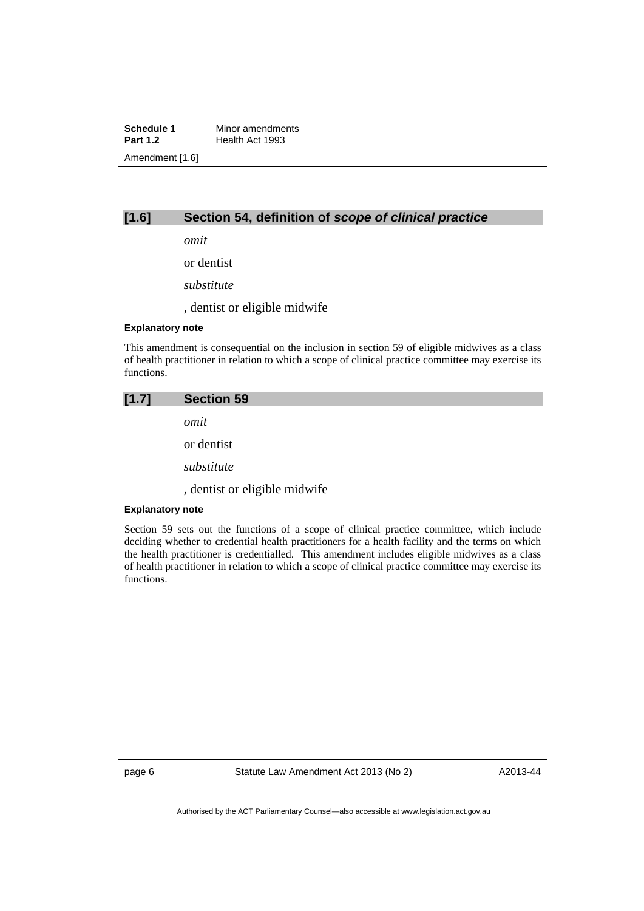## [1.6] Section 54, definition of *scope of clinical practice*

*omit*

or dentist

*substitute*

, dentist or eligible midwife

**Explanatory note**

This amendment is consequential on the inclusion in section 59 of eligible midwives as a class of health practitioner in relation to which a scope of clinical practice committee may exercise its functions.

## [1.7] Section 59

*omit*

or dentist

*substitute*

, dentist or eligible midwife

**Explanatory note**

Section 59 sets out the functions of a scope of clinical practice committee, which include deciding whether to credential health practitioners for a health facility and the terms on which the health practitioner is credentialled. This amendment includes eligible midwives as a class of health practitioner in relation to which a scope of clinical practice committee may exercise its functions.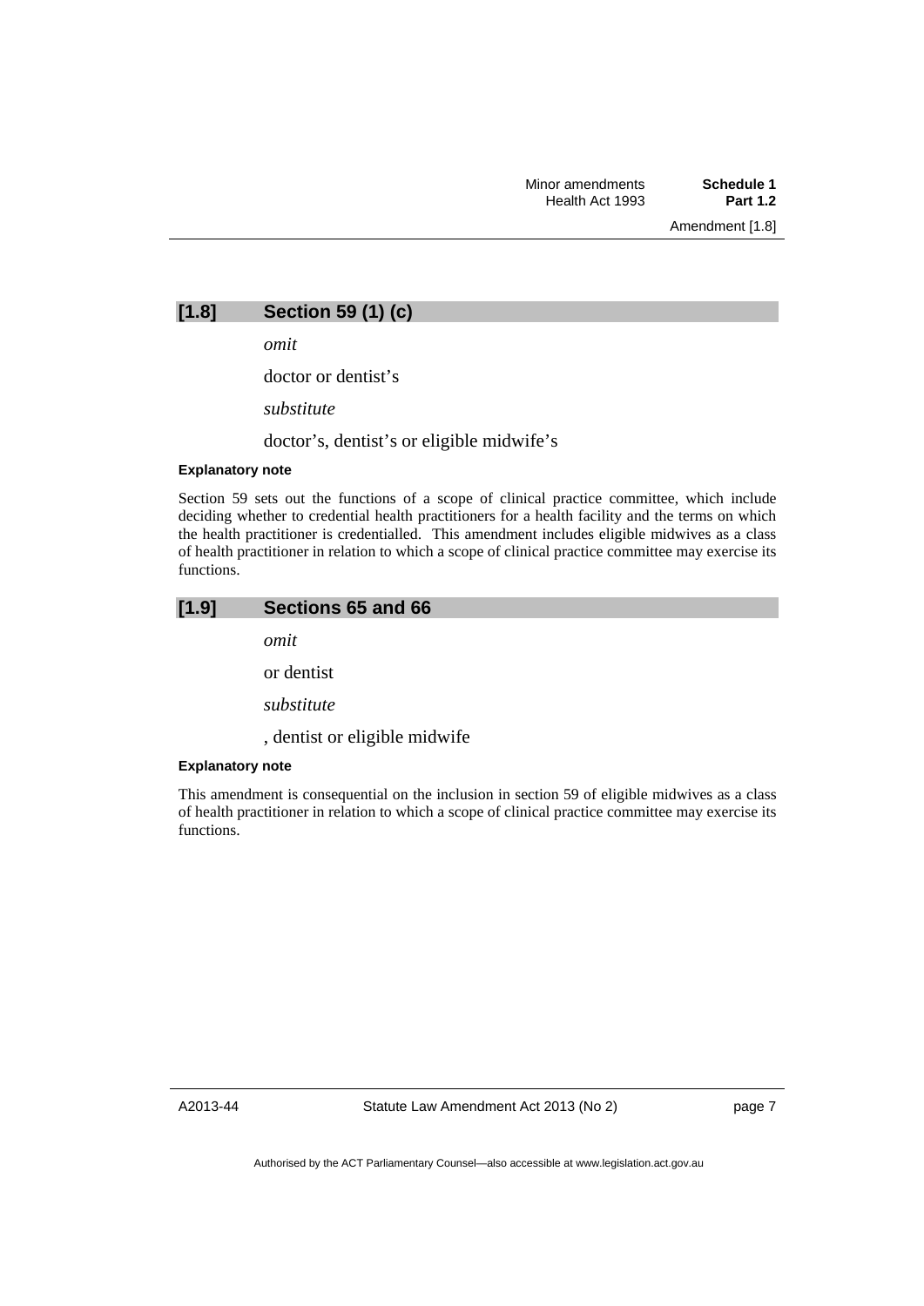## [1.8] Section 59 (1) (c)

*omit*

doctor or dentist's

*substitute*

doctor's, dentist's or eligible midwife's

**Explanatory note**

Section 59 sets out the functions of a scope of clinical practice committee, which include deciding whether to credential health practitioners for a health facility and the terms on which the health practitioner is credentialled. This amendment includes eligible midwives as a class of health practitioner in relation to which a scope of clinical practice committee may exercise its functions.

## [1.9] Sections 65 and 66

*omit*

or dentist

*substitute*

, dentist or eligible midwife

**Explanatory note**

This amendment is consequential on the inclusion in section 59 of eligible midwives as a class of health practitioner in relation to which a scope of clinical practice committee may exercise its functions.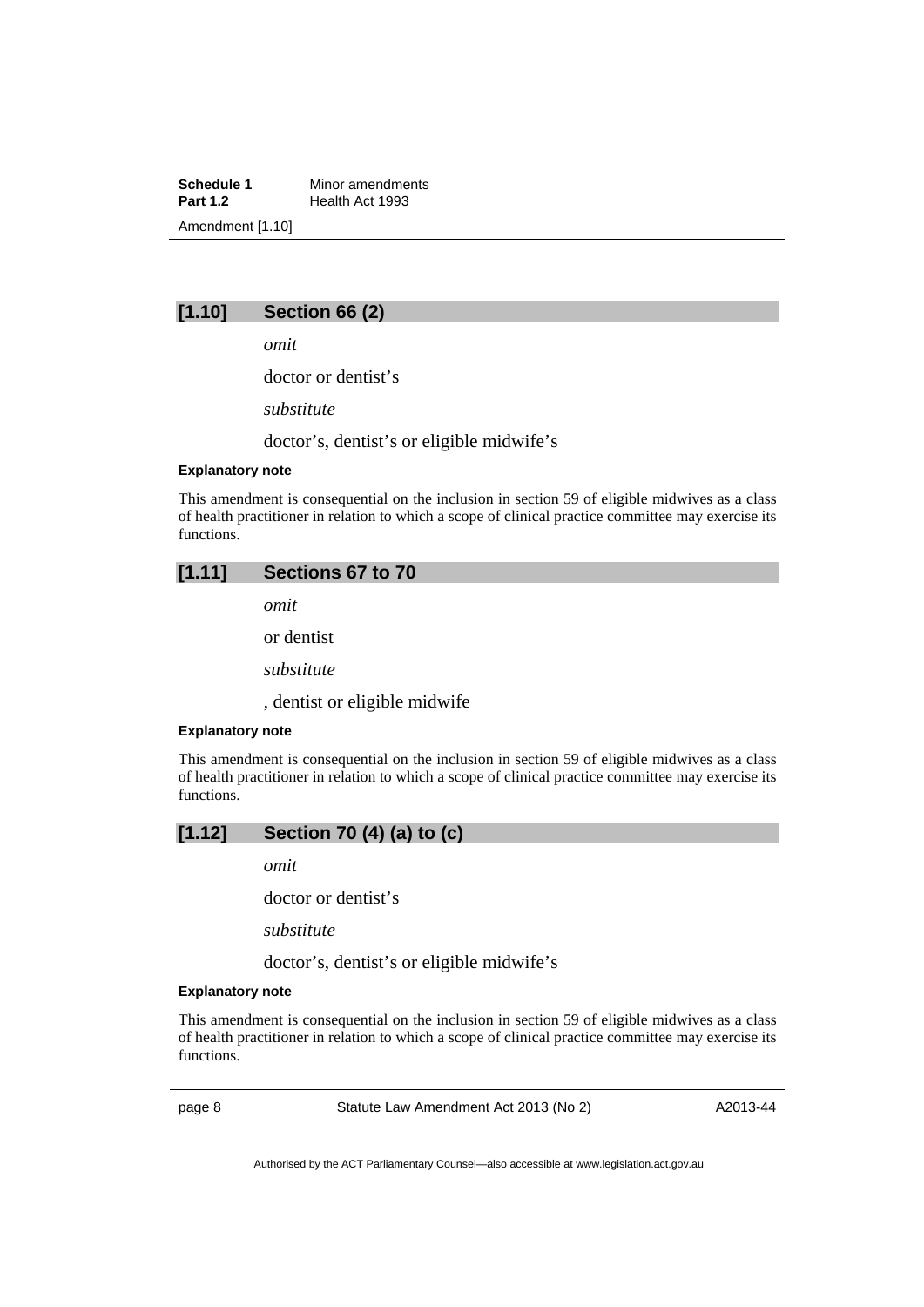## [1.10] Section 66 (2)

*omit*

doctor or dentist's

*substitute*

doctor's, dentist's or eligible midwife's

**Explanatory note**

This amendment is consequential on the inclusion in section 59 of eligible midwives as a class of health practitioner in relation to which a scope of clinical practice committee may exercise its functions.

## [1.11] Sections 67 to 70

*omit*

or dentist

*substitute*

, dentist or eligible midwife

**Explanatory note**

This amendment is consequential on the inclusion in section 59 of eligible midwives as a class of health practitioner in relation to which a scope of clinical practice committee may exercise its functions.

## [1.12] Section 70 (4) (a) to (c)

*omit*

doctor or dentist's

*substitute*

doctor's, dentist's or eligible midwife's

**Explanatory note**

This amendment is consequential on the inclusion in section 59 of eligible midwives as a class of health practitioner in relation to which a scope of clinical practice committee may exercise its functions.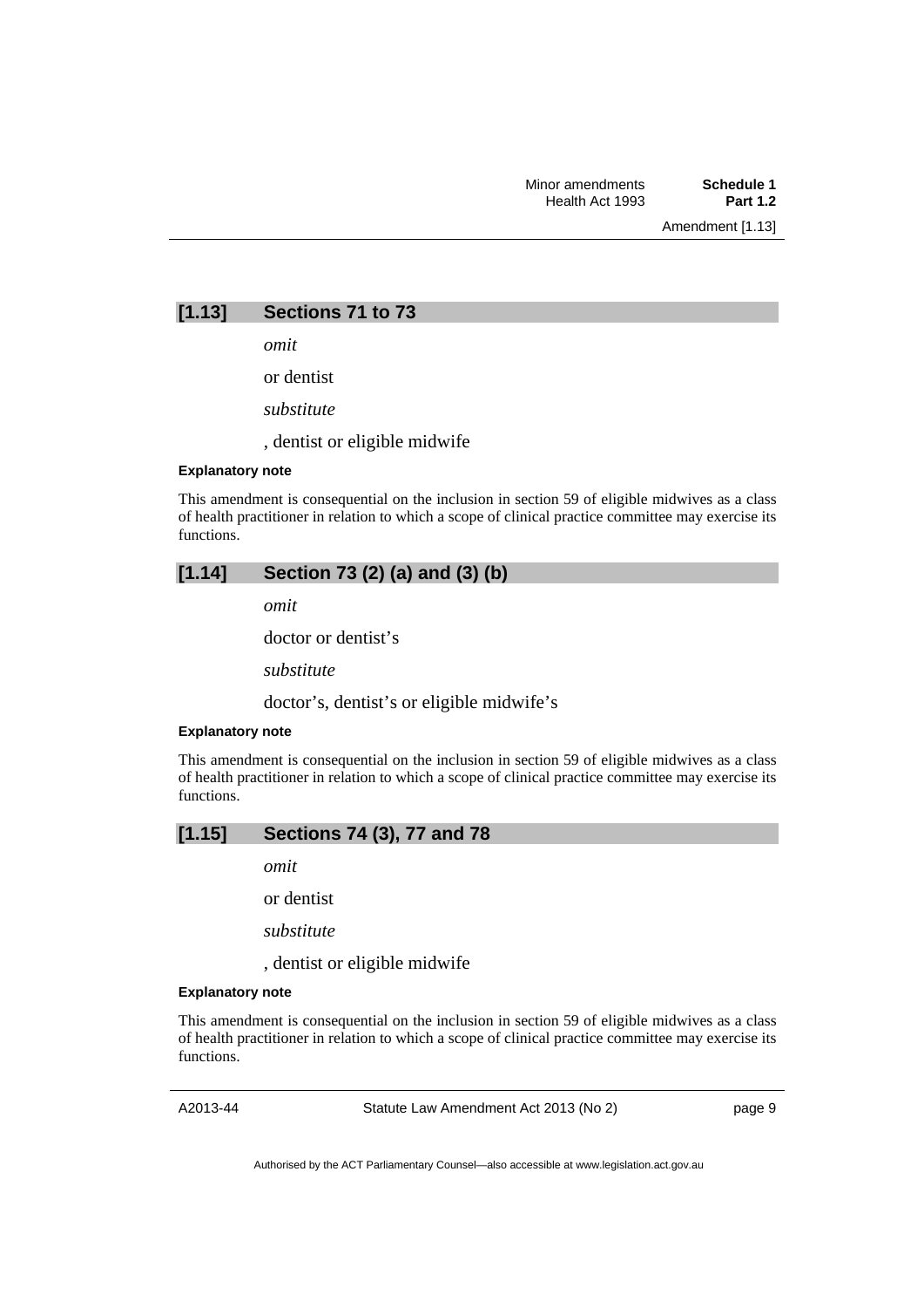### [1.13] Sections 71 to 73

*omit*

or dentist

*substitute*

, dentist or eligible midwife

**Explanatory note**

This amendment is consequential on the inclusion in section 59 of eligible midwives as a class of health practitioner in relation to which a scope of clinical practice committee may exercise its functions.

### [1.14] Section 73 (2) (a) and (3) (b)

*omit*

doctor or dentist's

*substitute*

doctor's, dentist's or eligible midwife's

**Explanatory note**

This amendment is consequential on the inclusion in section 59 of eligible midwives as a class of health practitioner in relation to which a scope of clinical practice committee may exercise its functions.

### [1.15] Sections 74 (3), 77 and 78

*omit*

or dentist

*substitute*

, dentist or eligible midwife

**Explanatory note**

This amendment is consequential on the inclusion in section 59 of eligible midwives as a class of health practitioner in relation to which a scope of clinical practice committee may exercise its functions.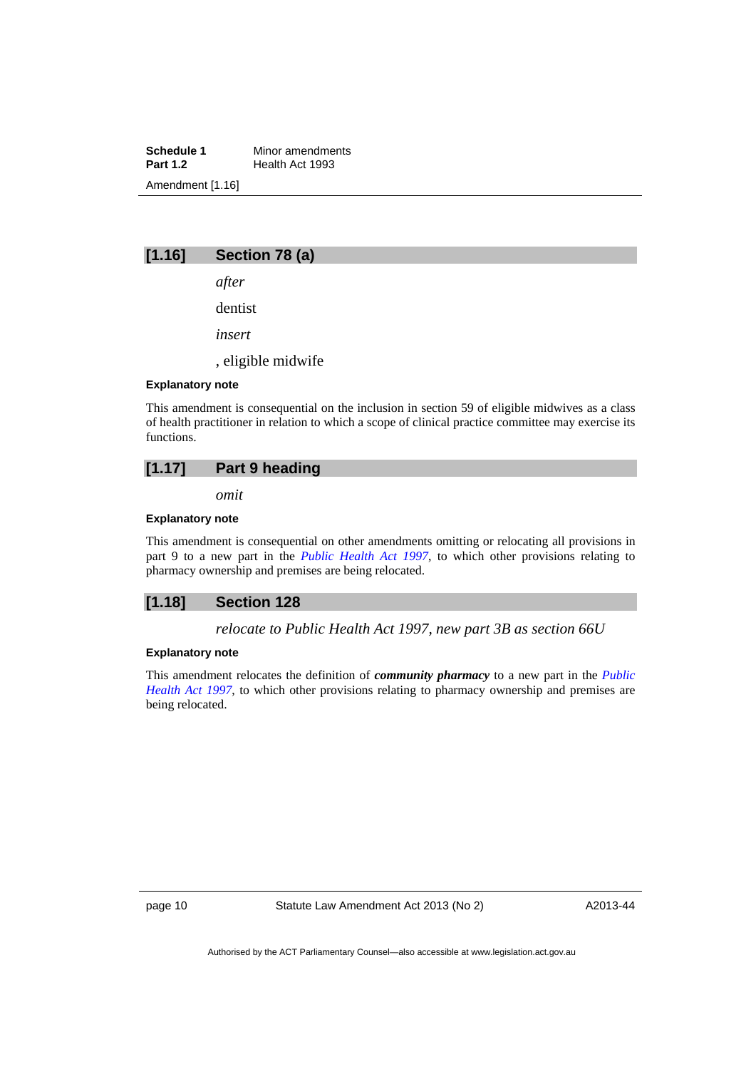## [1.16] Section 78 (a)

*after*

dentist

*insert*

, eligible midwife

**Explanatory note**

This amendment is consequential on the inclusion in section 59 of eligible midwives as a class of health practitioner in relation to which a scope of clinical practice committee may exercise its functions.

## [1.17] Part 9 heading

*omit*

**Explanatory note**

This amendment is consequential on other amendments omitting or relocating all provisions in part 9 to a new part in the *Public Health Act 1997*, to which other provisions relating to pharmacy ownership and premises are being relocated.

## [1.18] Section 128

*relocate to Public Health Act 1997, new part 3B as section 66U*

**Explanatory note**

This amendment relocates the definition of ***community pharmacy*** to a new part in the *Public Health Act 1997*, to which other provisions relating to pharmacy ownership and premises are being relocated.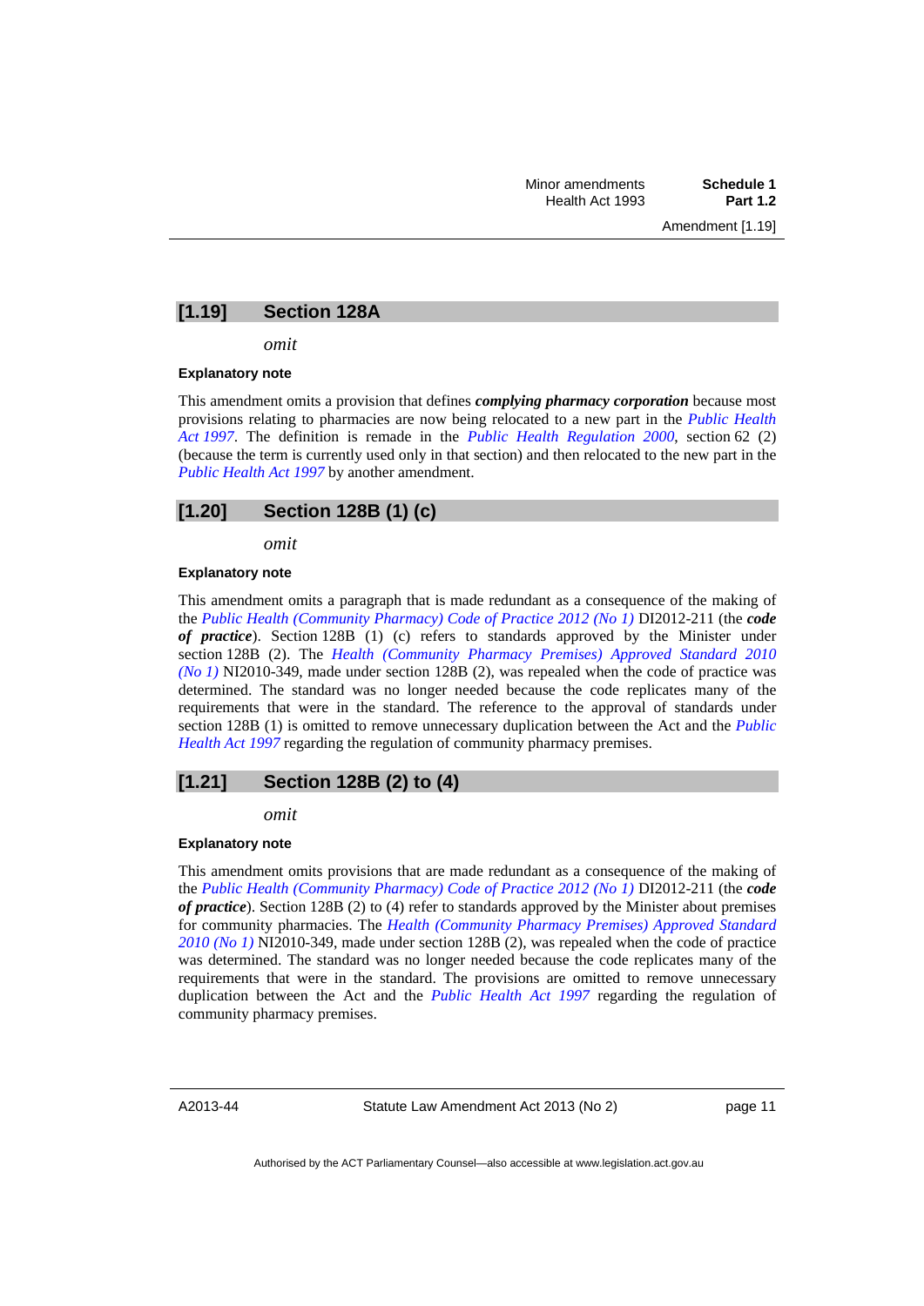## [1.19] Section 128A

*omit*

#### Explanatory note

This amendment omits a provision that defines ***complying pharmacy corporation*** because most provisions relating to pharmacies are now being relocated to a new part in the *Public Health Act 1997*. The definition is remade in the *Public Health Regulation 2000*, section 62 (2) (because the term is currently used only in that section) and then relocated to the new part in the *Public Health Act 1997* by another amendment.

## [1.20] Section 128B (1) (c)

*omit*

#### Explanatory note

This amendment omits a paragraph that is made redundant as a consequence of the making of the *Public Health (Community Pharmacy) Code of Practice 2012 (No 1)* DI2012-211 (the ***code of practice***). Section 128B (1) (c) refers to standards approved by the Minister under section 128B (2). The *Health (Community Pharmacy Premises) Approved Standard 2010 (No 1)* NI2010-349, made under section 128B (2), was repealed when the code of practice was determined. The standard was no longer needed because the code replicates many of the requirements that were in the standard. The reference to the approval of standards under section 128B (1) is omitted to remove unnecessary duplication between the Act and the *Public Health Act 1997* regarding the regulation of community pharmacy premises.

## [1.21] Section 128B (2) to (4)

*omit*

#### Explanatory note

This amendment omits provisions that are made redundant as a consequence of the making of the *Public Health (Community Pharmacy) Code of Practice 2012 (No 1)* DI2012-211 (the ***code of practice***). Section 128B (2) to (4) refer to standards approved by the Minister about premises for community pharmacies. The *Health (Community Pharmacy Premises) Approved Standard 2010 (No 1)* NI2010-349, made under section 128B (2), was repealed when the code of practice was determined. The standard was no longer needed because the code replicates many of the requirements that were in the standard. The provisions are omitted to remove unnecessary duplication between the Act and the *Public Health Act 1997* regarding the regulation of community pharmacy premises.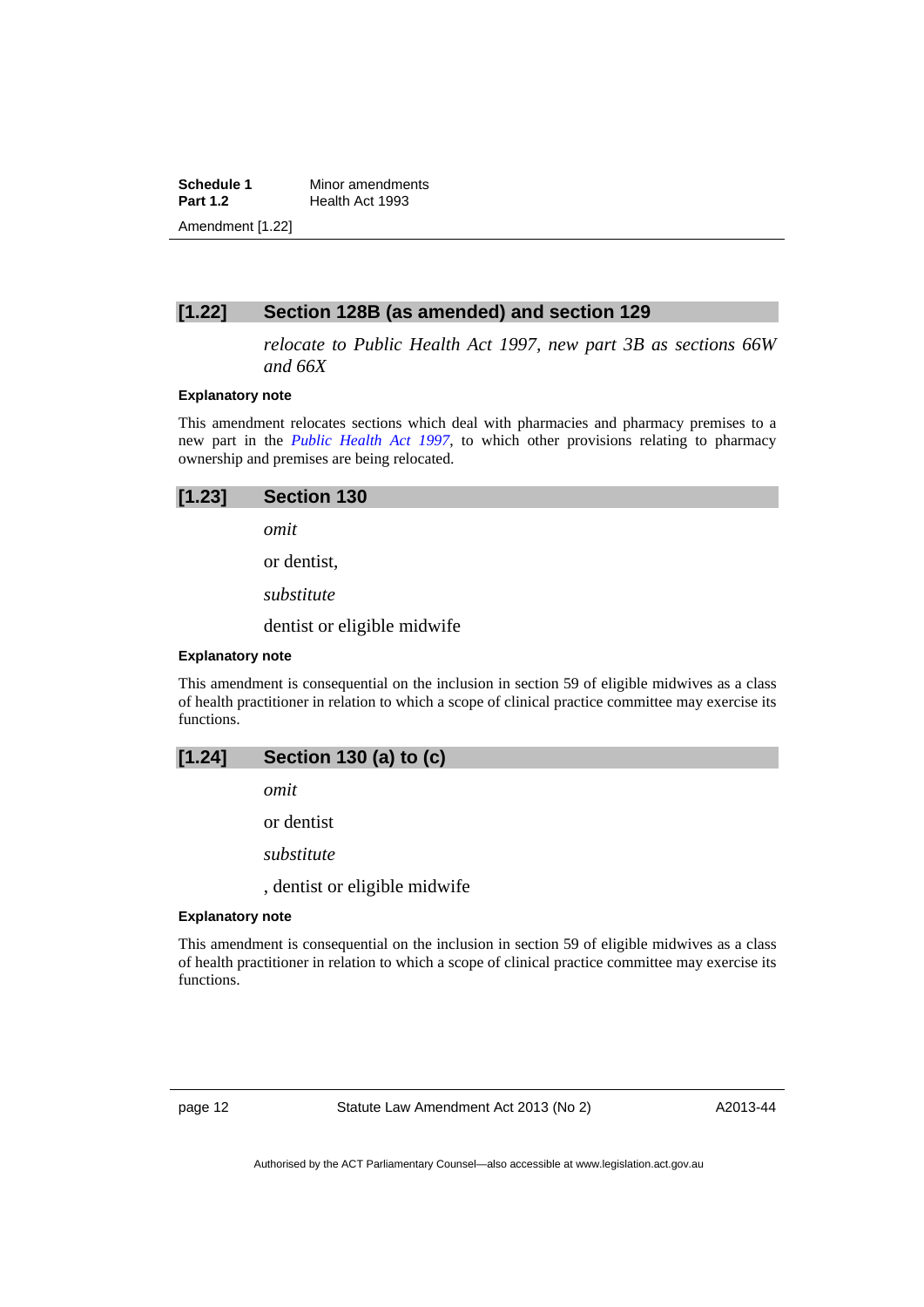### [1.22] Section 128B (as amended) and section 129

*relocate to Public Health Act 1997, new part 3B as sections 66W and 66X*

**Explanatory note**

This amendment relocates sections which deal with pharmacies and pharmacy premises to a new part in the *Public Health Act 1997*, to which other provisions relating to pharmacy ownership and premises are being relocated.

### [1.23] Section 130

*omit*

or dentist,

*substitute*

dentist or eligible midwife

**Explanatory note**

This amendment is consequential on the inclusion in section 59 of eligible midwives as a class of health practitioner in relation to which a scope of clinical practice committee may exercise its functions.

### [1.24] Section 130 (a) to (c)

*omit*

or dentist

*substitute*

, dentist or eligible midwife

**Explanatory note**

This amendment is consequential on the inclusion in section 59 of eligible midwives as a class of health practitioner in relation to which a scope of clinical practice committee may exercise its functions.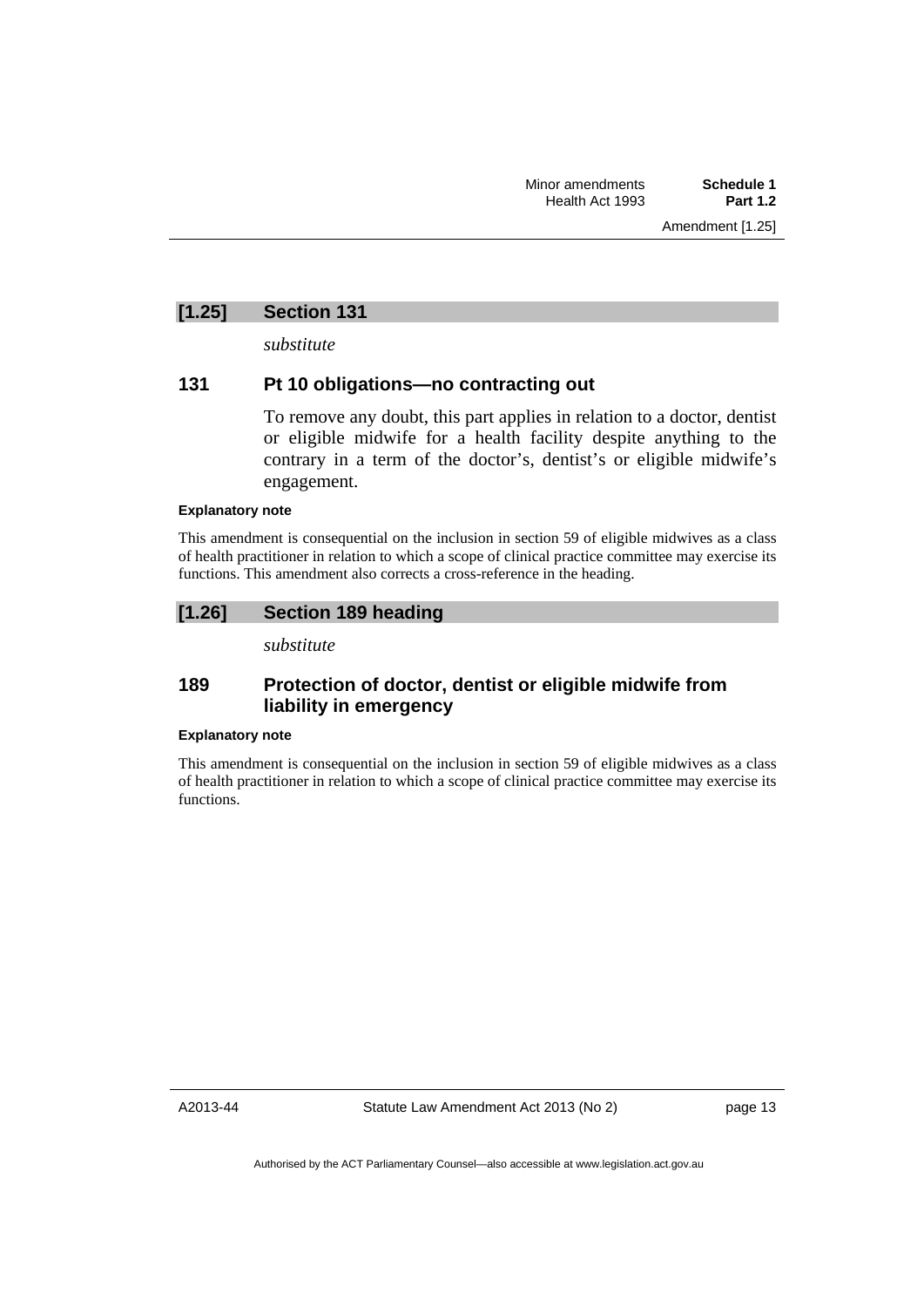### [1.25] Section 131

*substitute*

### 131 Pt 10 obligations—no contracting out

To remove any doubt, this part applies in relation to a doctor, dentist or eligible midwife for a health facility despite anything to the contrary in a term of the doctor's, dentist's or eligible midwife's engagement.

**Explanatory note**

This amendment is consequential on the inclusion in section 59 of eligible midwives as a class of health practitioner in relation to which a scope of clinical practice committee may exercise its functions. This amendment also corrects a cross-reference in the heading.

### [1.26] Section 189 heading

*substitute*

### 189 Protection of doctor, dentist or eligible midwife from liability in emergency

**Explanatory note**

This amendment is consequential on the inclusion in section 59 of eligible midwives as a class of health practitioner in relation to which a scope of clinical practice committee may exercise its functions.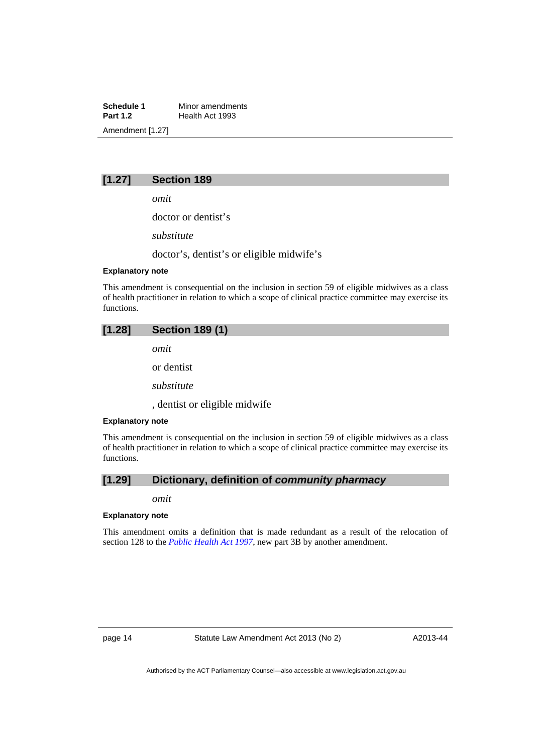## [1.27] Section 189

*omit*

doctor or dentist’s

*substitute*

doctor’s, dentist’s or eligible midwife’s

**Explanatory note**

This amendment is consequential on the inclusion in section 59 of eligible midwives as a class of health practitioner in relation to which a scope of clinical practice committee may exercise its functions.

## [1.28] Section 189 (1)

*omit*

or dentist

*substitute*

, dentist or eligible midwife

**Explanatory note**

This amendment is consequential on the inclusion in section 59 of eligible midwives as a class of health practitioner in relation to which a scope of clinical practice committee may exercise its functions.

## [1.29] Dictionary, definition of ***community pharmacy***

*omit*

**Explanatory note**

This amendment omits a definition that is made redundant as a result of the relocation of section 128 to the *Public Health Act 1997*, new part 3B by another amendment.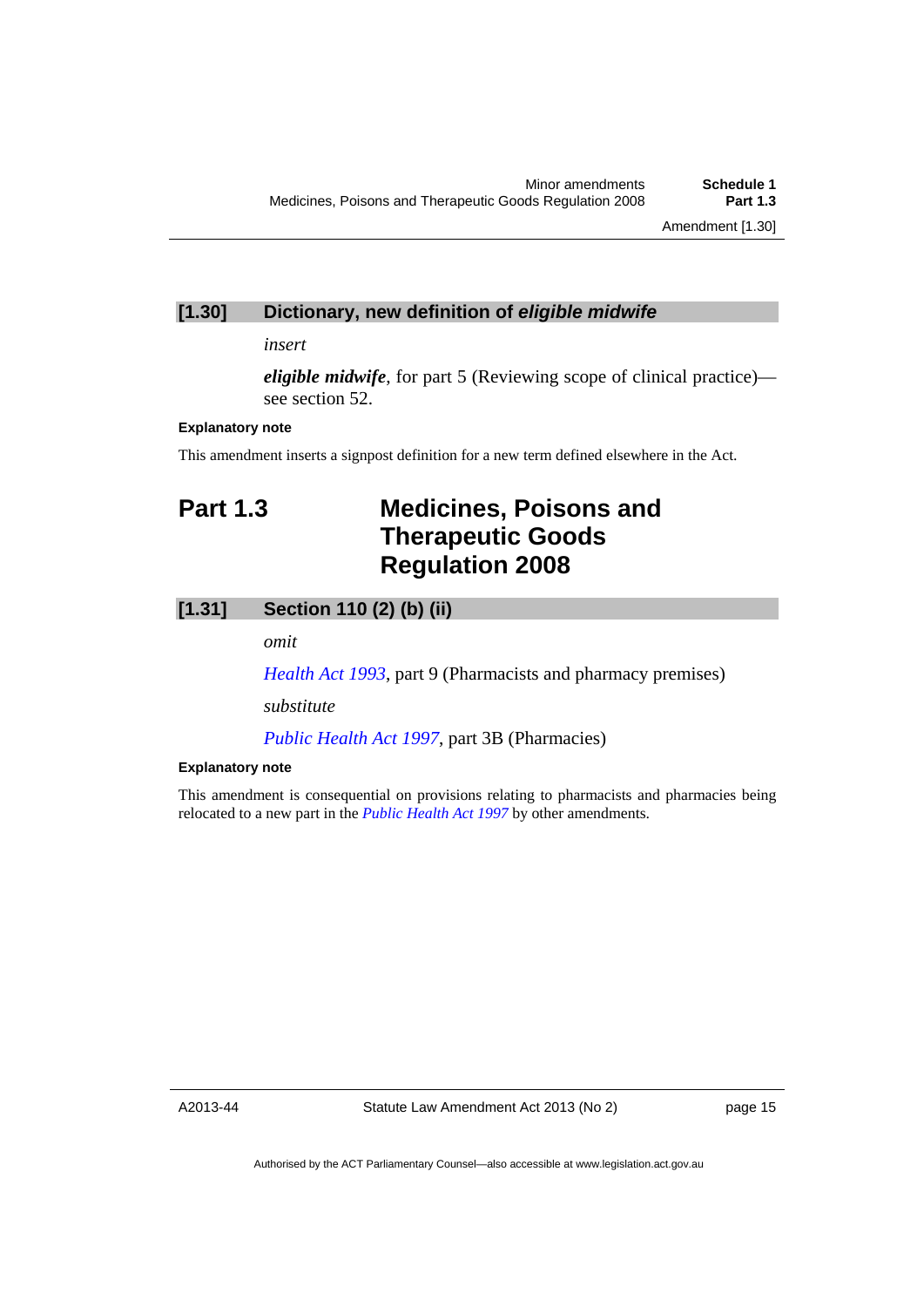### [1.30] Dictionary, new definition of *eligible midwife*

*insert*

***eligible midwife***, for part 5 (Reviewing scope of clinical practice)—see section 52.

**Explanatory note**

This amendment inserts a signpost definition for a new term defined elsewhere in the Act.

## Part 1.3 Medicines, Poisons and Therapeutic Goods Regulation 2008

### [1.31] Section 110 (2) (b) (ii)

*omit*

*Health Act 1993*, part 9 (Pharmacists and pharmacy premises)

*substitute*

*Public Health Act 1997*, part 3B (Pharmacies)

**Explanatory note**

This amendment is consequential on provisions relating to pharmacists and pharmacies being relocated to a new part in the *Public Health Act 1997* by other amendments.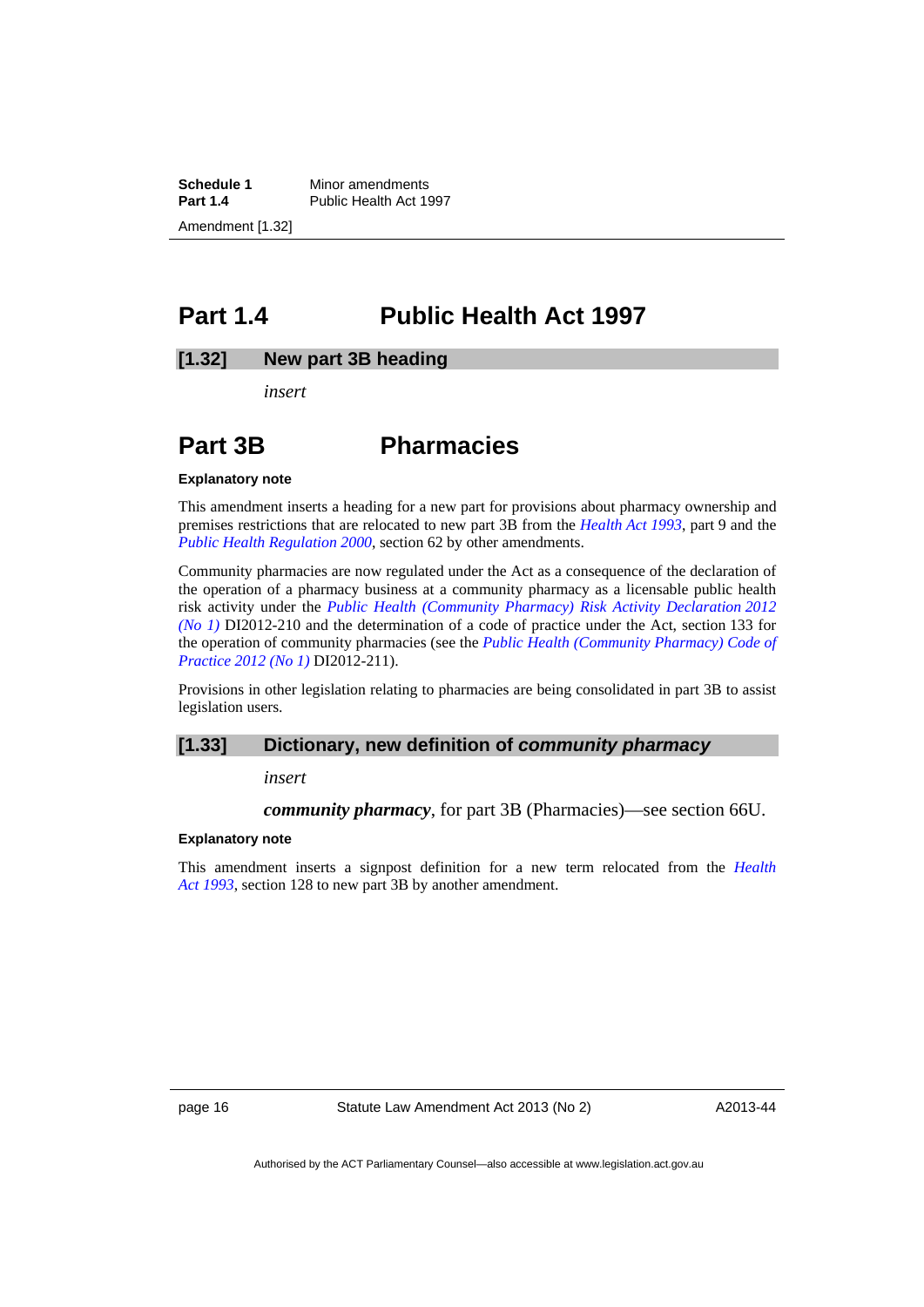# Part 1.4 Public Health Act 1997

## [1.32] New part 3B heading

*insert*

# Part 3B Pharmacies

**Explanatory note**

This amendment inserts a heading for a new part for provisions about pharmacy ownership and premises restrictions that are relocated to new part 3B from the *Health Act 1993*, part 9 and the *Public Health Regulation 2000*, section 62 by other amendments.

Community pharmacies are now regulated under the Act as a consequence of the declaration of the operation of a pharmacy business at a community pharmacy as a licensable public health risk activity under the *Public Health (Community Pharmacy) Risk Activity Declaration 2012 (No 1)* DI2012-210 and the determination of a code of practice under the Act, section 133 for the operation of community pharmacies (see the *Public Health (Community Pharmacy) Code of Practice 2012 (No 1)* DI2012-211).

Provisions in other legislation relating to pharmacies are being consolidated in part 3B to assist legislation users.

## [1.33] Dictionary, new definition of *community pharmacy*

*insert*

***community pharmacy***, for part 3B (Pharmacies)—see section 66U.

**Explanatory note**

This amendment inserts a signpost definition for a new term relocated from the *Health Act 1993*, section 128 to new part 3B by another amendment.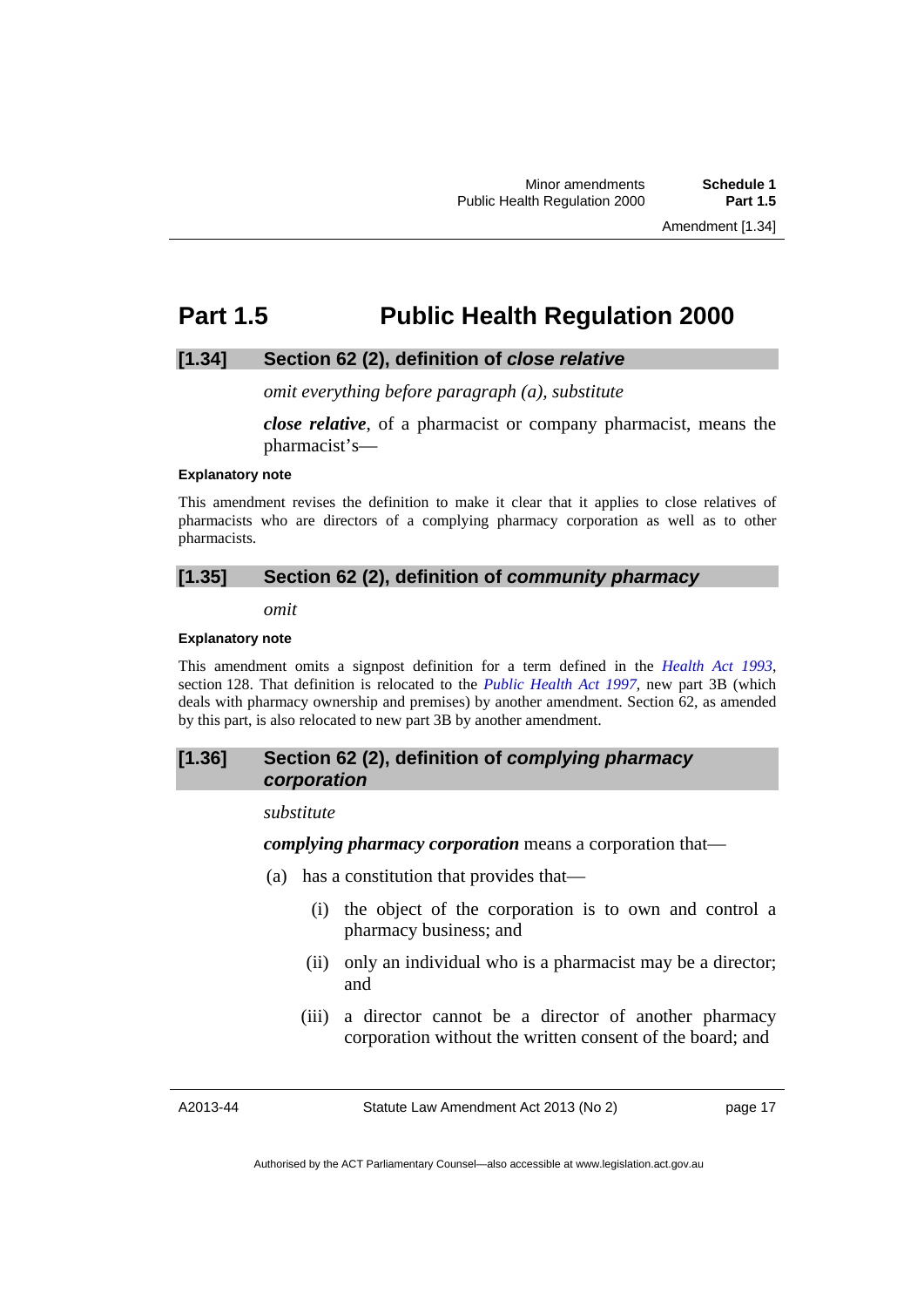# Part 1.5 Public Health Regulation 2000

## [1.34] Section 62 (2), definition of *close relative*

*omit everything before paragraph (a), substitute*

***close relative***, of a pharmacist or company pharmacist, means the pharmacist's—

**Explanatory note**

This amendment revises the definition to make it clear that it applies to close relatives of pharmacists who are directors of a complying pharmacy corporation as well as to other pharmacists.

## [1.35] Section 62 (2), definition of *community pharmacy*

*omit*

**Explanatory note**

This amendment omits a signpost definition for a term defined in the *Health Act 1993*, section 128. That definition is relocated to the *Public Health Act 1997*, new part 3B (which deals with pharmacy ownership and premises) by another amendment. Section 62, as amended by this part, is also relocated to new part 3B by another amendment.

## [1.36] Section 62 (2), definition of *complying pharmacy corporation*

*substitute*

***complying pharmacy corporation*** means a corporation that—

(a) has a constitution that provides that—

(i) the object of the corporation is to own and control a pharmacy business; and

(ii) only an individual who is a pharmacist may be a director; and

(iii) a director cannot be a director of another pharmacy corporation without the written consent of the board; and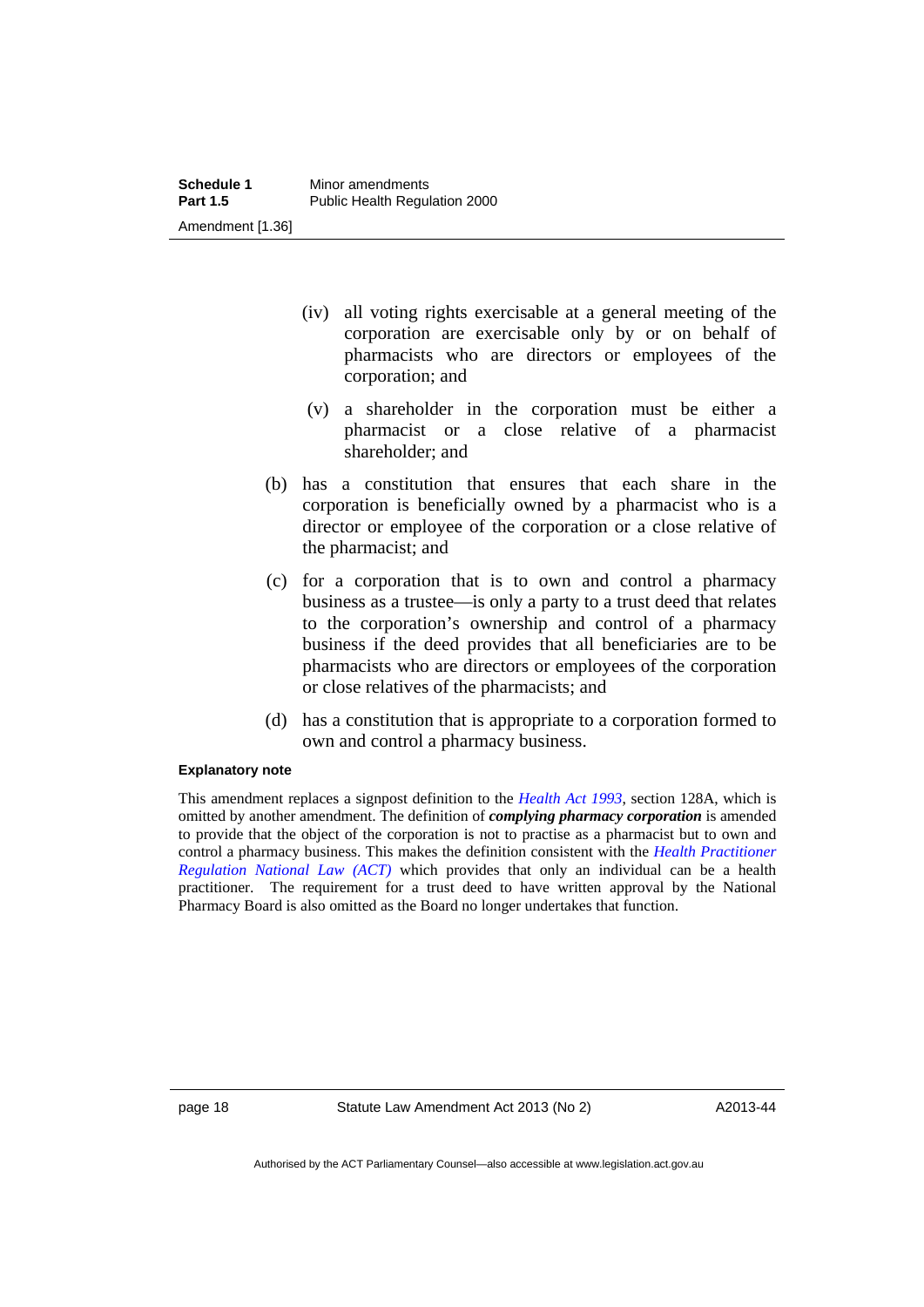(iv) all voting rights exercisable at a general meeting of the corporation are exercisable only by or on behalf of pharmacists who are directors or employees of the corporation; and

(v) a shareholder in the corporation must be either a pharmacist or a close relative of a pharmacist shareholder; and

(b) has a constitution that ensures that each share in the corporation is beneficially owned by a pharmacist who is a director or employee of the corporation or a close relative of the pharmacist; and

(c) for a corporation that is to own and control a pharmacy business as a trustee—is only a party to a trust deed that relates to the corporation's ownership and control of a pharmacy business if the deed provides that all beneficiaries are to be pharmacists who are directors or employees of the corporation or close relatives of the pharmacists; and

(d) has a constitution that is appropriate to a corporation formed to own and control a pharmacy business.

**Explanatory note**

This amendment replaces a signpost definition to the *Health Act 1993*, section 128A, which is omitted by another amendment. The definition of ***complying pharmacy corporation*** is amended to provide that the object of the corporation is not to practise as a pharmacist but to own and control a pharmacy business. This makes the definition consistent with the *Health Practitioner Regulation National Law (ACT)* which provides that only an individual can be a health practitioner. The requirement for a trust deed to have written approval by the National Pharmacy Board is also omitted as the Board no longer undertakes that function.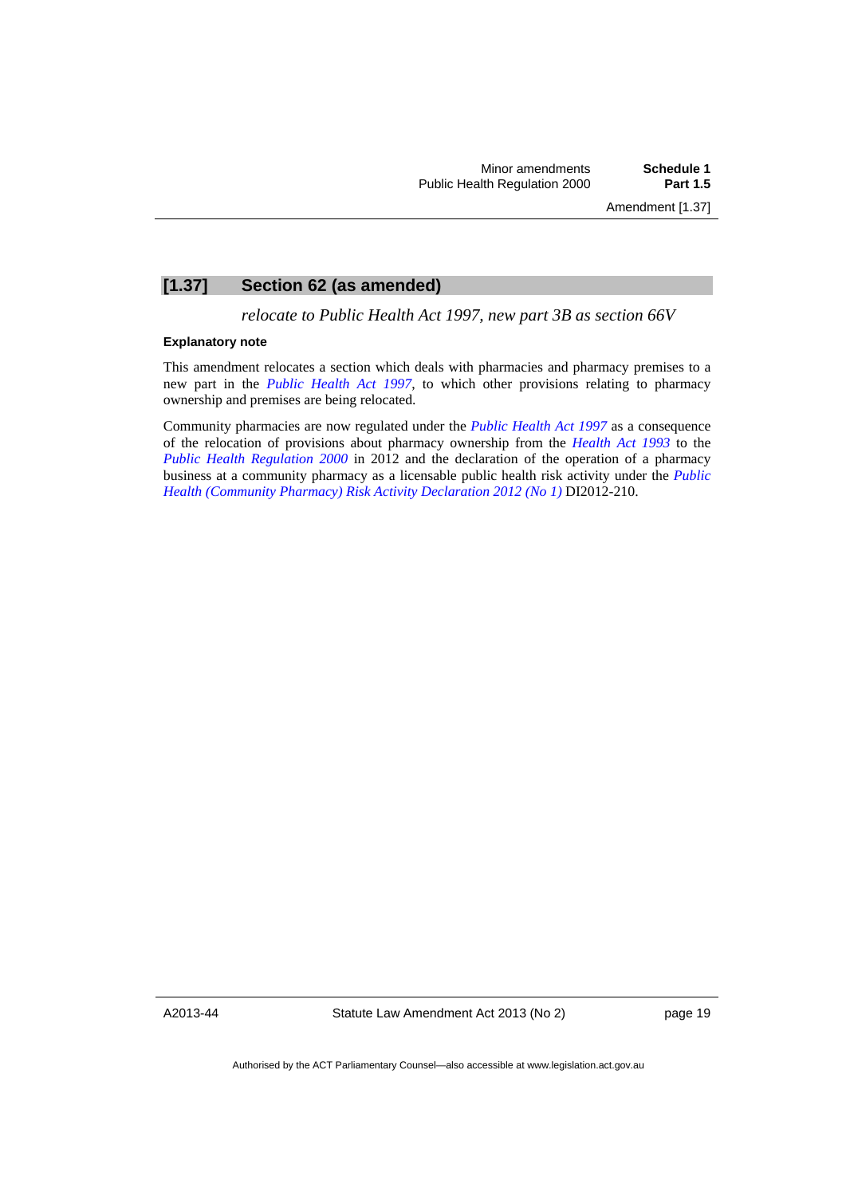## [1.37] Section 62 (as amended)

*relocate to Public Health Act 1997, new part 3B as section 66V*

**Explanatory note**

This amendment relocates a section which deals with pharmacies and pharmacy premises to a new part in the *Public Health Act 1997*, to which other provisions relating to pharmacy ownership and premises are being relocated.

Community pharmacies are now regulated under the *Public Health Act 1997* as a consequence of the relocation of provisions about pharmacy ownership from the *Health Act 1993* to the *Public Health Regulation 2000* in 2012 and the declaration of the operation of a pharmacy business at a community pharmacy as a licensable public health risk activity under the *Public Health (Community Pharmacy) Risk Activity Declaration 2012 (No 1)* DI2012-210.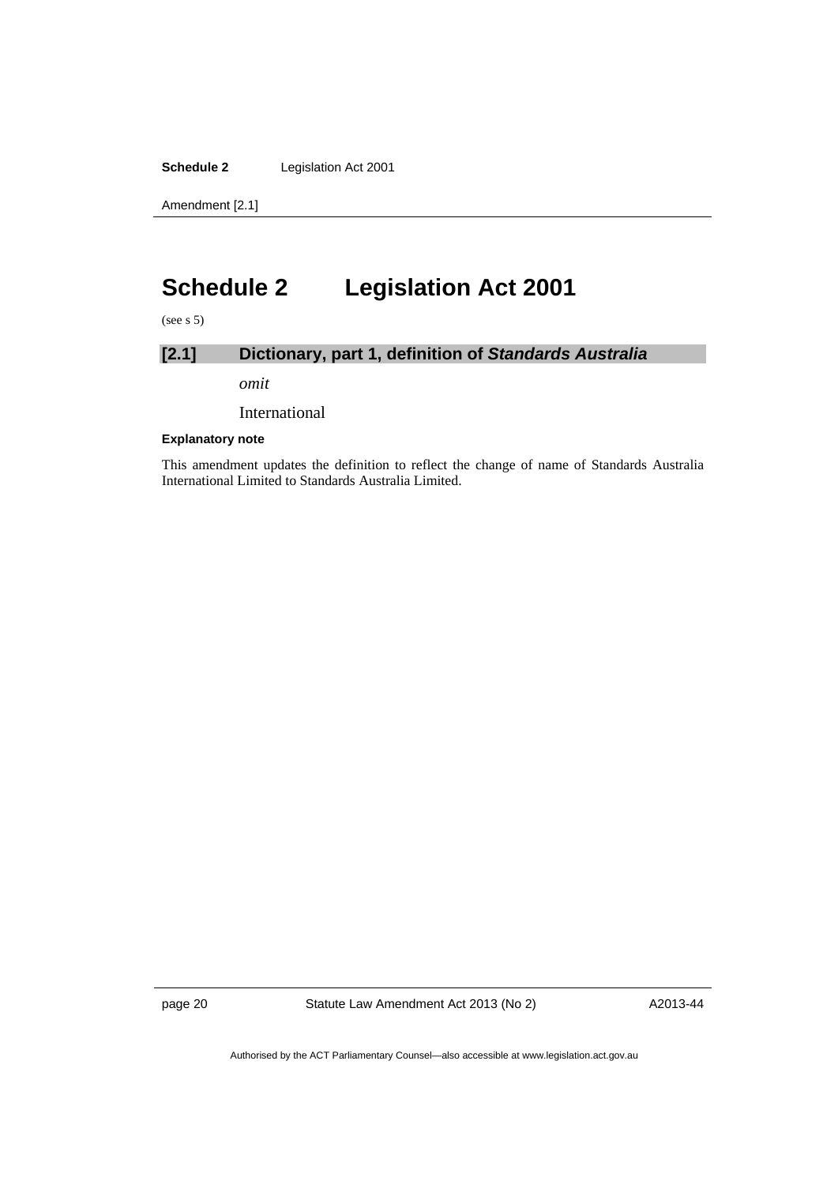# Schedule 2 Legislation Act 2001

(see s 5)

### [2.1] Dictionary, part 1, definition of *Standards Australia*

*omit*

International

#### Explanatory note

This amendment updates the definition to reflect the change of name of Standards Australia International Limited to Standards Australia Limited.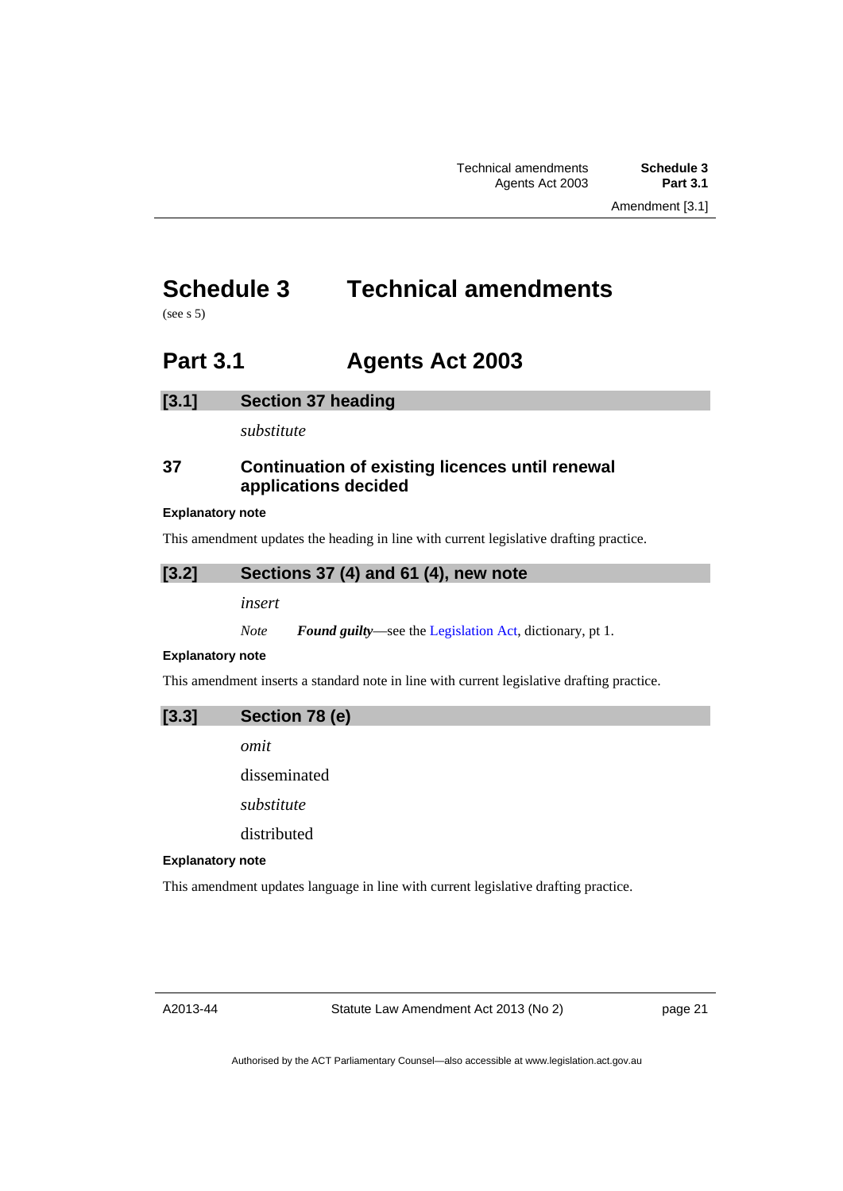# Schedule 3 Technical amendments

(see s 5)

## Part 3.1 Agents Act 2003

### [3.1] Section 37 heading

*substitute*

### 37 Continuation of existing licences until renewal applications decided

**Explanatory note**

This amendment updates the heading in line with current legislative drafting practice.

### [3.2] Sections 37 (4) and 61 (4), new note

*insert*

*Note* ***Found guilty***—see the Legislation Act, dictionary, pt 1.

**Explanatory note**

This amendment inserts a standard note in line with current legislative drafting practice.

### [3.3] Section 78 (e)

*omit*

disseminated

*substitute*

distributed

**Explanatory note**

This amendment updates language in line with current legislative drafting practice.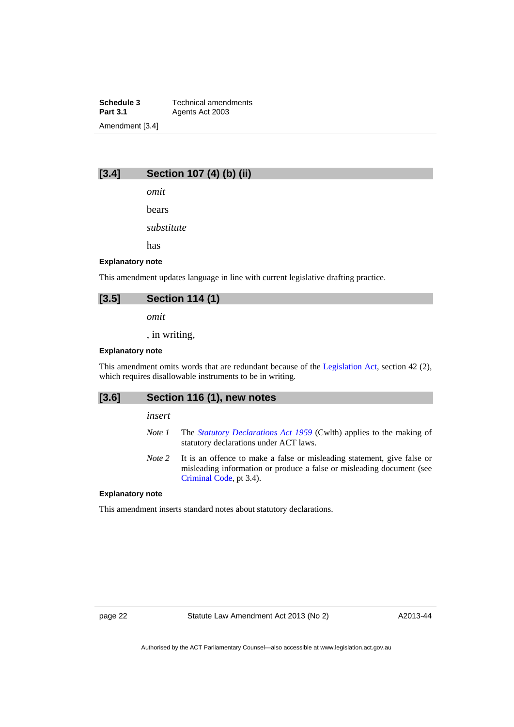## [3.4] Section 107 (4) (b) (ii)

*omit*

bears

*substitute*

has

**Explanatory note**

This amendment updates language in line with current legislative drafting practice.

## [3.5] Section 114 (1)

*omit*

, in writing,

**Explanatory note**

This amendment omits words that are redundant because of the Legislation Act, section 42 (2), which requires disallowable instruments to be in writing.

## [3.6] Section 116 (1), new notes

*insert*

*Note 1* The *Statutory Declarations Act 1959* (Cwlth) applies to the making of statutory declarations under ACT laws.

*Note 2* It is an offence to make a false or misleading statement, give false or misleading information or produce a false or misleading document (see Criminal Code, pt 3.4).

**Explanatory note**

This amendment inserts standard notes about statutory declarations.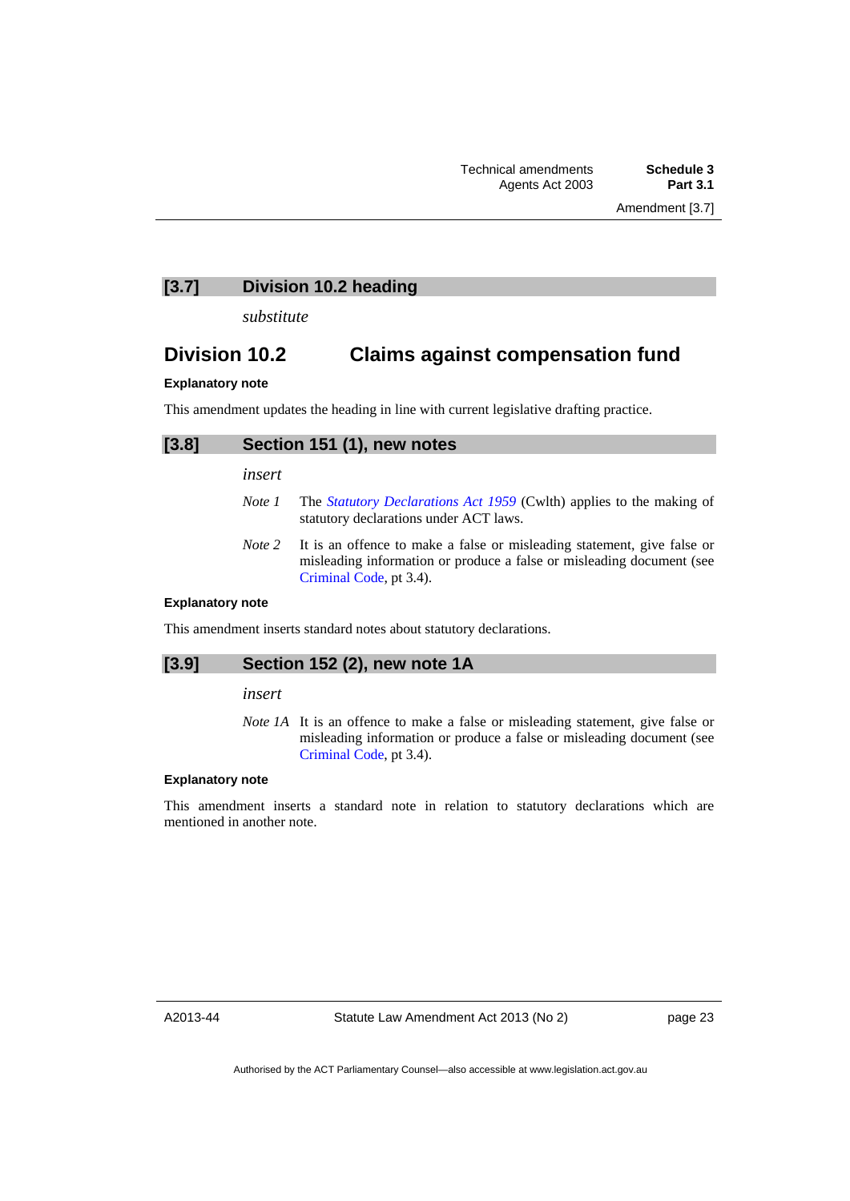## [3.7] Division 10.2 heading

*substitute*

## Division 10.2 Claims against compensation fund

**Explanatory note**

This amendment updates the heading in line with current legislative drafting practice.

## [3.8] Section 151 (1), new notes

*insert*

*Note 1* The *Statutory Declarations Act 1959* (Cwlth) applies to the making of statutory declarations under ACT laws.

*Note 2* It is an offence to make a false or misleading statement, give false or misleading information or produce a false or misleading document (see Criminal Code, pt 3.4).

**Explanatory note**

This amendment inserts standard notes about statutory declarations.

## [3.9] Section 152 (2), new note 1A

*insert*

*Note 1A* It is an offence to make a false or misleading statement, give false or misleading information or produce a false or misleading document (see Criminal Code, pt 3.4).

**Explanatory note**

This amendment inserts a standard note in relation to statutory declarations which are mentioned in another note.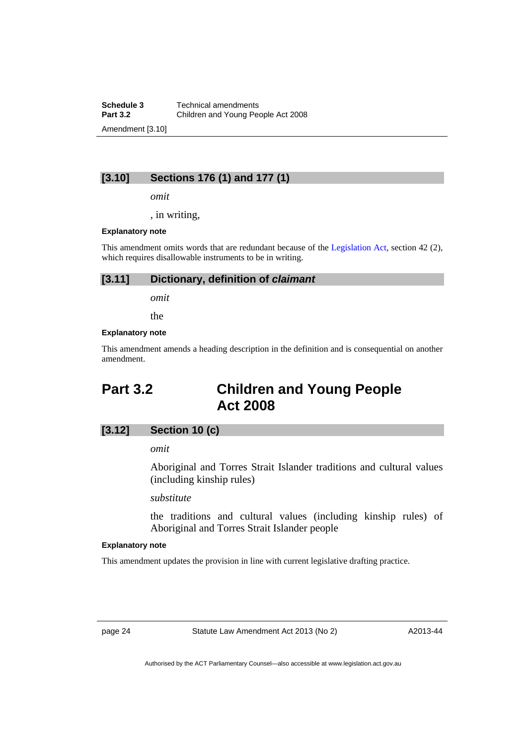### [3.10] Sections 176 (1) and 177 (1)

*omit*

, in writing,

**Explanatory note**

This amendment omits words that are redundant because of the Legislation Act, section 42 (2), which requires disallowable instruments to be in writing.

### [3.11] Dictionary, definition of ***claimant***

*omit*

the

**Explanatory note**

This amendment amends a heading description in the definition and is consequential on another amendment.

## Part 3.2 Children and Young People Act 2008

### [3.12] Section 10 (c)

*omit*

Aboriginal and Torres Strait Islander traditions and cultural values (including kinship rules)

*substitute*

the traditions and cultural values (including kinship rules) of Aboriginal and Torres Strait Islander people

**Explanatory note**

This amendment updates the provision in line with current legislative drafting practice.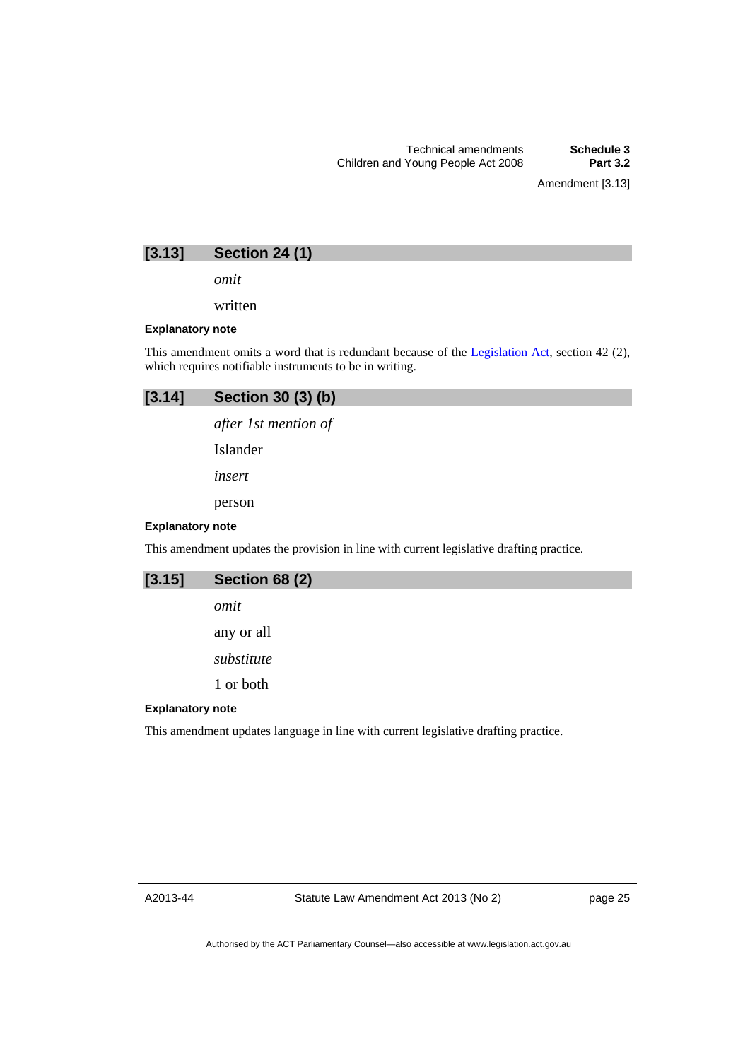## [3.13] Section 24 (1)

*omit*

written

#### Explanatory note

This amendment omits a word that is redundant because of the Legislation Act, section 42 (2), which requires notifiable instruments to be in writing.

## [3.14] Section 30 (3) (b)

*after 1st mention of*

Islander

*insert*

person

#### Explanatory note

This amendment updates the provision in line with current legislative drafting practice.

## [3.15] Section 68 (2)

*omit*

any or all

*substitute*

1 or both

#### Explanatory note

This amendment updates language in line with current legislative drafting practice.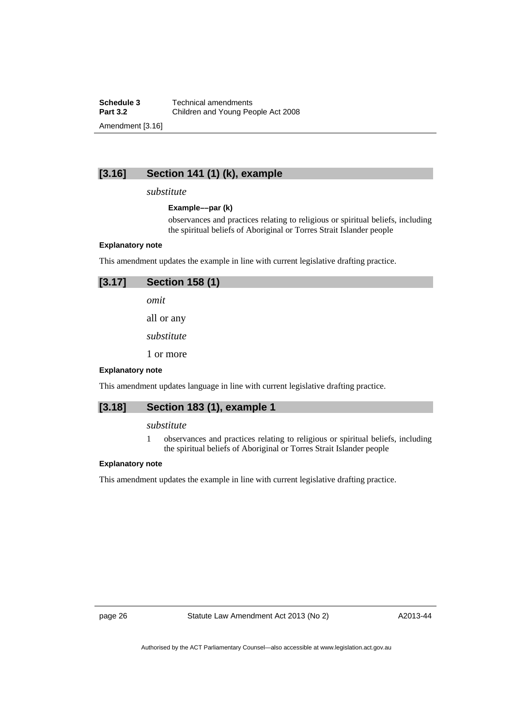## [3.16] Section 141 (1) (k), example

*substitute*

**Example––par (k)**

observances and practices relating to religious or spiritual beliefs, including the spiritual beliefs of Aboriginal or Torres Strait Islander people

**Explanatory note**

This amendment updates the example in line with current legislative drafting practice.

## [3.17] Section 158 (1)

*omit*

all or any

*substitute*

1 or more

**Explanatory note**

This amendment updates language in line with current legislative drafting practice.

## [3.18] Section 183 (1), example 1

*substitute*

1 observances and practices relating to religious or spiritual beliefs, including the spiritual beliefs of Aboriginal or Torres Strait Islander people

**Explanatory note**

This amendment updates the example in line with current legislative drafting practice.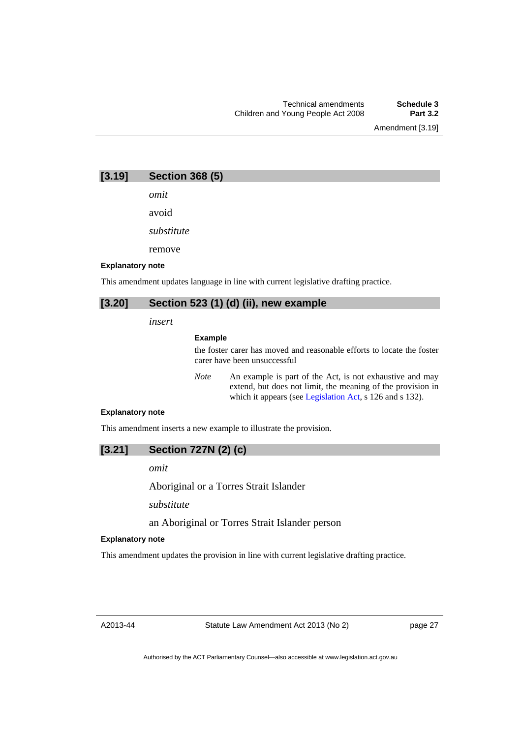## [3.19] Section 368 (5)

*omit*

avoid

*substitute*

remove

**Explanatory note**

This amendment updates language in line with current legislative drafting practice.

## [3.20] Section 523 (1) (d) (ii), new example

*insert*

**Example**

the foster carer has moved and reasonable efforts to locate the foster carer have been unsuccessful

*Note* An example is part of the Act, is not exhaustive and may extend, but does not limit, the meaning of the provision in which it appears (see Legislation Act, s 126 and s 132).

**Explanatory note**

This amendment inserts a new example to illustrate the provision.

## [3.21] Section 727N (2) (c)

*omit*

Aboriginal or a Torres Strait Islander

*substitute*

an Aboriginal or Torres Strait Islander person

**Explanatory note**

This amendment updates the provision in line with current legislative drafting practice.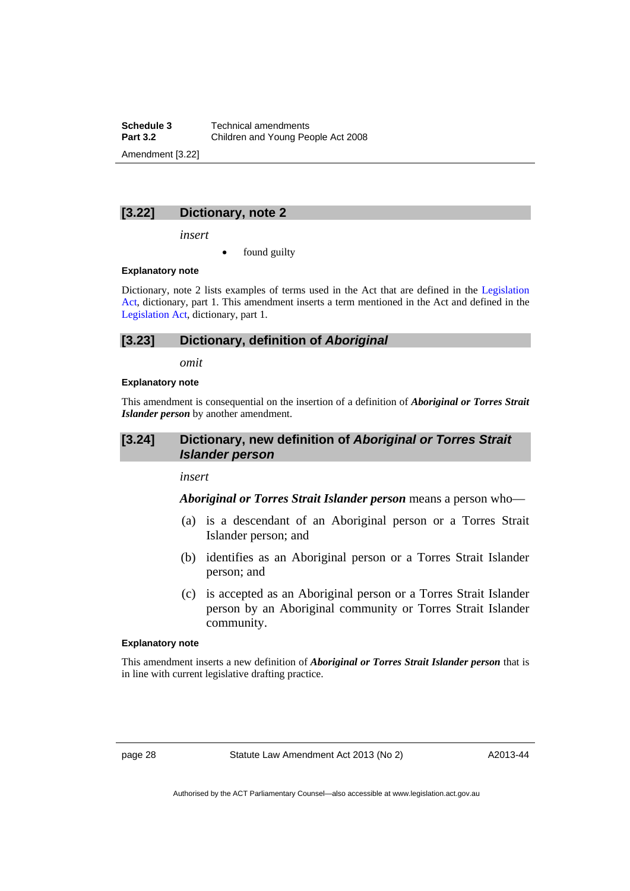## [3.22] Dictionary, note 2

*insert*

- found guilty

**Explanatory note**

Dictionary, note 2 lists examples of terms used in the Act that are defined in the Legislation Act, dictionary, part 1. This amendment inserts a term mentioned in the Act and defined in the Legislation Act, dictionary, part 1.

## [3.23] Dictionary, definition of *Aboriginal*

*omit*

**Explanatory note**

This amendment is consequential on the insertion of a definition of ***Aboriginal or Torres Strait Islander person*** by another amendment.

## [3.24] Dictionary, new definition of *Aboriginal or Torres Strait Islander person*

*insert*

***Aboriginal or Torres Strait Islander person*** means a person who—

(a) is a descendant of an Aboriginal person or a Torres Strait Islander person; and

(b) identifies as an Aboriginal person or a Torres Strait Islander person; and

(c) is accepted as an Aboriginal person or a Torres Strait Islander person by an Aboriginal community or Torres Strait Islander community.

**Explanatory note**

This amendment inserts a new definition of ***Aboriginal or Torres Strait Islander person*** that is in line with current legislative drafting practice.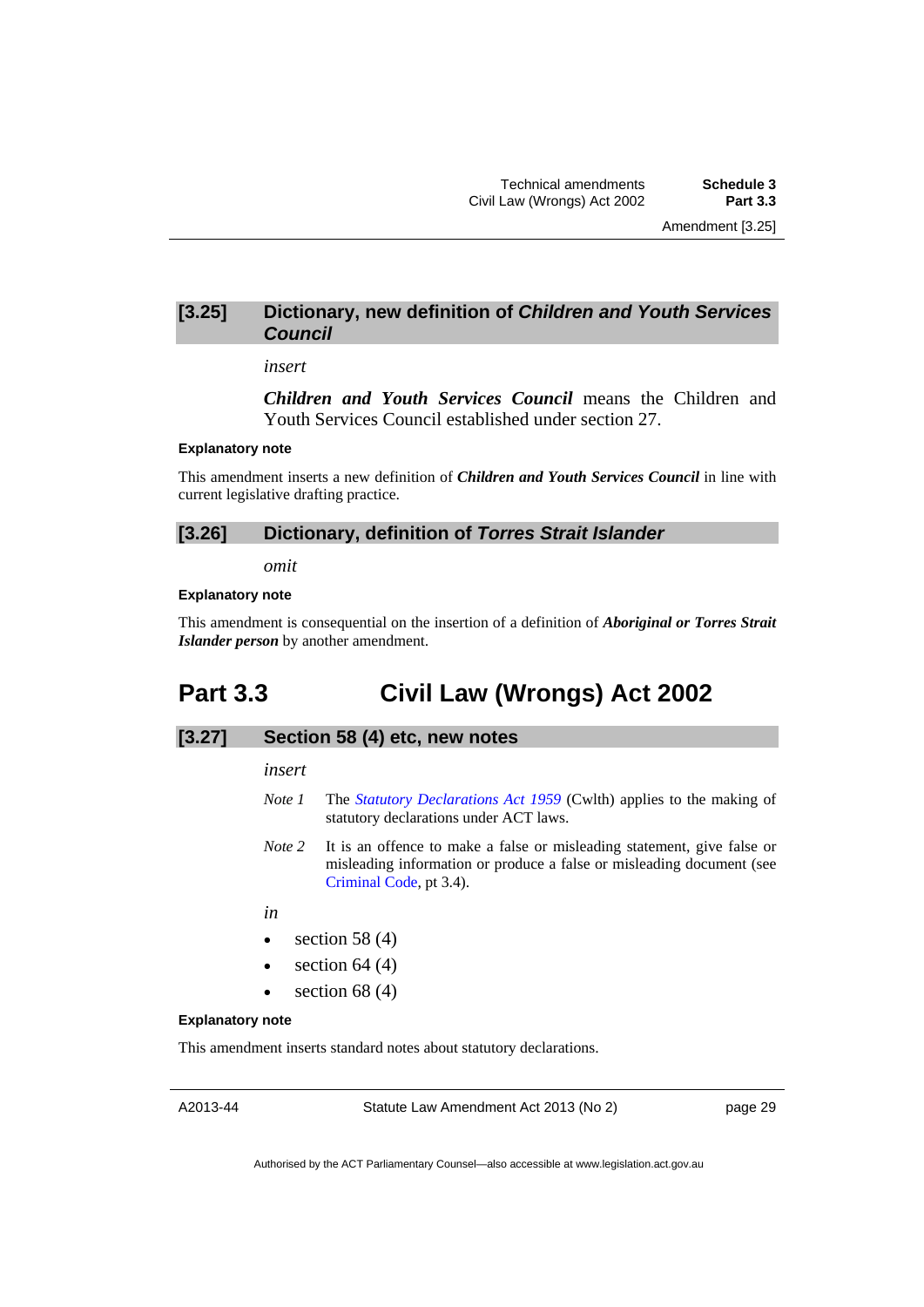### [3.25] Dictionary, new definition of *Children and Youth Services Council*

*insert*

***Children and Youth Services Council*** means the Children and Youth Services Council established under section 27.

#### Explanatory note

This amendment inserts a new definition of ***Children and Youth Services Council*** in line with current legislative drafting practice.

### [3.26] Dictionary, definition of *Torres Strait Islander*

*omit*

#### Explanatory note

This amendment is consequential on the insertion of a definition of ***Aboriginal or Torres Strait Islander person*** by another amendment.

## Part 3.3 Civil Law (Wrongs) Act 2002

### [3.27] Section 58 (4) etc, new notes

*insert*

*Note 1* The *Statutory Declarations Act 1959* (Cwlth) applies to the making of statutory declarations under ACT laws.

*Note 2* It is an offence to make a false or misleading statement, give false or misleading information or produce a false or misleading document (see Criminal Code, pt 3.4).

*in*

- section 58 (4)
- section 64 (4)
- section 68 (4)

#### Explanatory note

This amendment inserts standard notes about statutory declarations.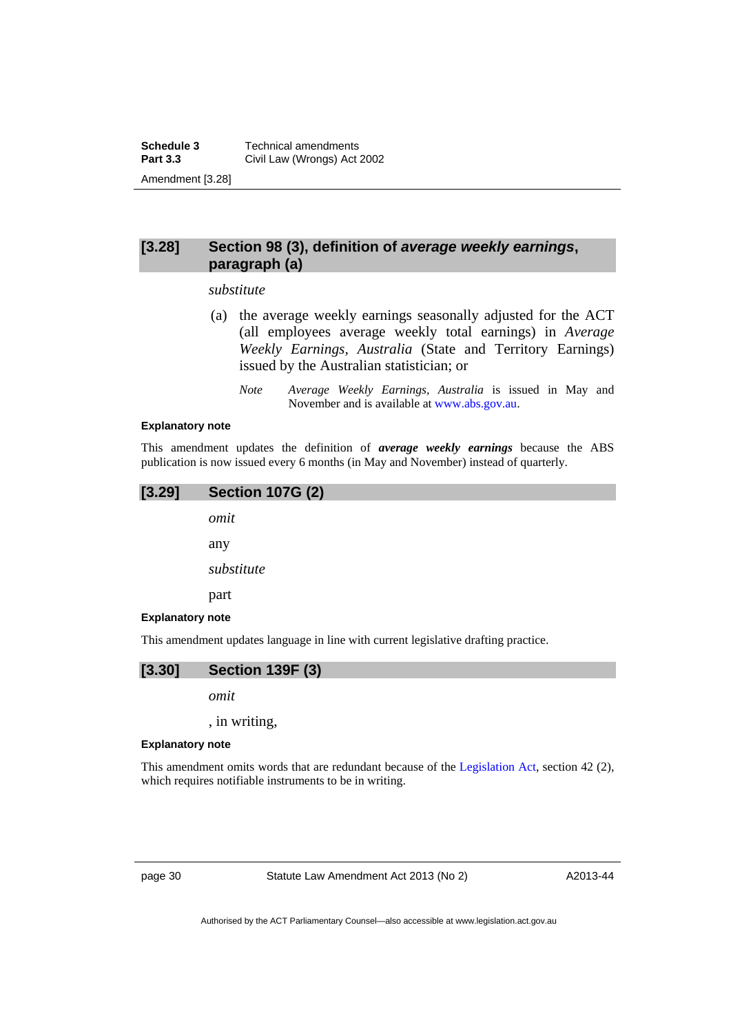## [3.28] Section 98 (3), definition of *average weekly earnings*, paragraph (a)

*substitute*

(a) the average weekly earnings seasonally adjusted for the ACT (all employees average weekly total earnings) in *Average Weekly Earnings, Australia* (State and Territory Earnings) issued by the Australian statistician; or

*Note* *Average Weekly Earnings, Australia* is issued in May and November and is available at www.abs.gov.au.

**Explanatory note**

This amendment updates the definition of ***average weekly earnings*** because the ABS publication is now issued every 6 months (in May and November) instead of quarterly.

## [3.29] Section 107G (2)

*omit*

any

*substitute*

part

**Explanatory note**

This amendment updates language in line with current legislative drafting practice.

## [3.30] Section 139F (3)

*omit*

, in writing,

**Explanatory note**

This amendment omits words that are redundant because of the Legislation Act, section 42 (2), which requires notifiable instruments to be in writing.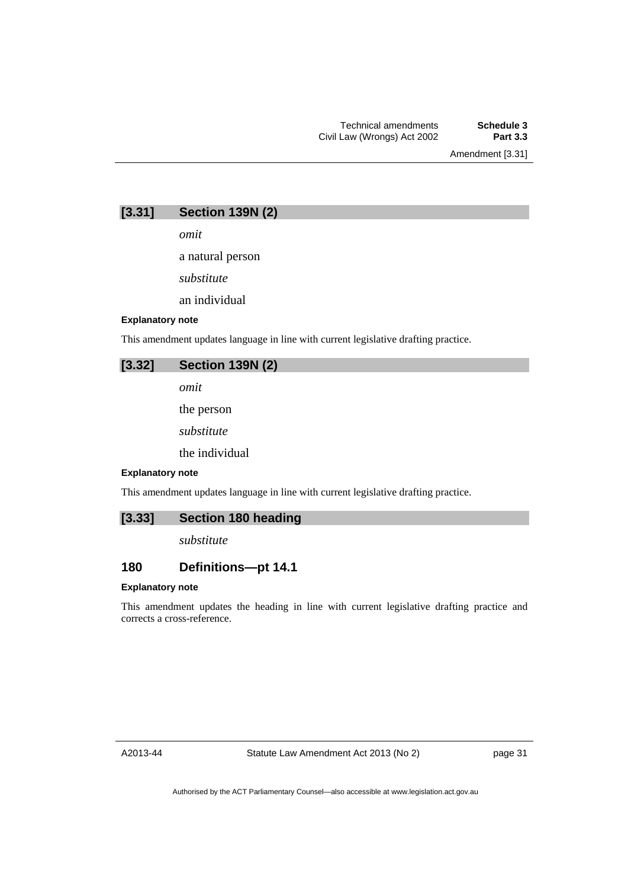## [3.31] Section 139N (2)

*omit*

a natural person

*substitute*

an individual

**Explanatory note**

This amendment updates language in line with current legislative drafting practice.

## [3.32] Section 139N (2)

*omit*

the person

*substitute*

the individual

**Explanatory note**

This amendment updates language in line with current legislative drafting practice.

## [3.33] Section 180 heading

*substitute*

### 180 Definitions—pt 14.1

**Explanatory note**

This amendment updates the heading in line with current legislative drafting practice and corrects a cross-reference.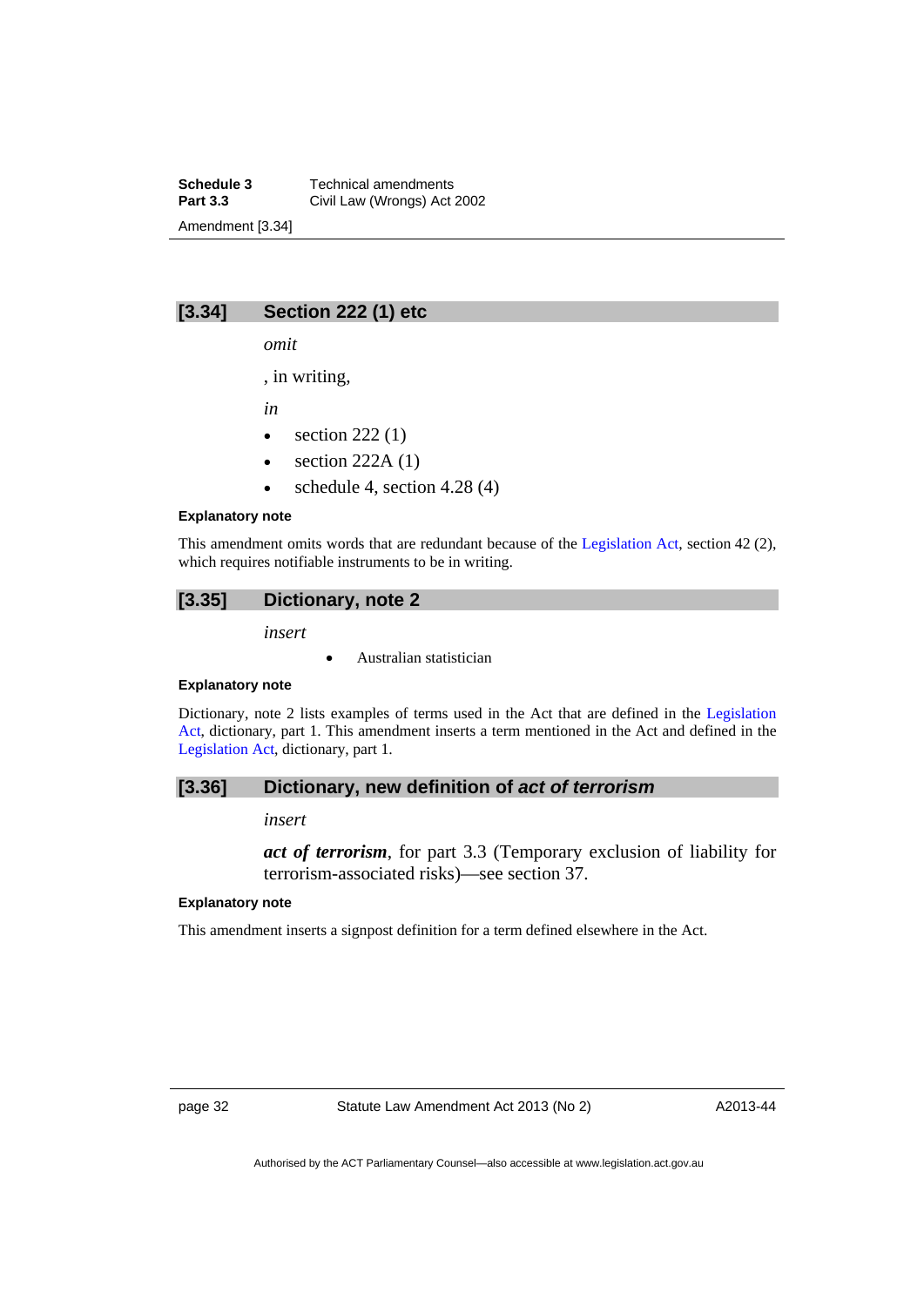### [3.34] Section 222 (1) etc

*omit*

, in writing,

*in*

- section 222 (1)
- section 222A (1)
- schedule 4, section 4.28 (4)

**Explanatory note**

This amendment omits words that are redundant because of the Legislation Act, section 42 (2), which requires notifiable instruments to be in writing.

### [3.35] Dictionary, note 2

*insert*

- Australian statistician

**Explanatory note**

Dictionary, note 2 lists examples of terms used in the Act that are defined in the Legislation Act, dictionary, part 1. This amendment inserts a term mentioned in the Act and defined in the Legislation Act, dictionary, part 1.

### [3.36] Dictionary, new definition of *act of terrorism*

*insert*

***act of terrorism***, for part 3.3 (Temporary exclusion of liability for terrorism-associated risks)—see section 37.

**Explanatory note**

This amendment inserts a signpost definition for a term defined elsewhere in the Act.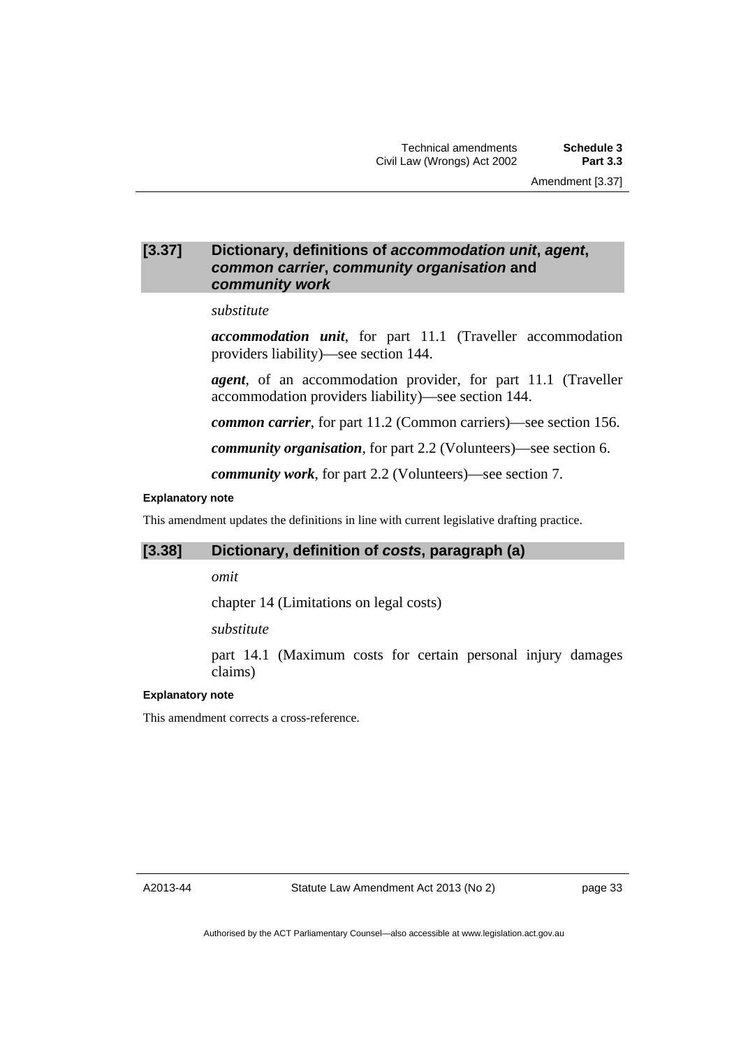## [3.37] Dictionary, definitions of *accommodation unit*, *agent*, *common carrier*, *community organisation* and *community work*

*substitute*

***accommodation unit***, for part 11.1 (Traveller accommodation providers liability)—see section 144.

***agent***, of an accommodation provider, for part 11.1 (Traveller accommodation providers liability)—see section 144.

***common carrier***, for part 11.2 (Common carriers)—see section 156.

***community organisation***, for part 2.2 (Volunteers)—see section 6.

***community work***, for part 2.2 (Volunteers)—see section 7.

**Explanatory note**

This amendment updates the definitions in line with current legislative drafting practice.

## [3.38] Dictionary, definition of *costs*, paragraph (a)

*omit*

chapter 14 (Limitations on legal costs)

*substitute*

part 14.1 (Maximum costs for certain personal injury damages claims)

**Explanatory note**

This amendment corrects a cross-reference.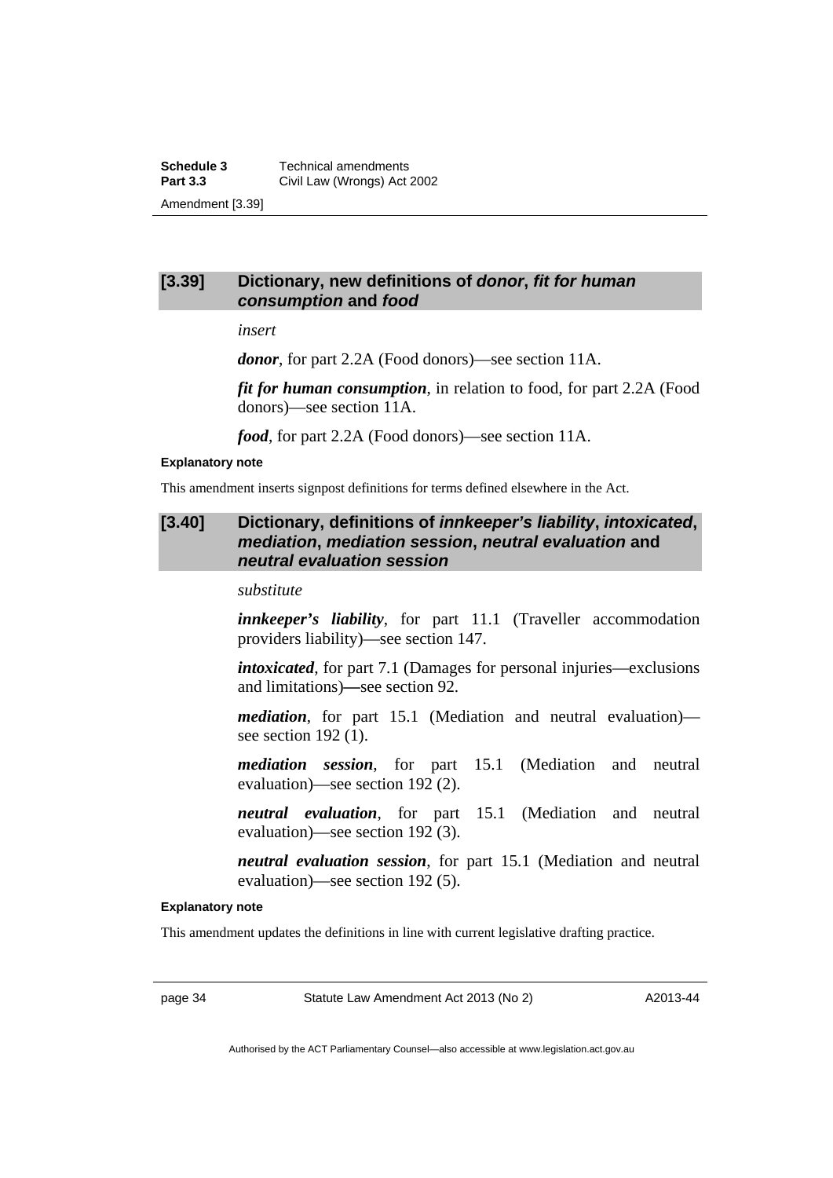### [3.39] Dictionary, new definitions of *donor*, *fit for human consumption* and *food*

*insert*

***donor***, for part 2.2A (Food donors)—see section 11A.

***fit for human consumption***, in relation to food, for part 2.2A (Food donors)—see section 11A.

***food***, for part 2.2A (Food donors)—see section 11A.

**Explanatory note**

This amendment inserts signpost definitions for terms defined elsewhere in the Act.

### [3.40] Dictionary, definitions of *innkeeper's liability*, *intoxicated*, *mediation*, *mediation session*, *neutral evaluation* and *neutral evaluation session*

*substitute*

***innkeeper's liability***, for part 11.1 (Traveller accommodation providers liability)—see section 147.

***intoxicated***, for part 7.1 (Damages for personal injuries—exclusions and limitations)—see section 92.

***mediation***, for part 15.1 (Mediation and neutral evaluation)—see section 192 (1).

***mediation session***, for part 15.1 (Mediation and neutral evaluation)—see section 192 (2).

***neutral evaluation***, for part 15.1 (Mediation and neutral evaluation)—see section 192 (3).

***neutral evaluation session***, for part 15.1 (Mediation and neutral evaluation)—see section 192 (5).

**Explanatory note**

This amendment updates the definitions in line with current legislative drafting practice.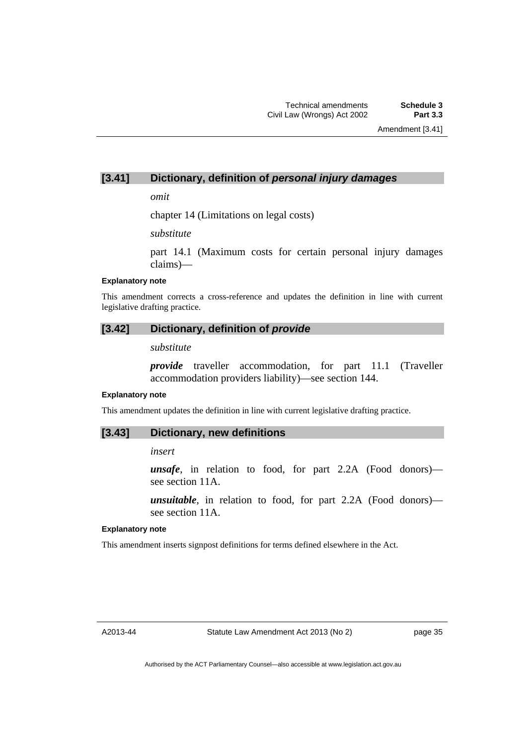### [3.41] Dictionary, definition of *personal injury damages*

*omit*

chapter 14 (Limitations on legal costs)

*substitute*

part 14.1 (Maximum costs for certain personal injury damages claims)—

**Explanatory note**

This amendment corrects a cross-reference and updates the definition in line with current legislative drafting practice.

### [3.42] Dictionary, definition of *provide*

*substitute*

***provide*** traveller accommodation, for part 11.1 (Traveller accommodation providers liability)—see section 144.

**Explanatory note**

This amendment updates the definition in line with current legislative drafting practice.

### [3.43] Dictionary, new definitions

*insert*

***unsafe***, in relation to food, for part 2.2A (Food donors)—see section 11A.

***unsuitable***, in relation to food, for part 2.2A (Food donors)—see section 11A.

**Explanatory note**

This amendment inserts signpost definitions for terms defined elsewhere in the Act.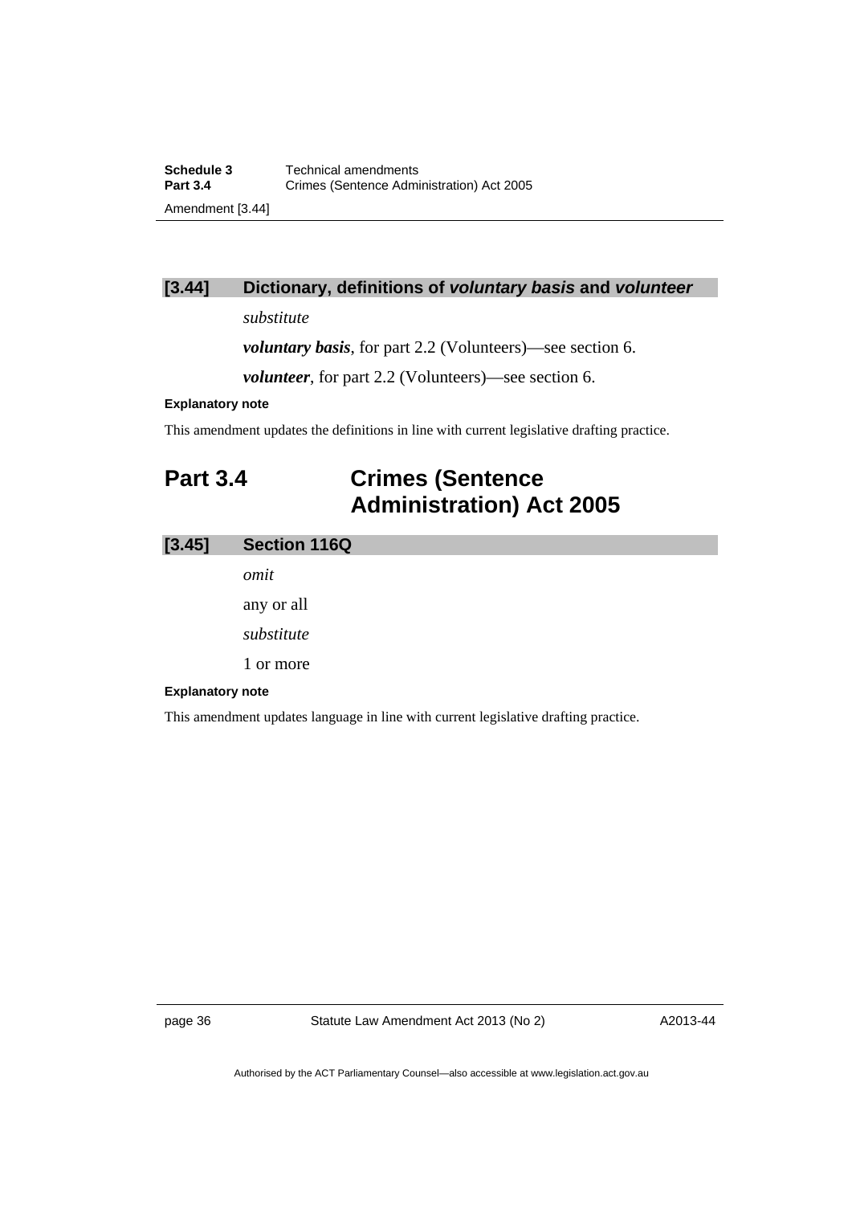### [3.44] Dictionary, definitions of *voluntary basis* and *volunteer*

*substitute*

***voluntary basis***, for part 2.2 (Volunteers)—see section 6.

***volunteer***, for part 2.2 (Volunteers)—see section 6.

**Explanatory note**

This amendment updates the definitions in line with current legislative drafting practice.

## Part 3.4 Crimes (Sentence Administration) Act 2005

### [3.45] Section 116Q

*omit*

any or all

*substitute*

1 or more

**Explanatory note**

This amendment updates language in line with current legislative drafting practice.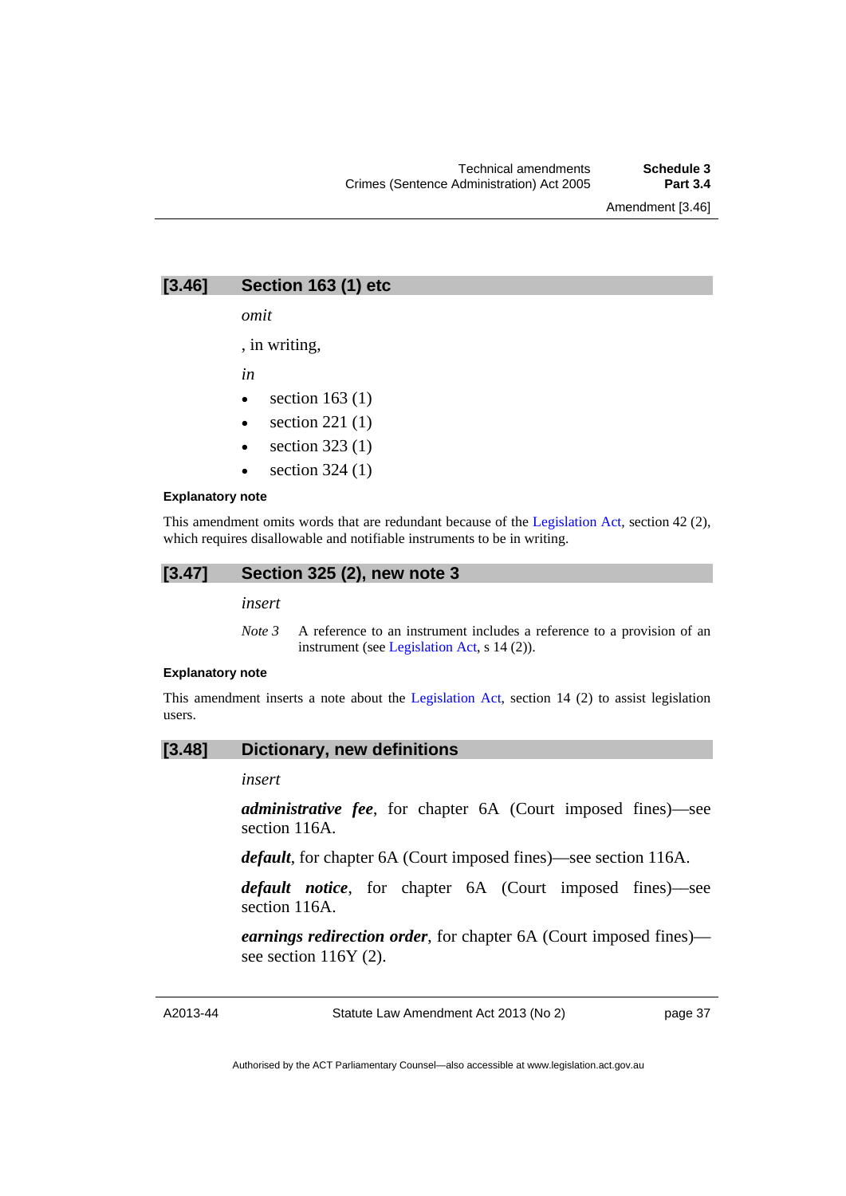## [3.46] Section 163 (1) etc

*omit*

, in writing,

*in*

- section 163 (1)
- section 221 (1)
- section 323 (1)
- section 324 (1)

**Explanatory note**

This amendment omits words that are redundant because of the Legislation Act, section 42 (2), which requires disallowable and notifiable instruments to be in writing.

## [3.47] Section 325 (2), new note 3

*insert*

*Note 3* A reference to an instrument includes a reference to a provision of an instrument (see Legislation Act, s 14 (2)).

**Explanatory note**

This amendment inserts a note about the Legislation Act, section 14 (2) to assist legislation users.

## [3.48] Dictionary, new definitions

*insert*

***administrative fee***, for chapter 6A (Court imposed fines)—see section 116A.

***default***, for chapter 6A (Court imposed fines)—see section 116A.

***default notice***, for chapter 6A (Court imposed fines)—see section 116A.

***earnings redirection order***, for chapter 6A (Court imposed fines)—see section 116Y (2).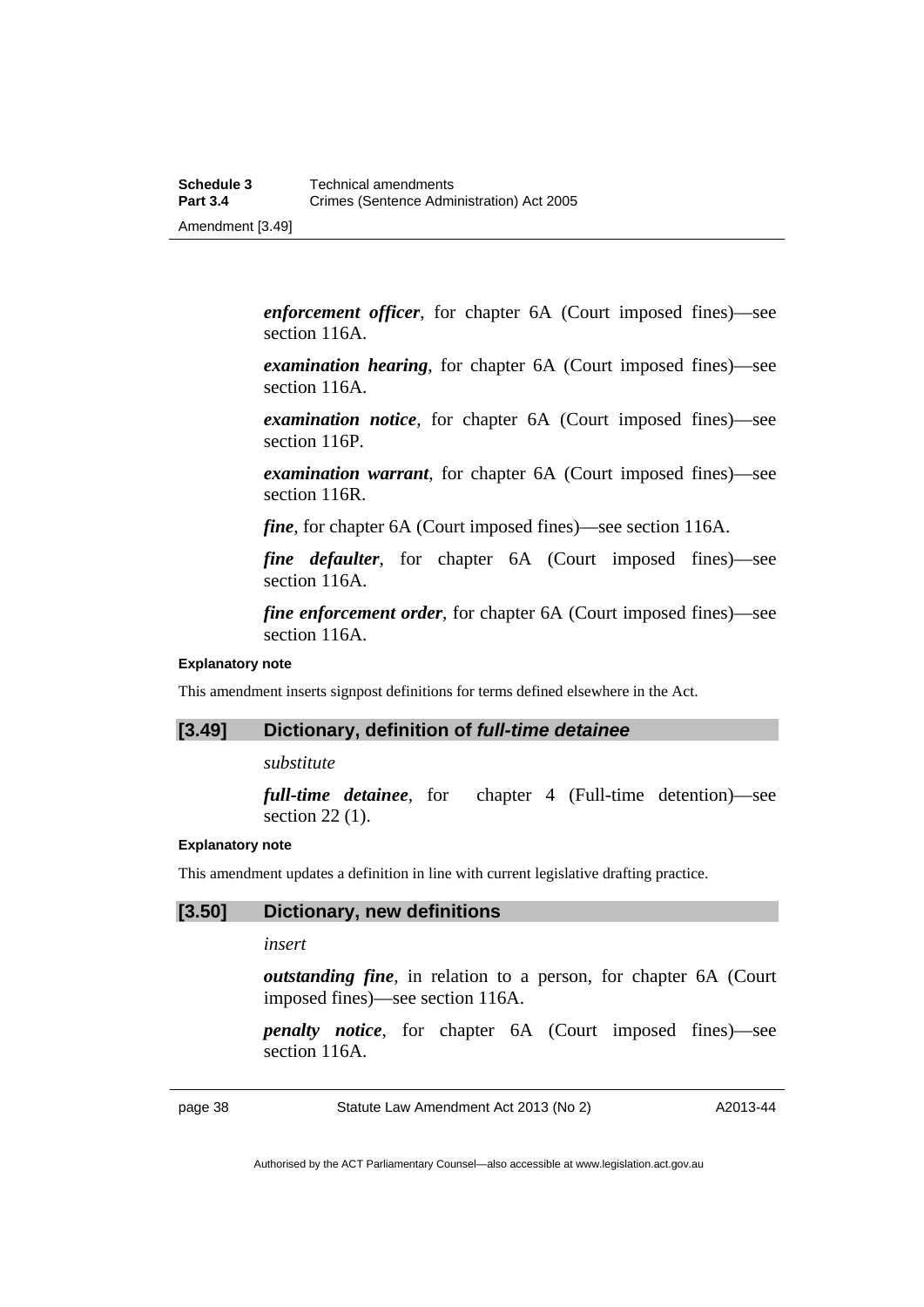***enforcement officer***, for chapter 6A (Court imposed fines)—see section 116A.

***examination hearing***, for chapter 6A (Court imposed fines)—see section 116A.

***examination notice***, for chapter 6A (Court imposed fines)—see section 116P.

***examination warrant***, for chapter 6A (Court imposed fines)—see section 116R.

***fine***, for chapter 6A (Court imposed fines)—see section 116A.

***fine defaulter***, for chapter 6A (Court imposed fines)—see section 116A.

***fine enforcement order***, for chapter 6A (Court imposed fines)—see section 116A.

**Explanatory note**

This amendment inserts signpost definitions for terms defined elsewhere in the Act.

## [3.49] Dictionary, definition of *full-time detainee*

*substitute*

***full-time detainee***, for chapter 4 (Full-time detention)—see section 22 (1).

**Explanatory note**

This amendment updates a definition in line with current legislative drafting practice.

## [3.50] Dictionary, new definitions

*insert*

***outstanding fine***, in relation to a person, for chapter 6A (Court imposed fines)—see section 116A.

***penalty notice***, for chapter 6A (Court imposed fines)—see section 116A.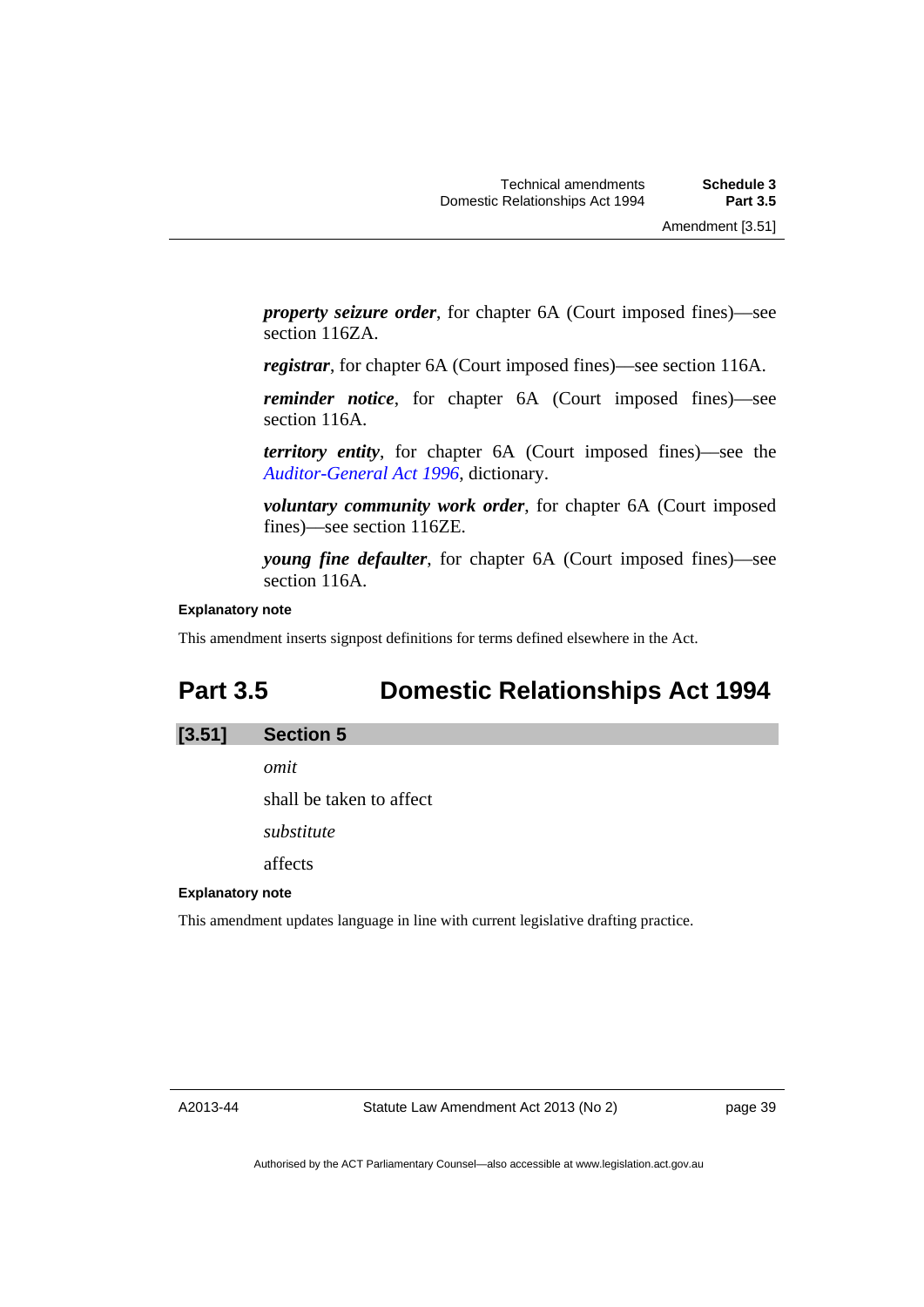***property seizure order***, for chapter 6A (Court imposed fines)—see section 116ZA.

***registrar***, for chapter 6A (Court imposed fines)—see section 116A.

***reminder notice***, for chapter 6A (Court imposed fines)—see section 116A.

***territory entity***, for chapter 6A (Court imposed fines)—see the *Auditor-General Act 1996*, dictionary.

***voluntary community work order***, for chapter 6A (Court imposed fines)—see section 116ZE.

***young fine defaulter***, for chapter 6A (Court imposed fines)—see section 116A.

**Explanatory note**

This amendment inserts signpost definitions for terms defined elsewhere in the Act.

# Part 3.5 Domestic Relationships Act 1994

## [3.51] Section 5

*omit*

shall be taken to affect

*substitute*

affects

**Explanatory note**

This amendment updates language in line with current legislative drafting practice.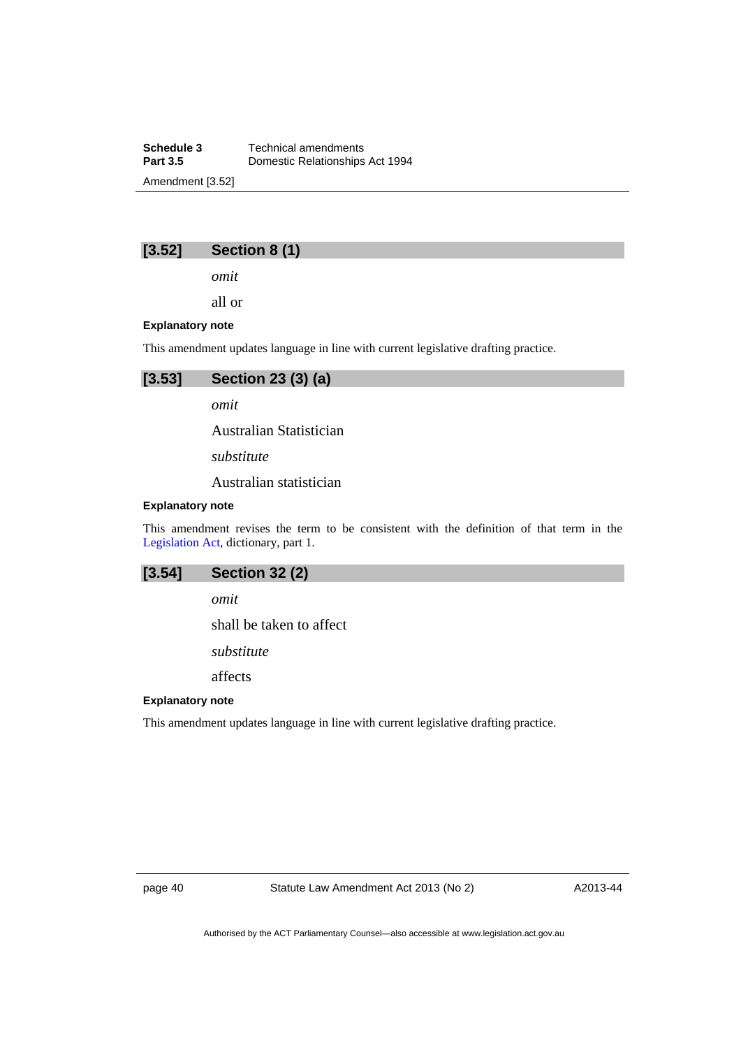## [3.52] Section 8 (1)

*omit*

all or

**Explanatory note**

This amendment updates language in line with current legislative drafting practice.

## [3.53] Section 23 (3) (a)

*omit*

Australian Statistician

*substitute*

Australian statistician

**Explanatory note**

This amendment revises the term to be consistent with the definition of that term in the Legislation Act, dictionary, part 1.

## [3.54] Section 32 (2)

*omit*

shall be taken to affect

*substitute*

affects

**Explanatory note**

This amendment updates language in line with current legislative drafting practice.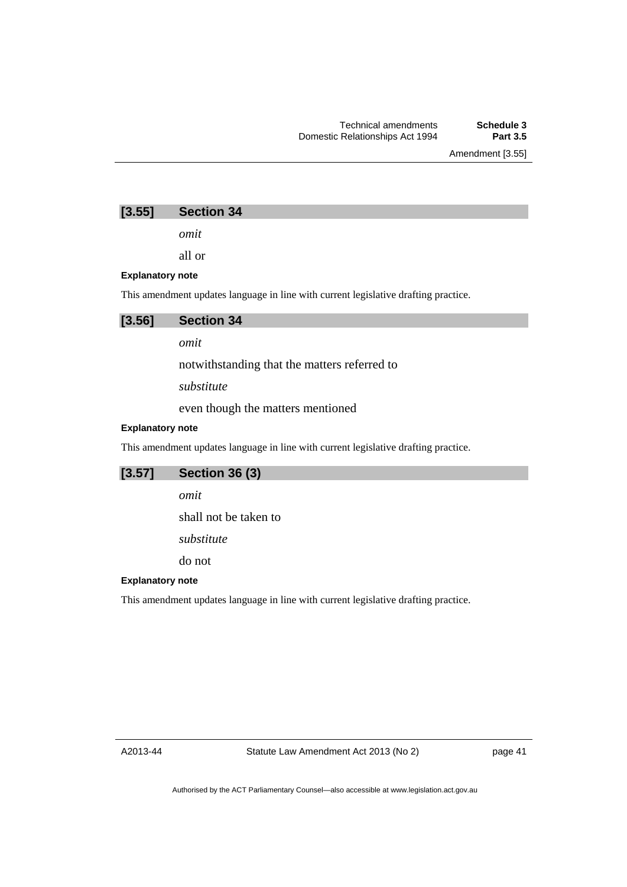## [3.55] Section 34

*omit*

all or

**Explanatory note**

This amendment updates language in line with current legislative drafting practice.

## [3.56] Section 34

*omit*

notwithstanding that the matters referred to

*substitute*

even though the matters mentioned

**Explanatory note**

This amendment updates language in line with current legislative drafting practice.

## [3.57] Section 36 (3)

*omit*

shall not be taken to

*substitute*

do not

**Explanatory note**

This amendment updates language in line with current legislative drafting practice.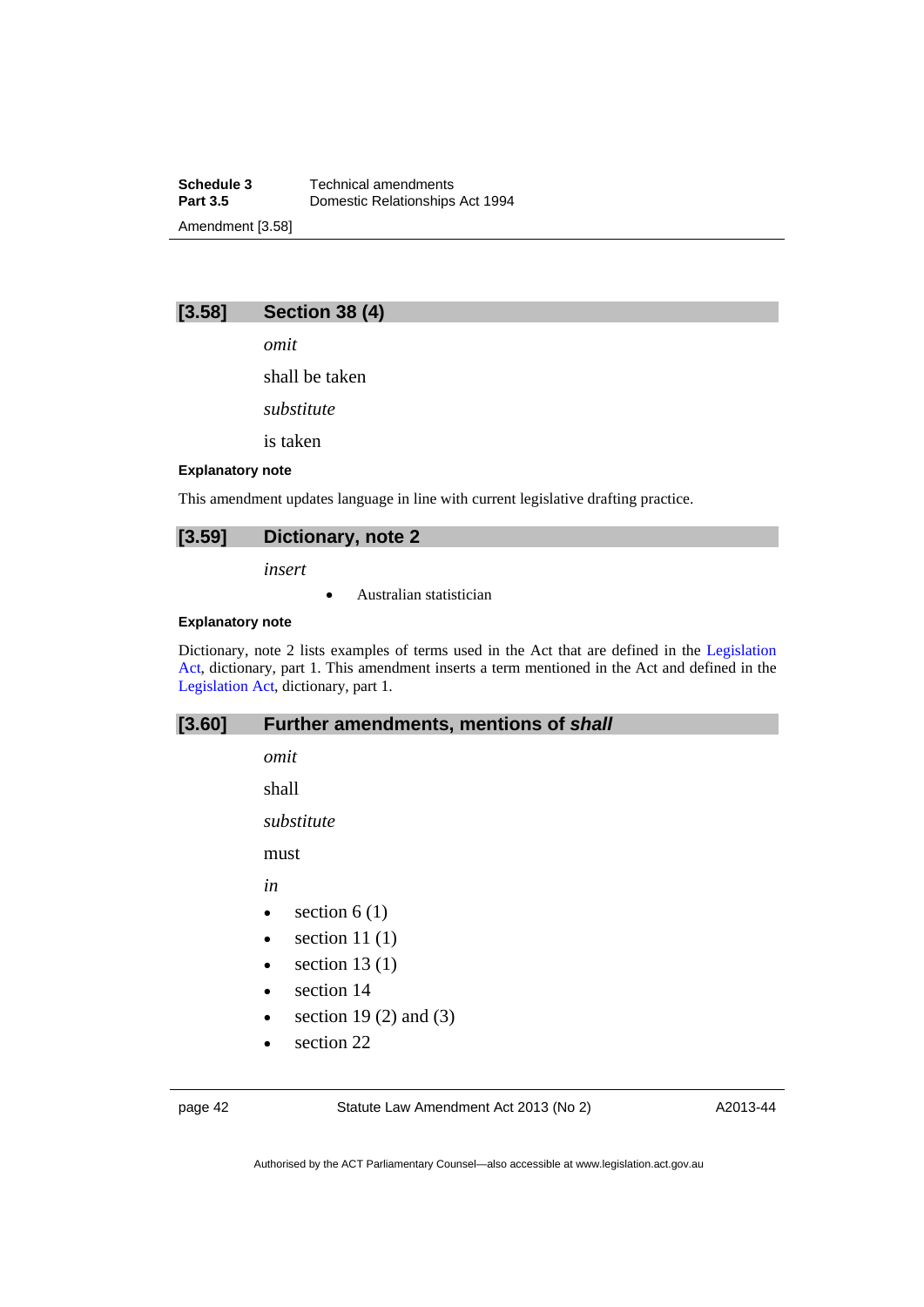## [3.58] Section 38 (4)

*omit*

shall be taken

*substitute*

is taken

**Explanatory note**

This amendment updates language in line with current legislative drafting practice.

## [3.59] Dictionary, note 2

*insert*

- Australian statistician

**Explanatory note**

Dictionary, note 2 lists examples of terms used in the Act that are defined in the Legislation Act, dictionary, part 1. This amendment inserts a term mentioned in the Act and defined in the Legislation Act, dictionary, part 1.

## [3.60] Further amendments, mentions of *shall*

*omit*

shall

*substitute*

must

*in*

- section 6 (1)
- section 11 (1)
- section 13 (1)
- section 14
- section 19 (2) and (3)
- section 22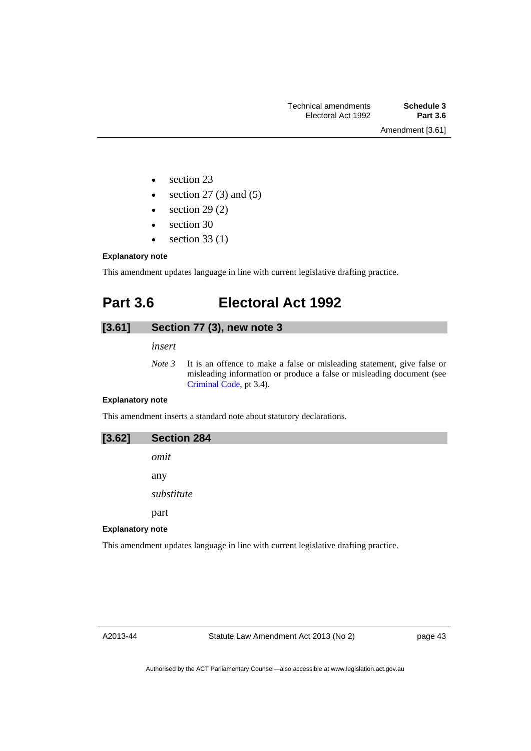- section 23
- section 27 (3) and (5)
- section 29 (2)
- section 30
- section 33 (1)

**Explanatory note**

This amendment updates language in line with current legislative drafting practice.

# Part 3.6 Electoral Act 1992

## [3.61] Section 77 (3), new note 3

*insert*

*Note 3* It is an offence to make a false or misleading statement, give false or misleading information or produce a false or misleading document (see Criminal Code, pt 3.4).

**Explanatory note**

This amendment inserts a standard note about statutory declarations.

## [3.62] Section 284

*omit*

any

*substitute*

part

**Explanatory note**

This amendment updates language in line with current legislative drafting practice.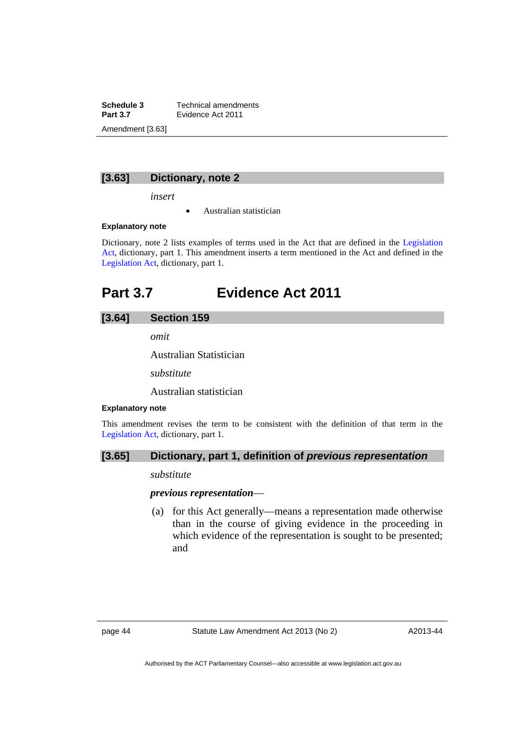### [3.63] Dictionary, note 2

*insert*

- Australian statistician

**Explanatory note**

Dictionary, note 2 lists examples of terms used in the Act that are defined in the Legislation Act, dictionary, part 1. This amendment inserts a term mentioned in the Act and defined in the Legislation Act, dictionary, part 1.

## Part 3.7 Evidence Act 2011

### [3.64] Section 159

*omit*

Australian Statistician

*substitute*

Australian statistician

**Explanatory note**

This amendment revises the term to be consistent with the definition of that term in the Legislation Act, dictionary, part 1.

### [3.65] Dictionary, part 1, definition of *previous representation*

*substitute*

***previous representation***—

(a) for this Act generally—means a representation made otherwise than in the course of giving evidence in the proceeding in which evidence of the representation is sought to be presented; and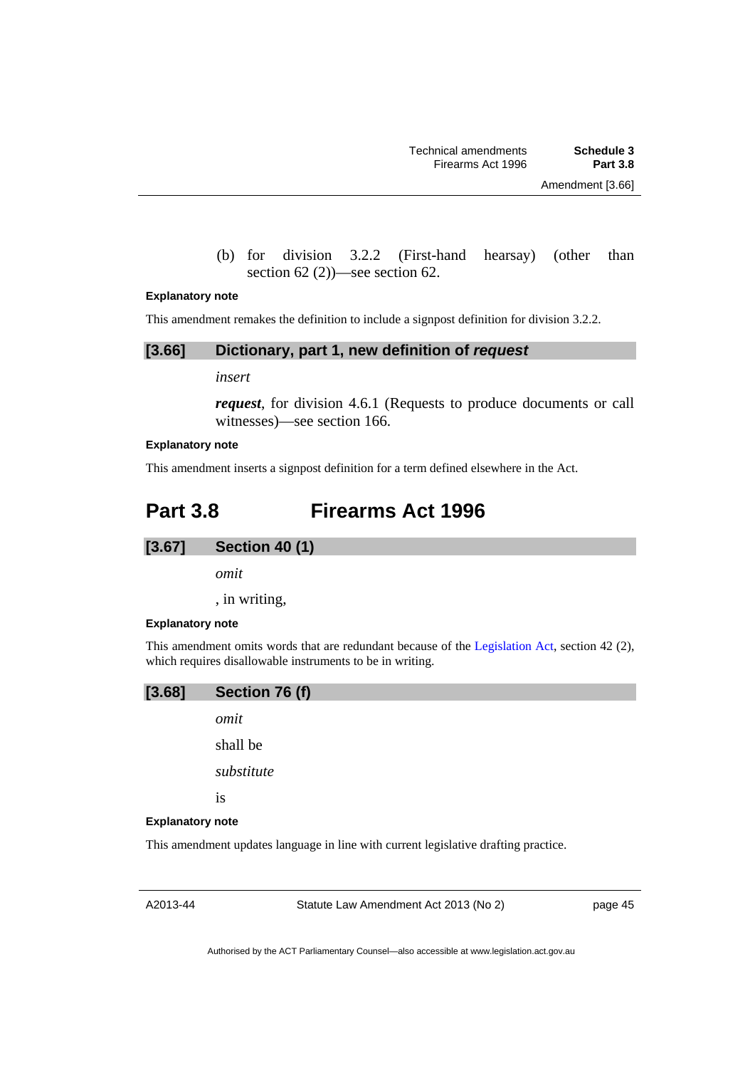(b) for division 3.2.2 (First-hand hearsay) (other than section 62 (2))—see section 62.

**Explanatory note**

This amendment remakes the definition to include a signpost definition for division 3.2.2.

### [3.66] Dictionary, part 1, new definition of *request*

*insert*

***request***, for division 4.6.1 (Requests to produce documents or call witnesses)—see section 166.

**Explanatory note**

This amendment inserts a signpost definition for a term defined elsewhere in the Act.

## Part 3.8 Firearms Act 1996

### [3.67] Section 40 (1)

*omit*

, in writing,

**Explanatory note**

This amendment omits words that are redundant because of the Legislation Act, section 42 (2), which requires disallowable instruments to be in writing.

### [3.68] Section 76 (f)

*omit*

shall be

*substitute*

is

**Explanatory note**

This amendment updates language in line with current legislative drafting practice.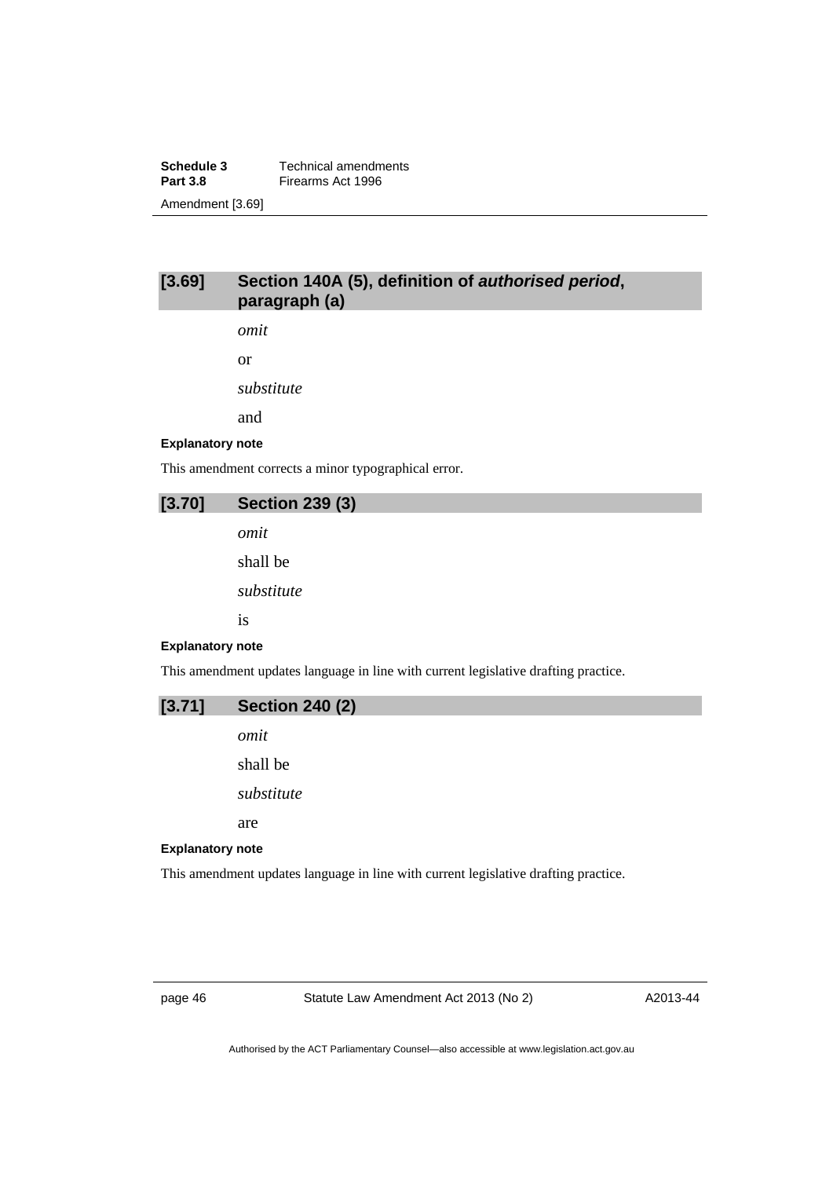## [3.69] Section 140A (5), definition of ***authorised period***, paragraph (a)

*omit*

or

*substitute*

and

**Explanatory note**

This amendment corrects a minor typographical error.

## [3.70] Section 239 (3)

*omit*

shall be

*substitute*

is

**Explanatory note**

This amendment updates language in line with current legislative drafting practice.

## [3.71] Section 240 (2)

*omit*

shall be

*substitute*

are

**Explanatory note**

This amendment updates language in line with current legislative drafting practice.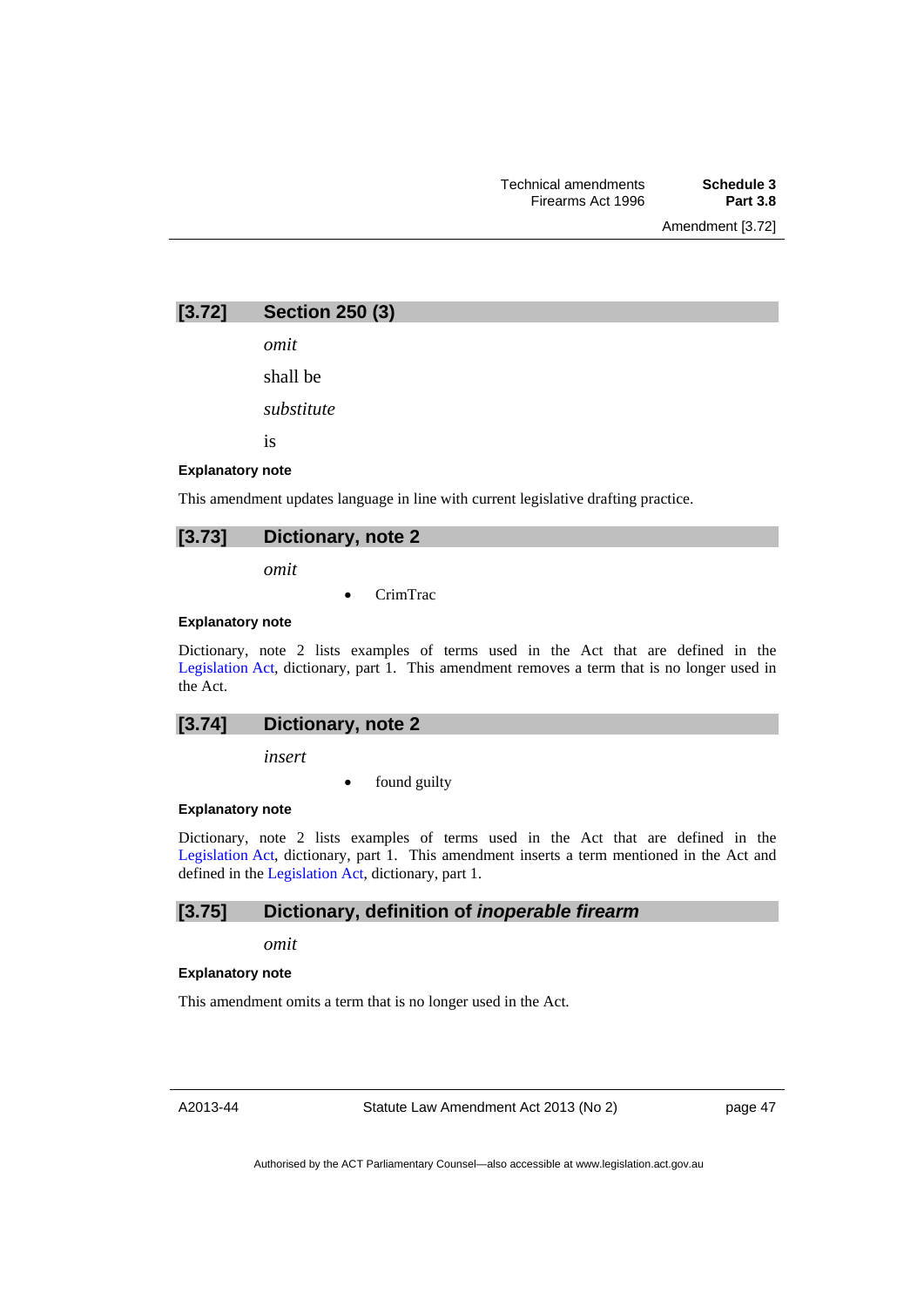### [3.72] Section 250 (3)

*omit*

shall be

*substitute*

is

**Explanatory note**

This amendment updates language in line with current legislative drafting practice.

### [3.73] Dictionary, note 2

*omit*

- CrimTrac

**Explanatory note**

Dictionary, note 2 lists examples of terms used in the Act that are defined in the Legislation Act, dictionary, part 1. This amendment removes a term that is no longer used in the Act.

### [3.74] Dictionary, note 2

*insert*

- found guilty

**Explanatory note**

Dictionary, note 2 lists examples of terms used in the Act that are defined in the Legislation Act, dictionary, part 1. This amendment inserts a term mentioned in the Act and defined in the Legislation Act, dictionary, part 1.

### [3.75] Dictionary, definition of *inoperable firearm*

*omit*

**Explanatory note**

This amendment omits a term that is no longer used in the Act.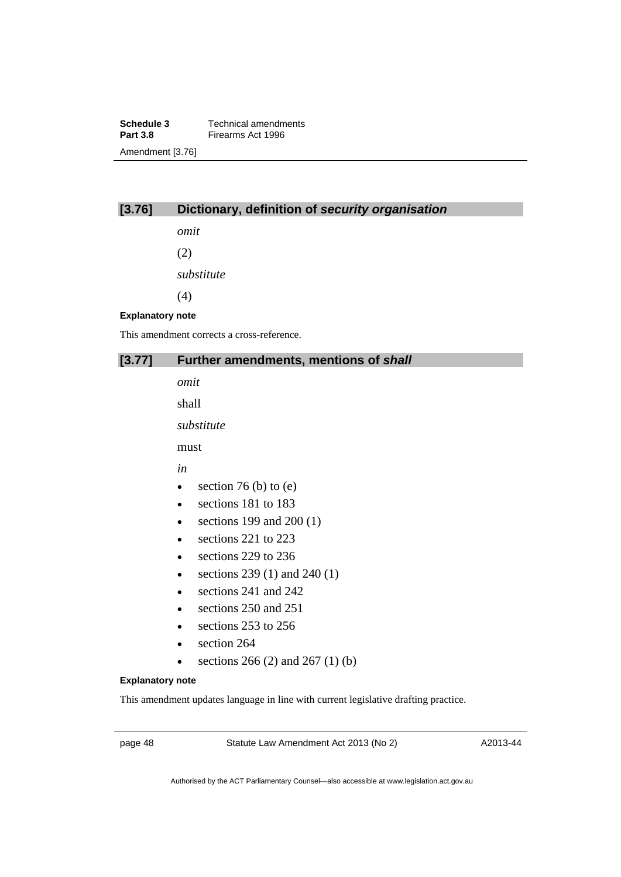## [3.76] Dictionary, definition of *security organisation*

*omit*

(2)

*substitute*

(4)

**Explanatory note**

This amendment corrects a cross-reference.

## [3.77] Further amendments, mentions of *shall*

*omit*

shall

*substitute*

must

*in*

- section 76 (b) to (e)
- sections 181 to 183
- sections 199 and 200 (1)
- sections 221 to 223
- sections 229 to 236
- sections 239 (1) and 240 (1)
- sections 241 and 242
- sections 250 and 251
- sections 253 to 256
- section 264
- sections 266 (2) and 267 (1) (b)

**Explanatory note**

This amendment updates language in line with current legislative drafting practice.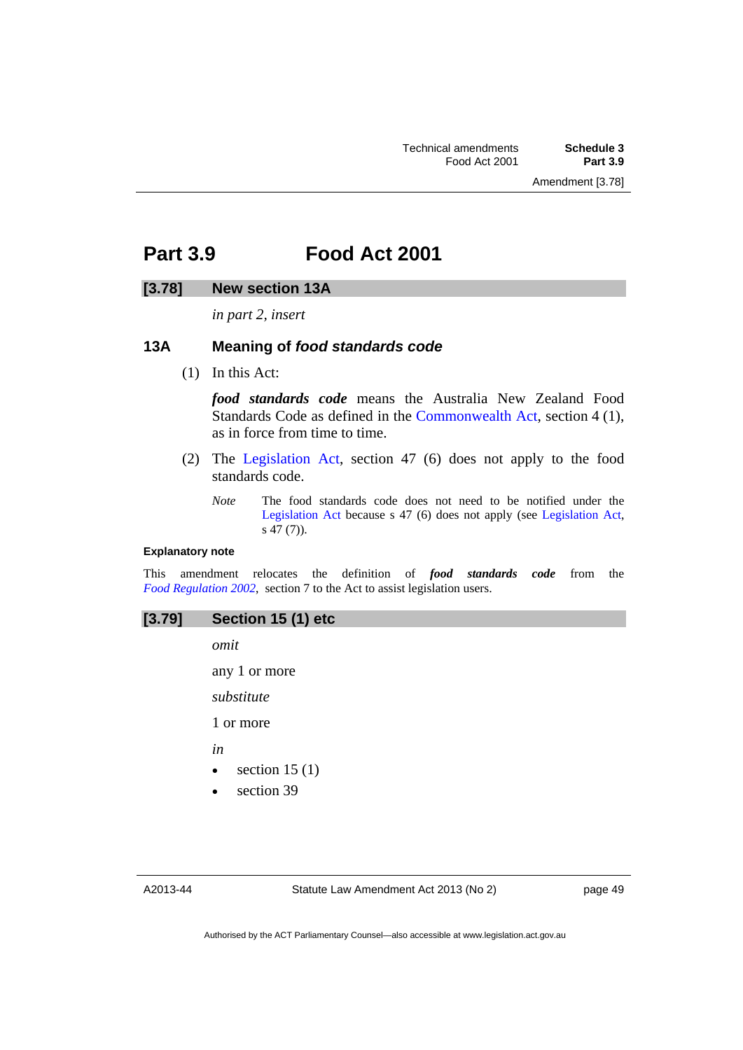# Part 3.9 Food Act 2001

## [3.78] New section 13A

*in part 2, insert*

### 13A Meaning of *food standards code*

(1) In this Act:

***food standards code*** means the Australia New Zealand Food Standards Code as defined in the Commonwealth Act, section 4 (1), as in force from time to time.

(2) The Legislation Act, section 47 (6) does not apply to the food standards code.

*Note* The food standards code does not need to be notified under the Legislation Act because s 47 (6) does not apply (see Legislation Act, s 47 (7)).

**Explanatory note**

This amendment relocates the definition of ***food standards code*** from the *Food Regulation 2002*, section 7 to the Act to assist legislation users.

## [3.79] Section 15 (1) etc

*omit*

any 1 or more

*substitute*

1 or more

*in*

- section 15 (1)
- section 39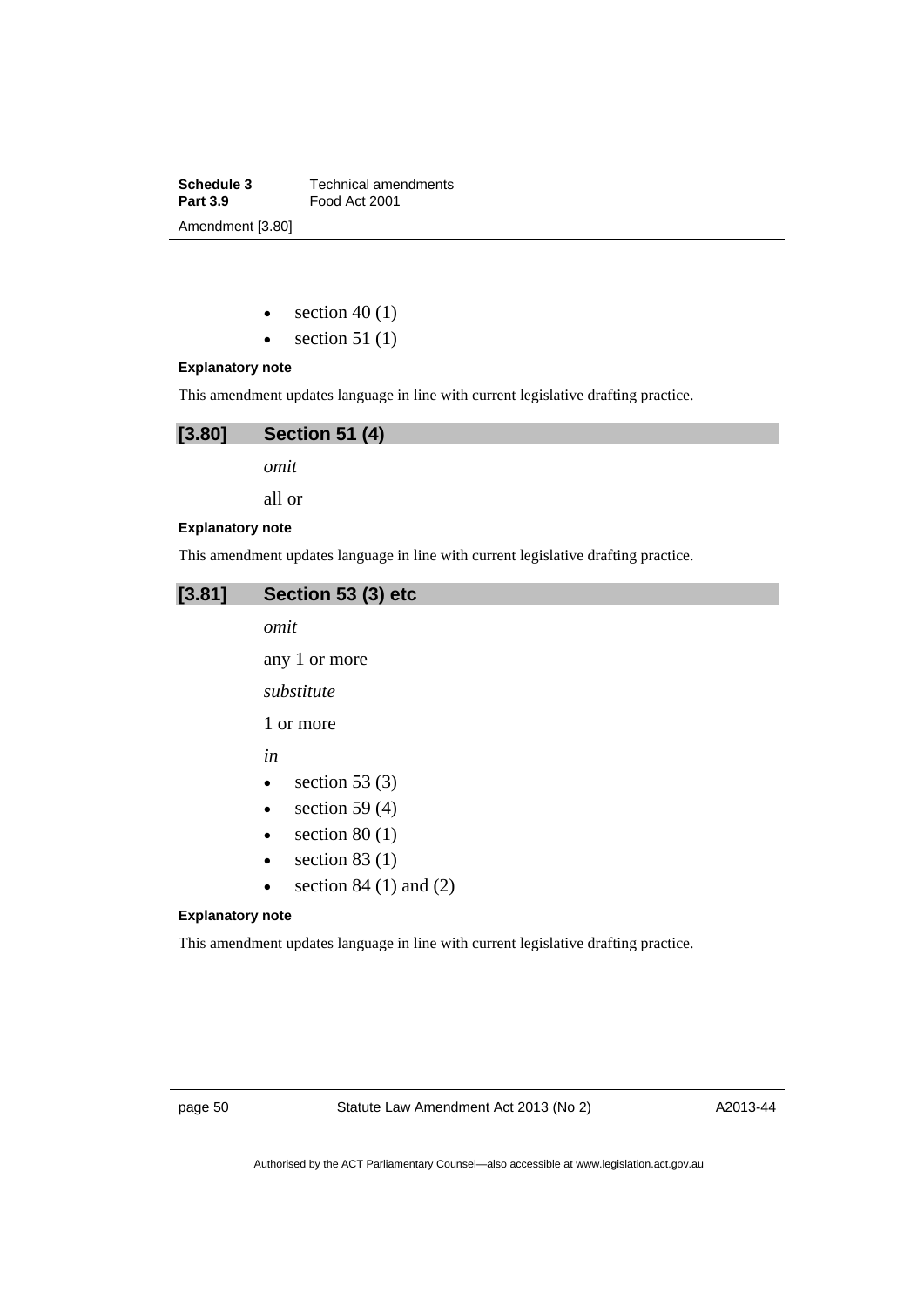- section 40 (1)
- section 51 (1)

**Explanatory note**

This amendment updates language in line with current legislative drafting practice.

## [3.80] Section 51 (4)

*omit*

all or

**Explanatory note**

This amendment updates language in line with current legislative drafting practice.

## [3.81] Section 53 (3) etc

*omit*

any 1 or more

*substitute*

1 or more

*in*

- section 53 (3)
- section 59 (4)
- section 80 (1)
- section 83 (1)
- section 84 (1) and (2)

**Explanatory note**

This amendment updates language in line with current legislative drafting practice.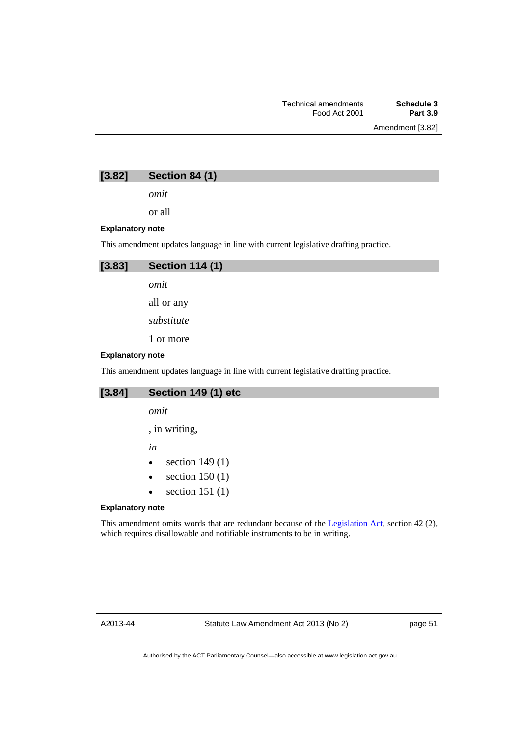## [3.82] Section 84 (1)

*omit*

or all

**Explanatory note**

This amendment updates language in line with current legislative drafting practice.

## [3.83] Section 114 (1)

*omit*

all or any

*substitute*

1 or more

**Explanatory note**

This amendment updates language in line with current legislative drafting practice.

## [3.84] Section 149 (1) etc

*omit*

, in writing,

*in*

- section 149 (1)
- section 150 (1)
- section 151 (1)

**Explanatory note**

This amendment omits words that are redundant because of the Legislation Act, section 42 (2), which requires disallowable and notifiable instruments to be in writing.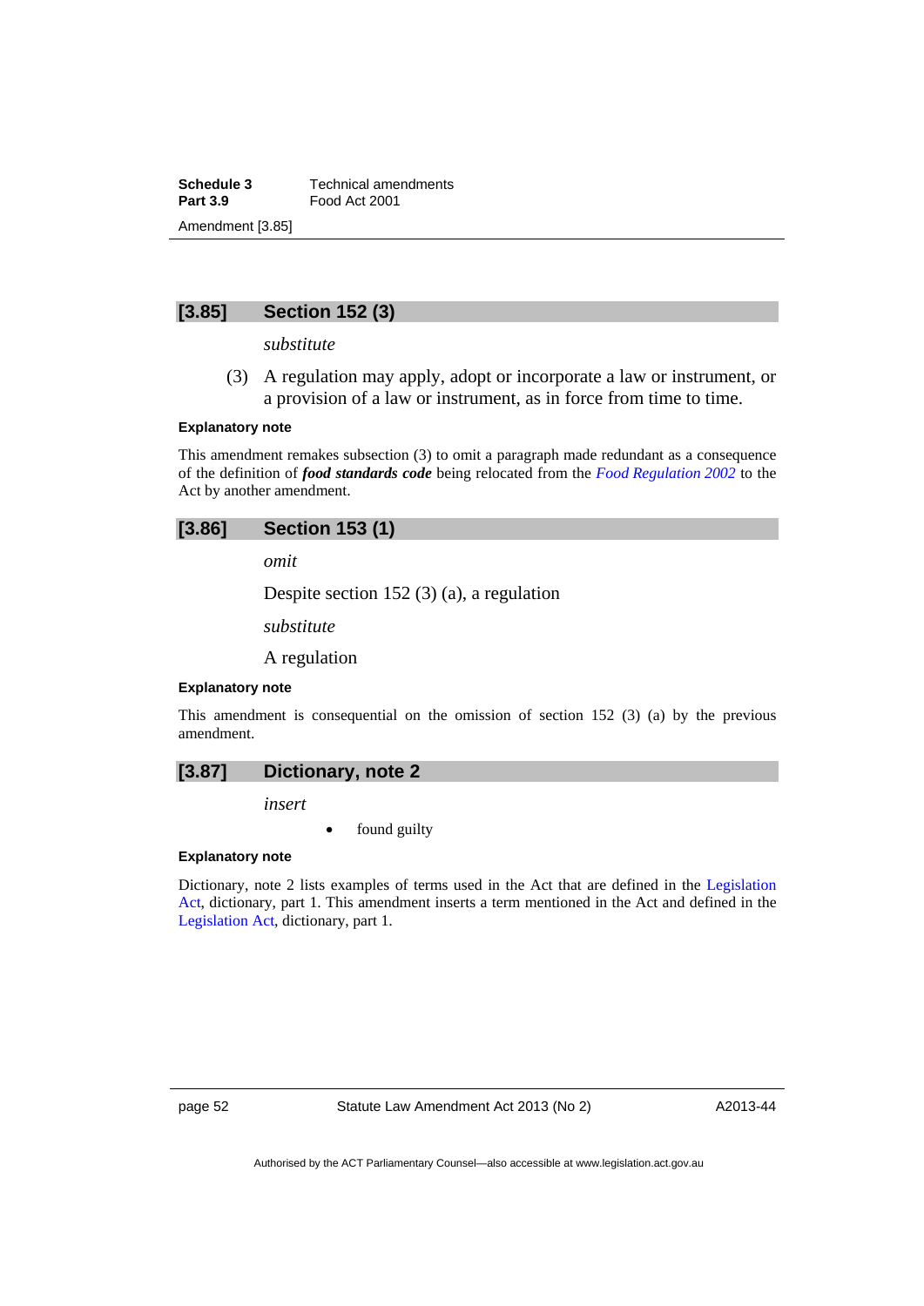### [3.85] Section 152 (3)

*substitute*

(3) A regulation may apply, adopt or incorporate a law or instrument, or a provision of a law or instrument, as in force from time to time.

#### Explanatory note

This amendment remakes subsection (3) to omit a paragraph made redundant as a consequence of the definition of ***food standards code*** being relocated from the *Food Regulation 2002* to the Act by another amendment.

### [3.86] Section 153 (1)

*omit*

Despite section 152 (3) (a), a regulation

*substitute*

A regulation

#### Explanatory note

This amendment is consequential on the omission of section 152 (3) (a) by the previous amendment.

### [3.87] Dictionary, note 2

*insert*

- found guilty

#### Explanatory note

Dictionary, note 2 lists examples of terms used in the Act that are defined in the Legislation Act, dictionary, part 1. This amendment inserts a term mentioned in the Act and defined in the Legislation Act, dictionary, part 1.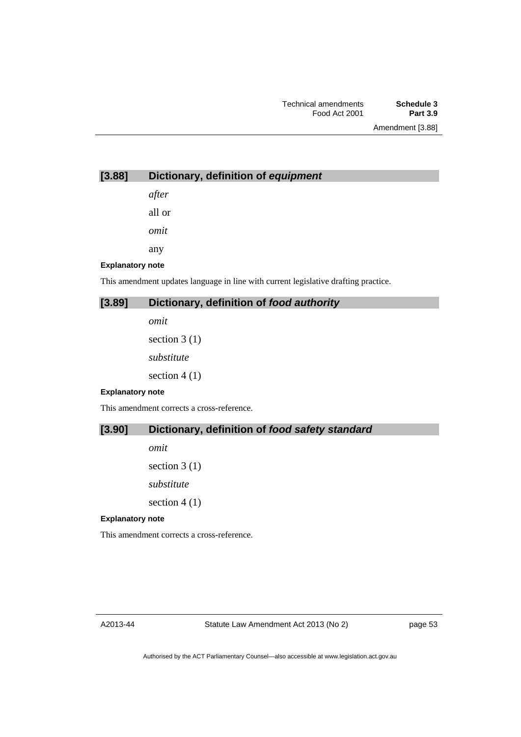## [3.88] Dictionary, definition of ***equipment***

*after*

all or

*omit*

any

**Explanatory note**

This amendment updates language in line with current legislative drafting practice.

## [3.89] Dictionary, definition of ***food authority***

*omit*

section 3 (1)

*substitute*

section 4 (1)

**Explanatory note**

This amendment corrects a cross-reference.

## [3.90] Dictionary, definition of ***food safety standard***

*omit*

section 3 (1)

*substitute*

section 4 (1)

**Explanatory note**

This amendment corrects a cross-reference.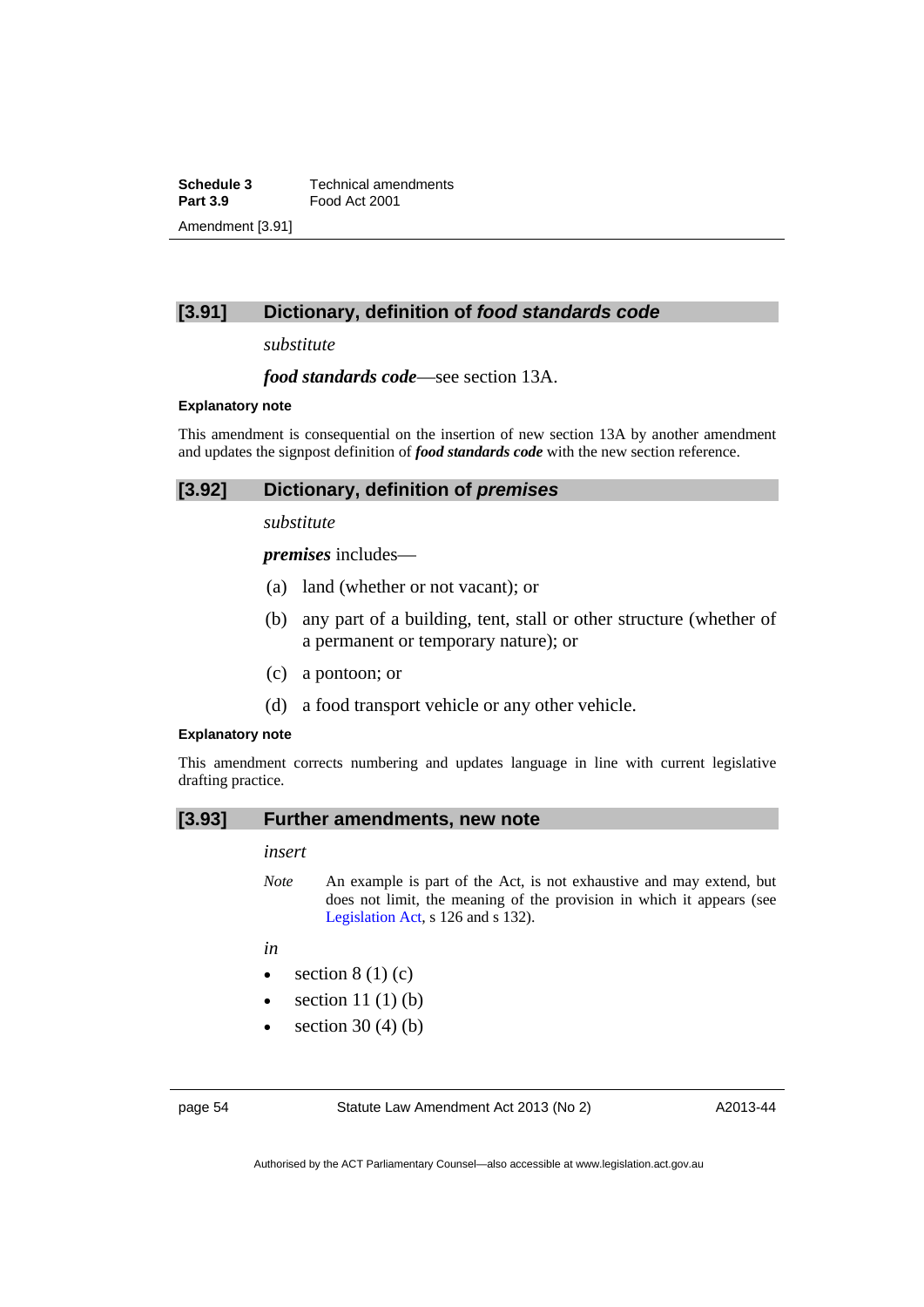## [3.91] Dictionary, definition of *food standards code*

*substitute*

***food standards code***—see section 13A.

**Explanatory note**

This amendment is consequential on the insertion of new section 13A by another amendment and updates the signpost definition of ***food standards code*** with the new section reference.

## [3.92] Dictionary, definition of *premises*

*substitute*

***premises*** includes—

(a) land (whether or not vacant); or

(b) any part of a building, tent, stall or other structure (whether of a permanent or temporary nature); or

(c) a pontoon; or

(d) a food transport vehicle or any other vehicle.

**Explanatory note**

This amendment corrects numbering and updates language in line with current legislative drafting practice.

## [3.93] Further amendments, new note

*insert*

*Note* An example is part of the Act, is not exhaustive and may extend, but does not limit, the meaning of the provision in which it appears (see Legislation Act, s 126 and s 132).

*in*

- section 8 (1) (c)
- section 11 (1) (b)
- section 30 (4) (b)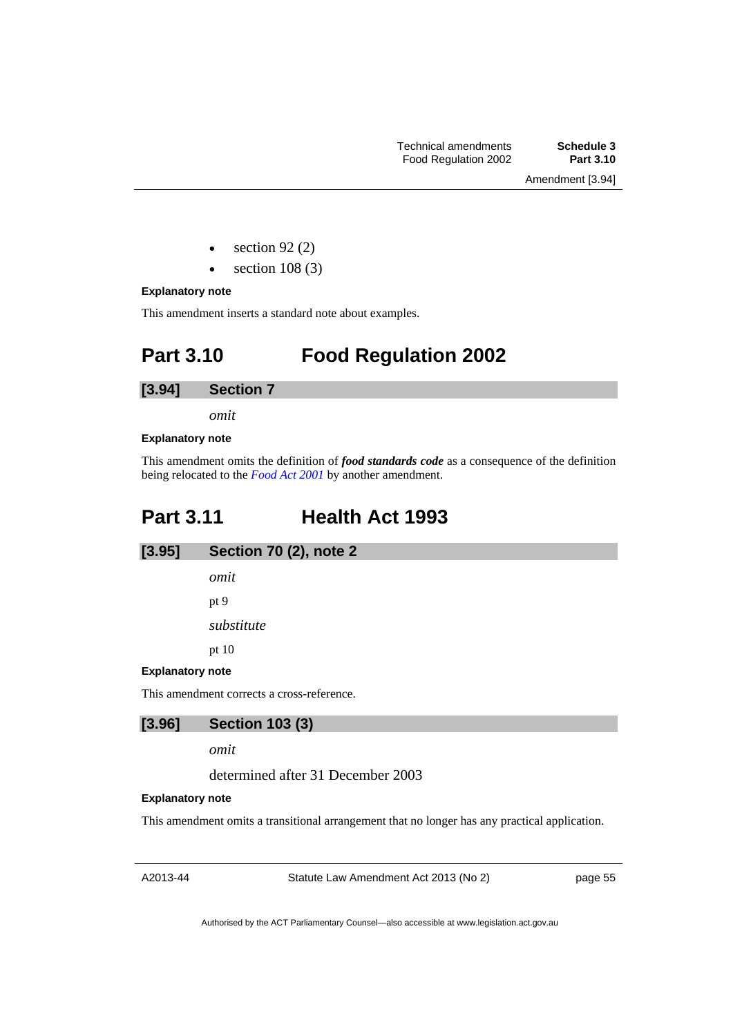- section 92 (2)
- section 108 (3)

**Explanatory note**

This amendment inserts a standard note about examples.

# Part 3.10 Food Regulation 2002

## [3.94] Section 7

*omit*

**Explanatory note**

This amendment omits the definition of ***food standards code*** as a consequence of the definition being relocated to the *Food Act 2001* by another amendment.

# Part 3.11 Health Act 1993

## [3.95] Section 70 (2), note 2

*omit*

pt 9

*substitute*

pt 10

**Explanatory note**

This amendment corrects a cross-reference.

## [3.96] Section 103 (3)

*omit*

determined after 31 December 2003

**Explanatory note**

This amendment omits a transitional arrangement that no longer has any practical application.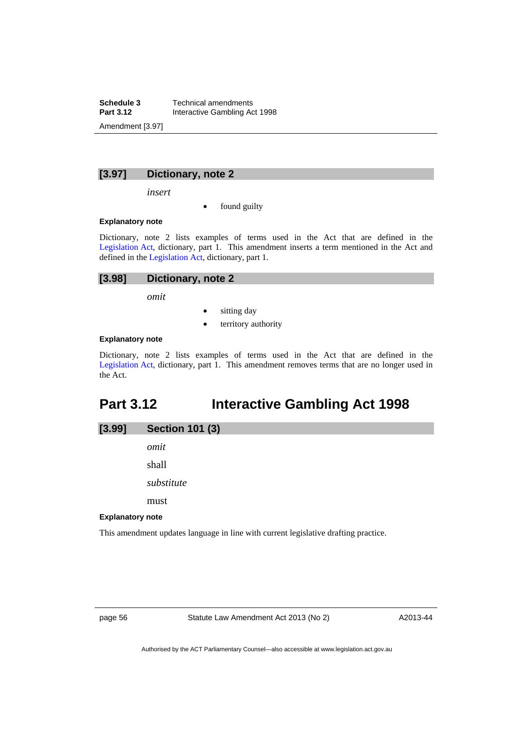### [3.97] Dictionary, note 2

*insert*

- found guilty

#### Explanatory note

Dictionary, note 2 lists examples of terms used in the Act that are defined in the Legislation Act, dictionary, part 1. This amendment inserts a term mentioned in the Act and defined in the Legislation Act, dictionary, part 1.

### [3.98] Dictionary, note 2

*omit*

- sitting day
- territory authority

#### Explanatory note

Dictionary, note 2 lists examples of terms used in the Act that are defined in the Legislation Act, dictionary, part 1. This amendment removes terms that are no longer used in the Act.

## Part 3.12 Interactive Gambling Act 1998

### [3.99] Section 101 (3)

*omit*

shall

*substitute*

must

#### Explanatory note

This amendment updates language in line with current legislative drafting practice.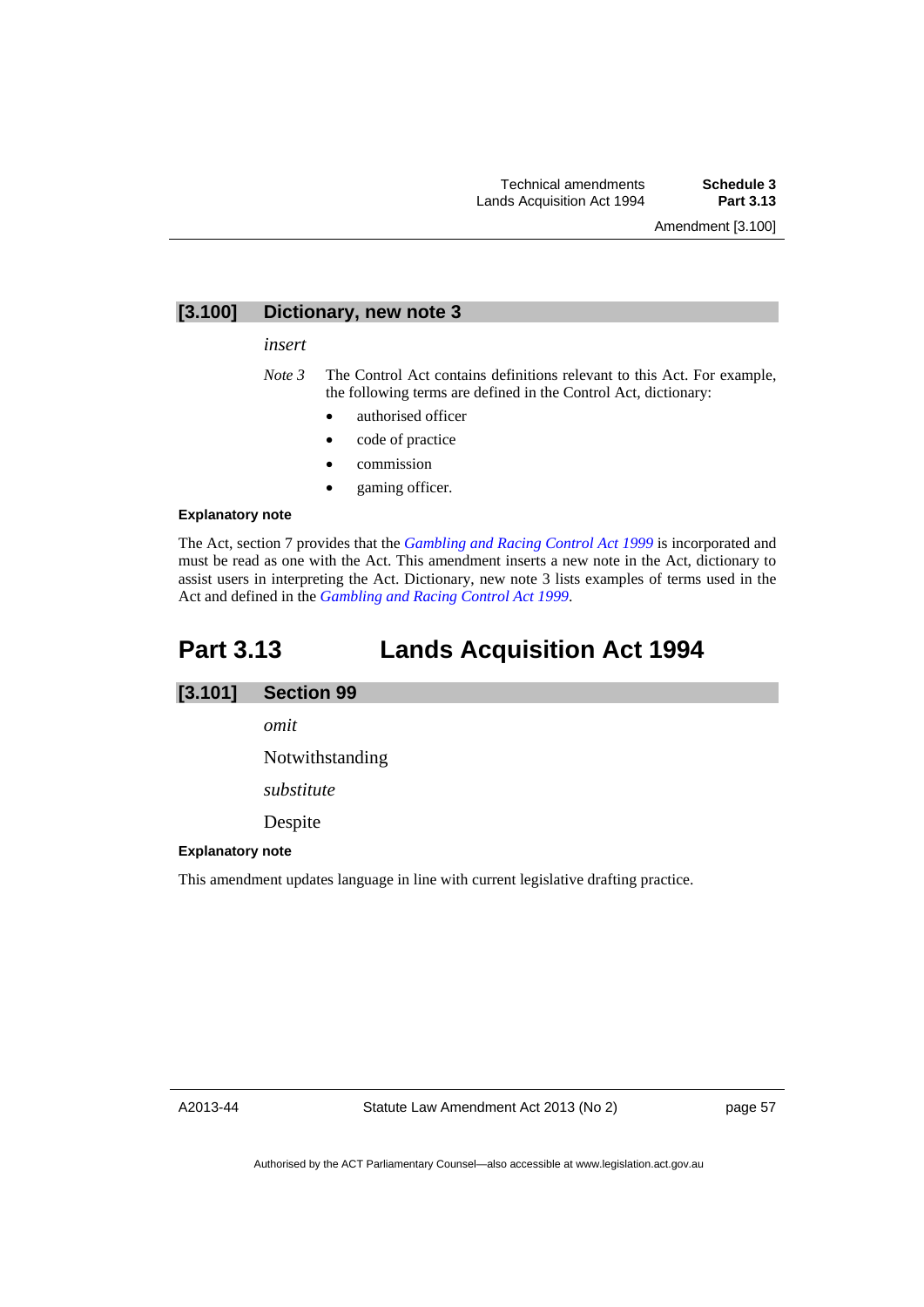### [3.100] Dictionary, new note 3

*insert*

*Note 3* The Control Act contains definitions relevant to this Act. For example, the following terms are defined in the Control Act, dictionary:

- authorised officer
- code of practice
- commission
- gaming officer.

**Explanatory note**

The Act, section 7 provides that the *Gambling and Racing Control Act 1999* is incorporated and must be read as one with the Act. This amendment inserts a new note in the Act, dictionary to assist users in interpreting the Act. Dictionary, new note 3 lists examples of terms used in the Act and defined in the *Gambling and Racing Control Act 1999*.

## Part 3.13 Lands Acquisition Act 1994

### [3.101] Section 99

*omit*

Notwithstanding

*substitute*

Despite

**Explanatory note**

This amendment updates language in line with current legislative drafting practice.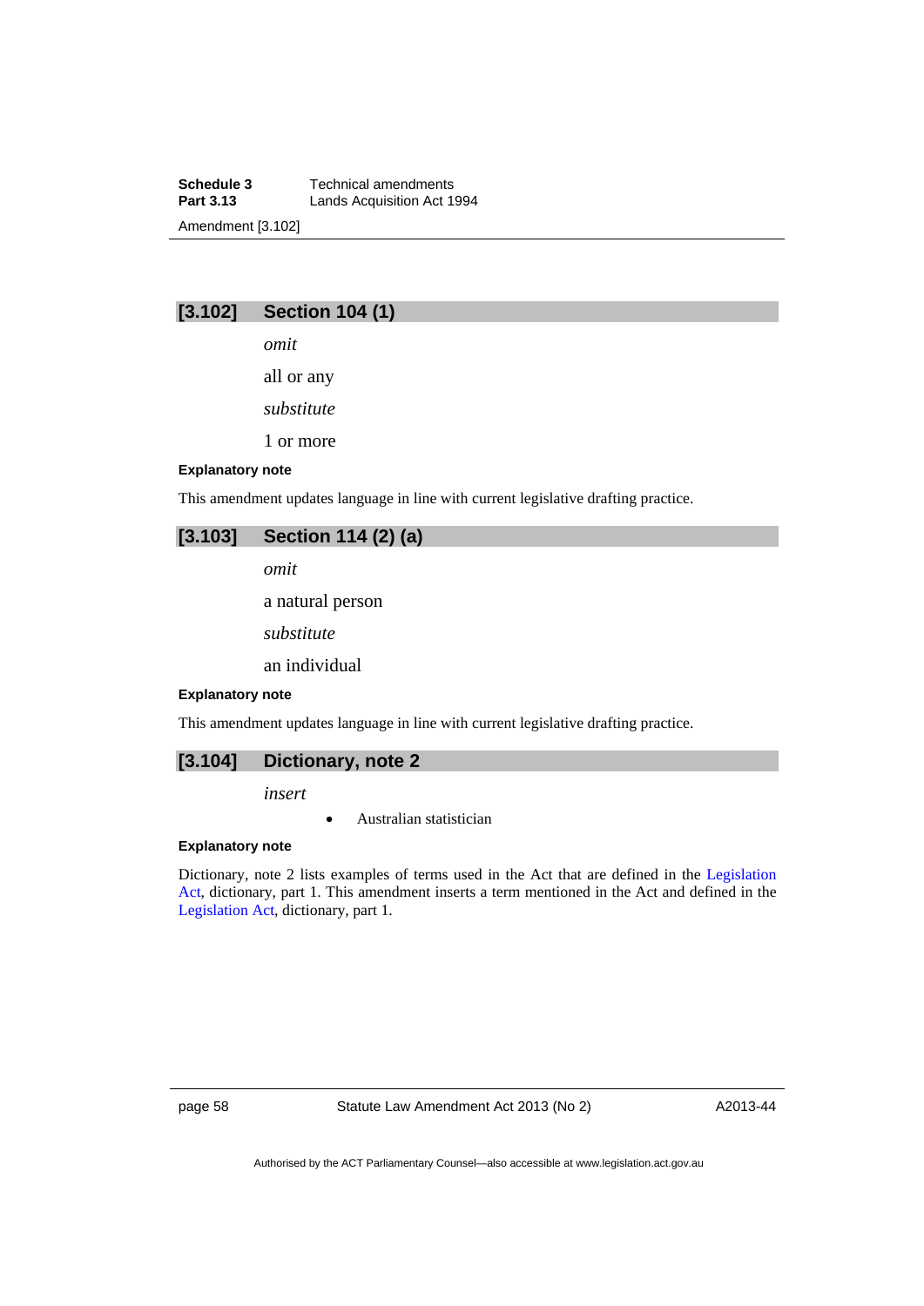## [3.102] Section 104 (1)

*omit*

all or any

*substitute*

1 or more

**Explanatory note**

This amendment updates language in line with current legislative drafting practice.

## [3.103] Section 114 (2) (a)

*omit*

a natural person

*substitute*

an individual

**Explanatory note**

This amendment updates language in line with current legislative drafting practice.

## [3.104] Dictionary, note 2

*insert*

- Australian statistician

**Explanatory note**

Dictionary, note 2 lists examples of terms used in the Act that are defined in the Legislation Act, dictionary, part 1. This amendment inserts a term mentioned in the Act and defined in the Legislation Act, dictionary, part 1.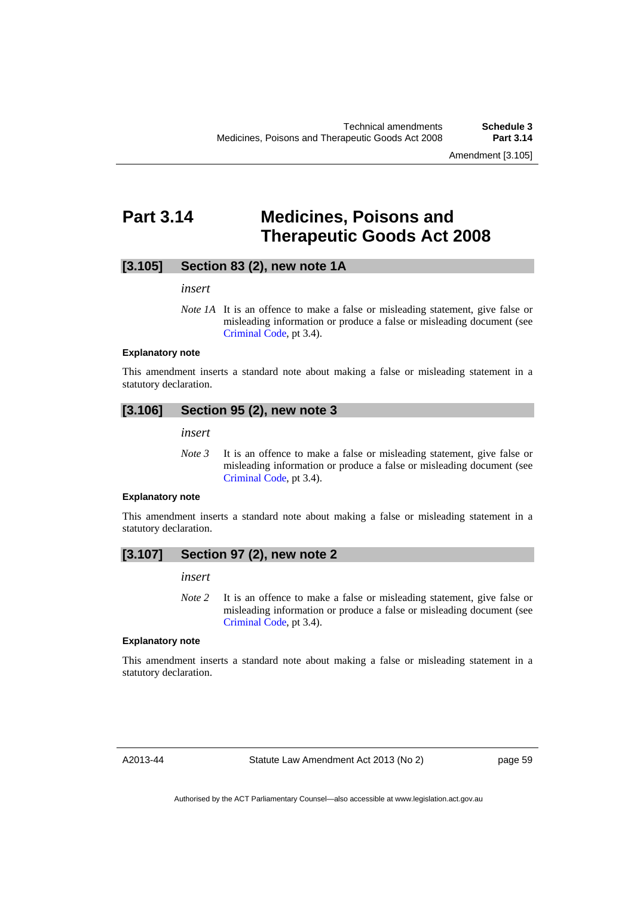# Part 3.14 Medicines, Poisons and Therapeutic Goods Act 2008

## [3.105] Section 83 (2), new note 1A

*insert*

*Note 1A* It is an offence to make a false or misleading statement, give false or misleading information or produce a false or misleading document (see Criminal Code, pt 3.4).

**Explanatory note**

This amendment inserts a standard note about making a false or misleading statement in a statutory declaration.

## [3.106] Section 95 (2), new note 3

*insert*

*Note 3* It is an offence to make a false or misleading statement, give false or misleading information or produce a false or misleading document (see Criminal Code, pt 3.4).

**Explanatory note**

This amendment inserts a standard note about making a false or misleading statement in a statutory declaration.

## [3.107] Section 97 (2), new note 2

*insert*

*Note 2* It is an offence to make a false or misleading statement, give false or misleading information or produce a false or misleading document (see Criminal Code, pt 3.4).

**Explanatory note**

This amendment inserts a standard note about making a false or misleading statement in a statutory declaration.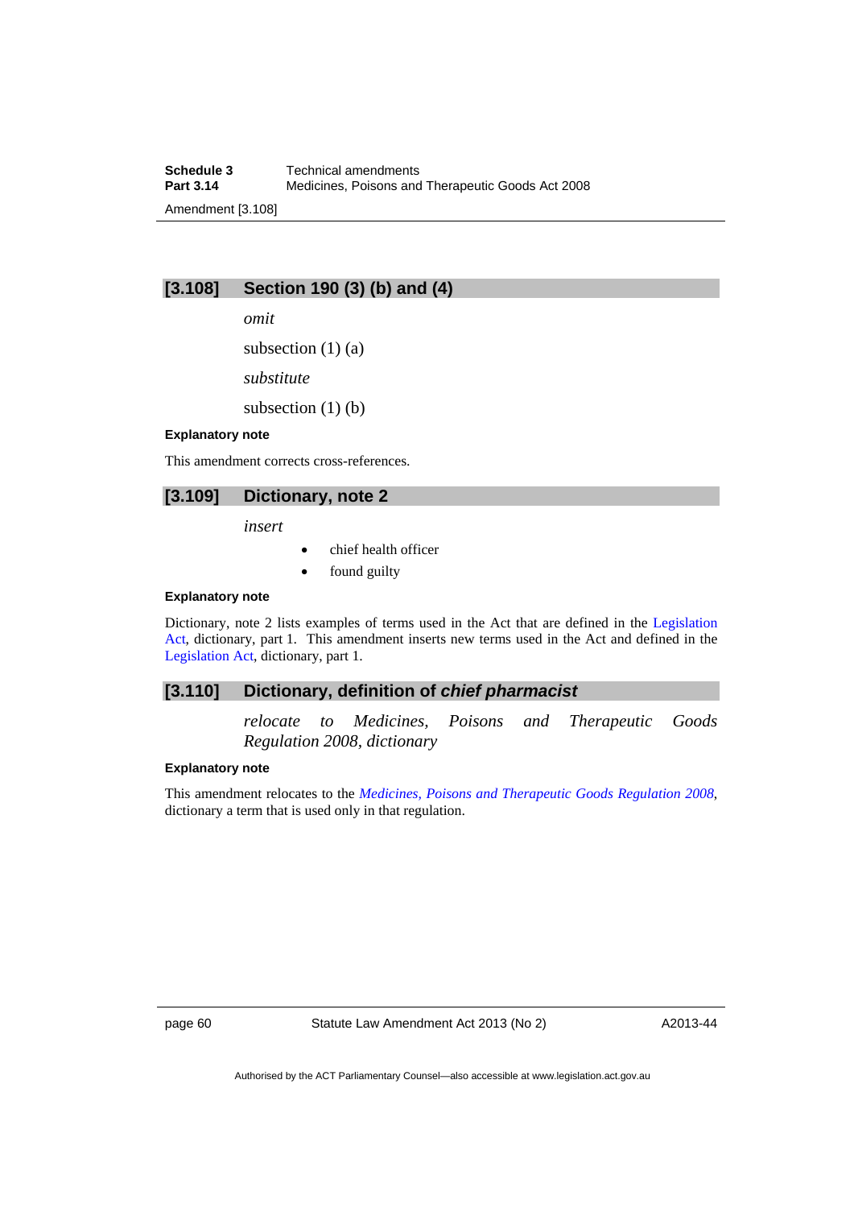## [3.108] Section 190 (3) (b) and (4)

*omit*

subsection (1) (a)

*substitute*

subsection (1) (b)

**Explanatory note**

This amendment corrects cross-references.

## [3.109] Dictionary, note 2

*insert*

- chief health officer
- found guilty

**Explanatory note**

Dictionary, note 2 lists examples of terms used in the Act that are defined in the Legislation Act, dictionary, part 1. This amendment inserts new terms used in the Act and defined in the Legislation Act, dictionary, part 1.

## [3.110] Dictionary, definition of *chief pharmacist*

*relocate to Medicines, Poisons and Therapeutic Goods Regulation 2008, dictionary*

**Explanatory note**

This amendment relocates to the *Medicines, Poisons and Therapeutic Goods Regulation 2008*, dictionary a term that is used only in that regulation.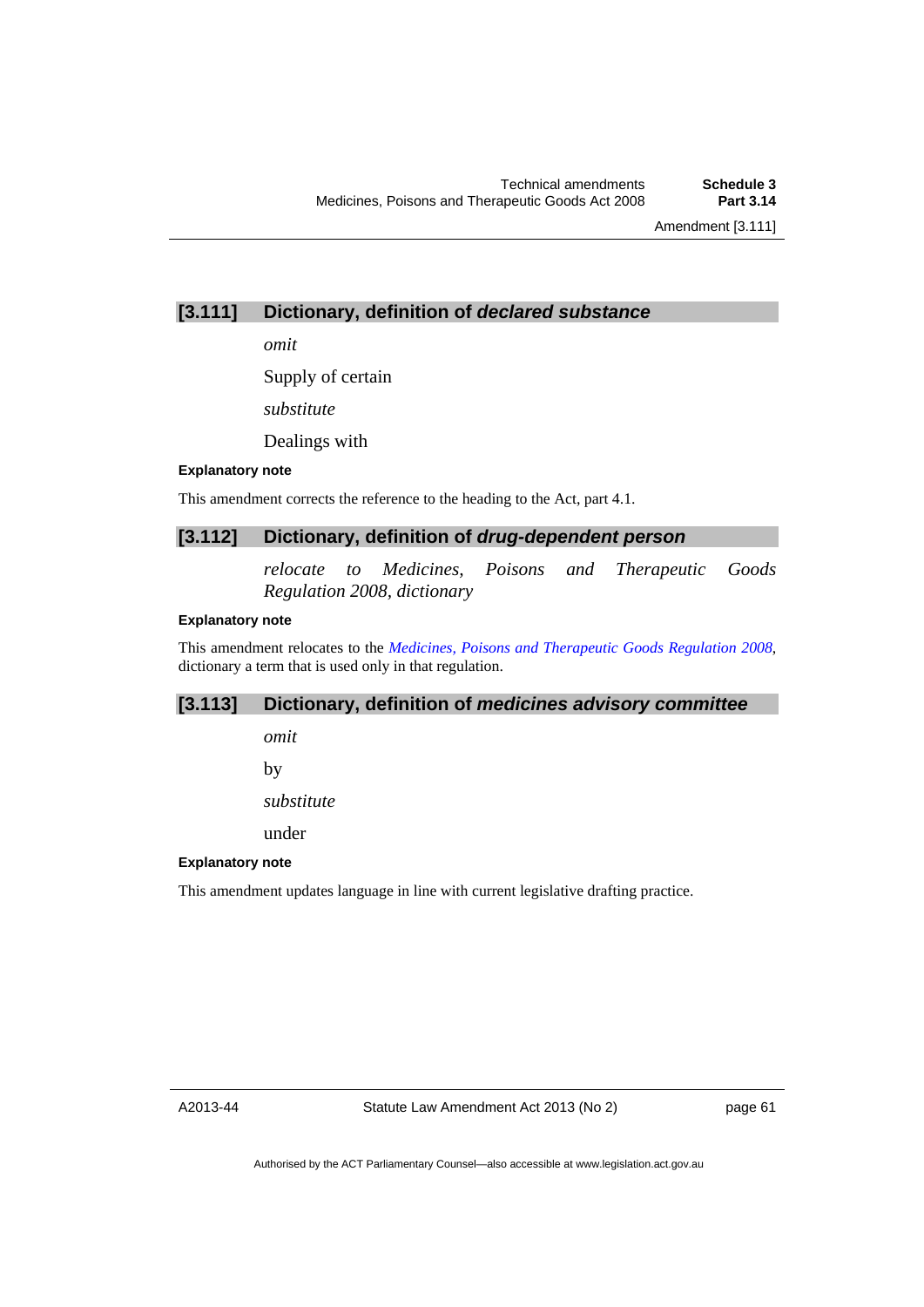## [3.111] Dictionary, definition of ***declared substance***

*omit*

Supply of certain

*substitute*

Dealings with

**Explanatory note**

This amendment corrects the reference to the heading to the Act, part 4.1.

## [3.112] Dictionary, definition of ***drug-dependent person***

*relocate to Medicines, Poisons and Therapeutic Goods Regulation 2008, dictionary*

**Explanatory note**

This amendment relocates to the *Medicines, Poisons and Therapeutic Goods Regulation 2008*, dictionary a term that is used only in that regulation.

## [3.113] Dictionary, definition of ***medicines advisory committee***

*omit*

by

*substitute*

under

**Explanatory note**

This amendment updates language in line with current legislative drafting practice.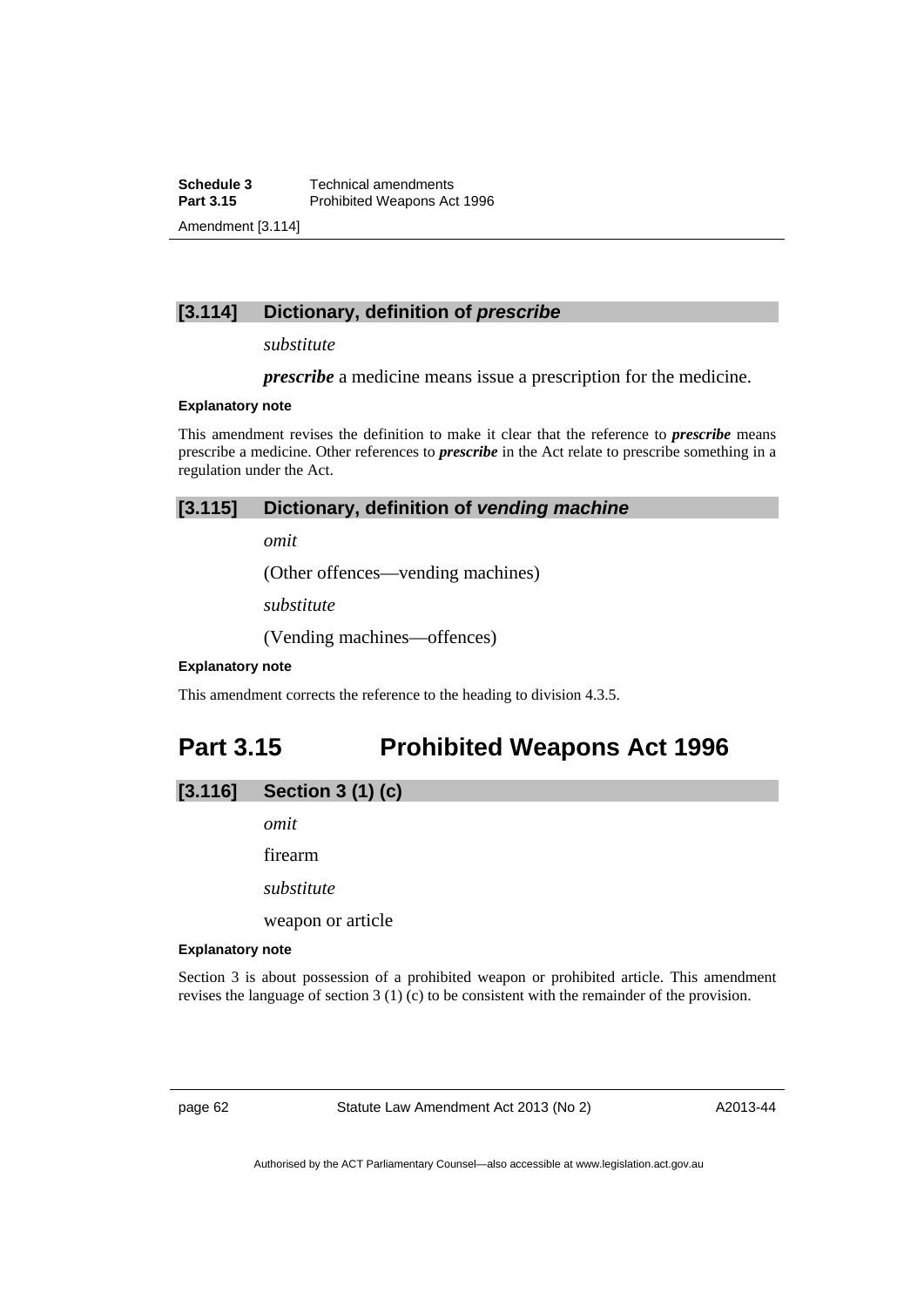### [3.114] Dictionary, definition of *prescribe*

*substitute*

***prescribe*** a medicine means issue a prescription for the medicine.

**Explanatory note**

This amendment revises the definition to make it clear that the reference to ***prescribe*** means prescribe a medicine. Other references to ***prescribe*** in the Act relate to prescribe something in a regulation under the Act.

### [3.115] Dictionary, definition of *vending machine*

*omit*

(Other offences—vending machines)

*substitute*

(Vending machines—offences)

**Explanatory note**

This amendment corrects the reference to the heading to division 4.3.5.

## Part 3.15 Prohibited Weapons Act 1996

### [3.116] Section 3 (1) (c)

*omit*

firearm

*substitute*

weapon or article

**Explanatory note**

Section 3 is about possession of a prohibited weapon or prohibited article. This amendment revises the language of section 3 (1) (c) to be consistent with the remainder of the provision.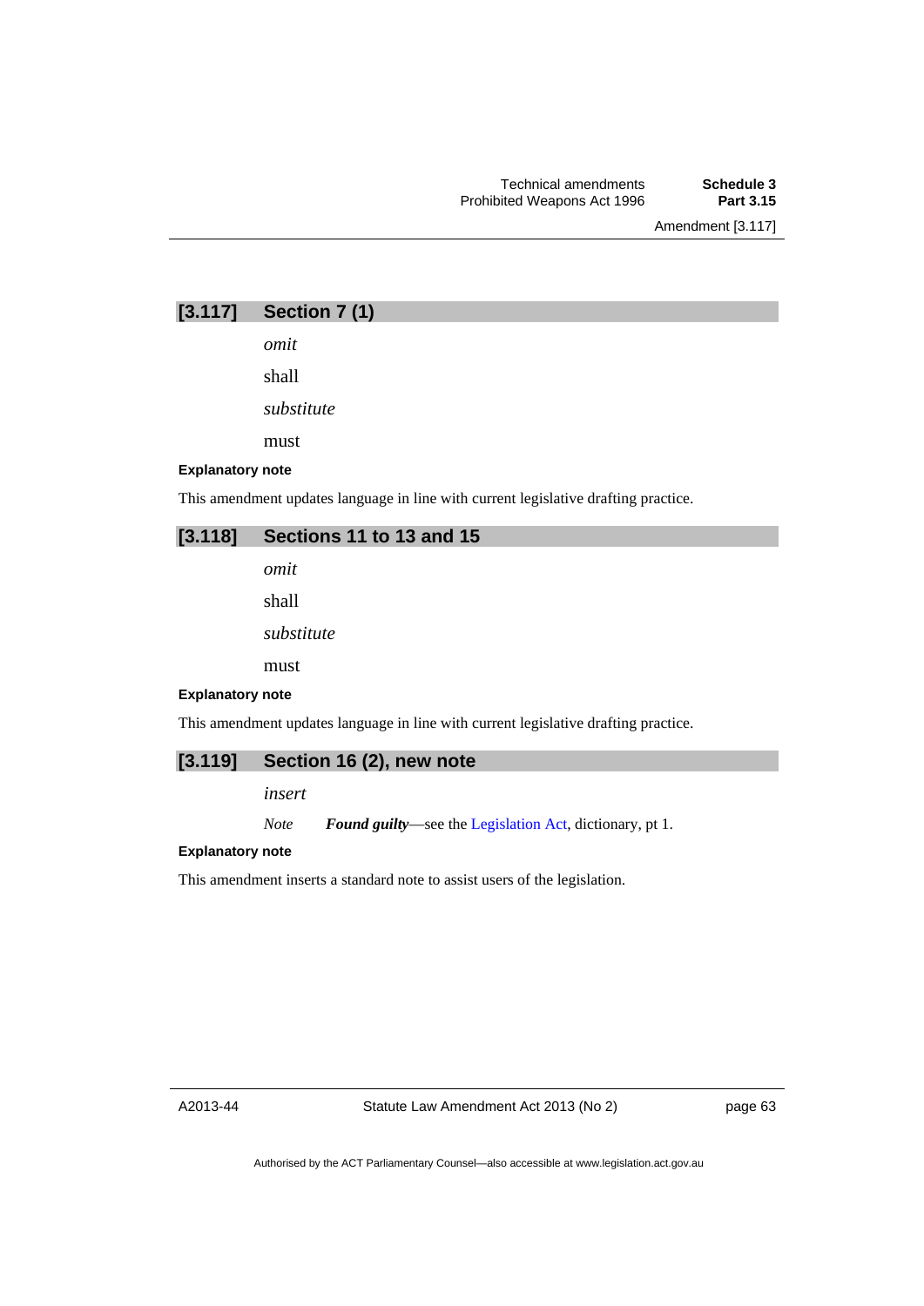## [3.117] Section 7 (1)

*omit*

shall

*substitute*

must

**Explanatory note**

This amendment updates language in line with current legislative drafting practice.

## [3.118] Sections 11 to 13 and 15

*omit*

shall

*substitute*

must

**Explanatory note**

This amendment updates language in line with current legislative drafting practice.

## [3.119] Section 16 (2), new note

*insert*

*Note* ***Found guilty***—see the Legislation Act, dictionary, pt 1.

**Explanatory note**

This amendment inserts a standard note to assist users of the legislation.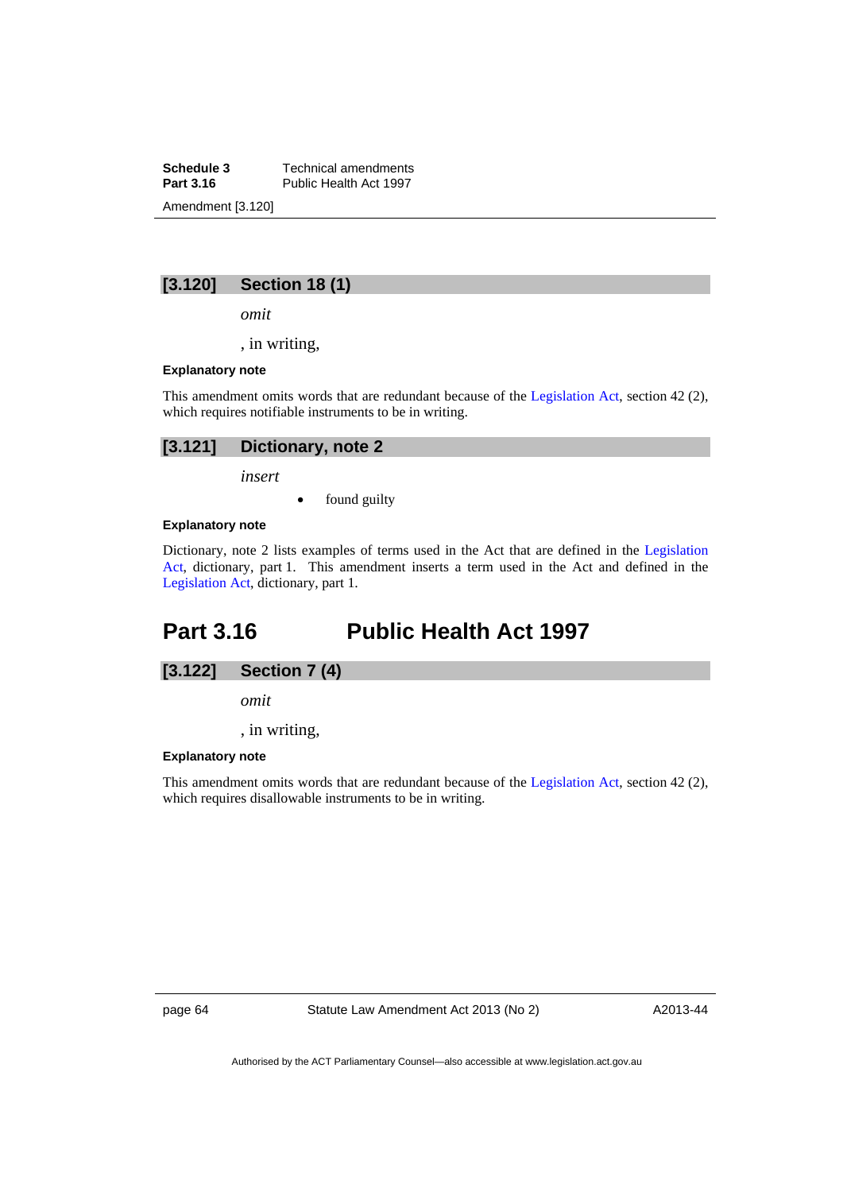### [3.120] Section 18 (1)

*omit*

, in writing,

**Explanatory note**

This amendment omits words that are redundant because of the Legislation Act, section 42 (2), which requires notifiable instruments to be in writing.

### [3.121] Dictionary, note 2

*insert*

- found guilty

**Explanatory note**

Dictionary, note 2 lists examples of terms used in the Act that are defined in the Legislation Act, dictionary, part 1. This amendment inserts a term used in the Act and defined in the Legislation Act, dictionary, part 1.

## Part 3.16 Public Health Act 1997

### [3.122] Section 7 (4)

*omit*

, in writing,

**Explanatory note**

This amendment omits words that are redundant because of the Legislation Act, section 42 (2), which requires disallowable instruments to be in writing.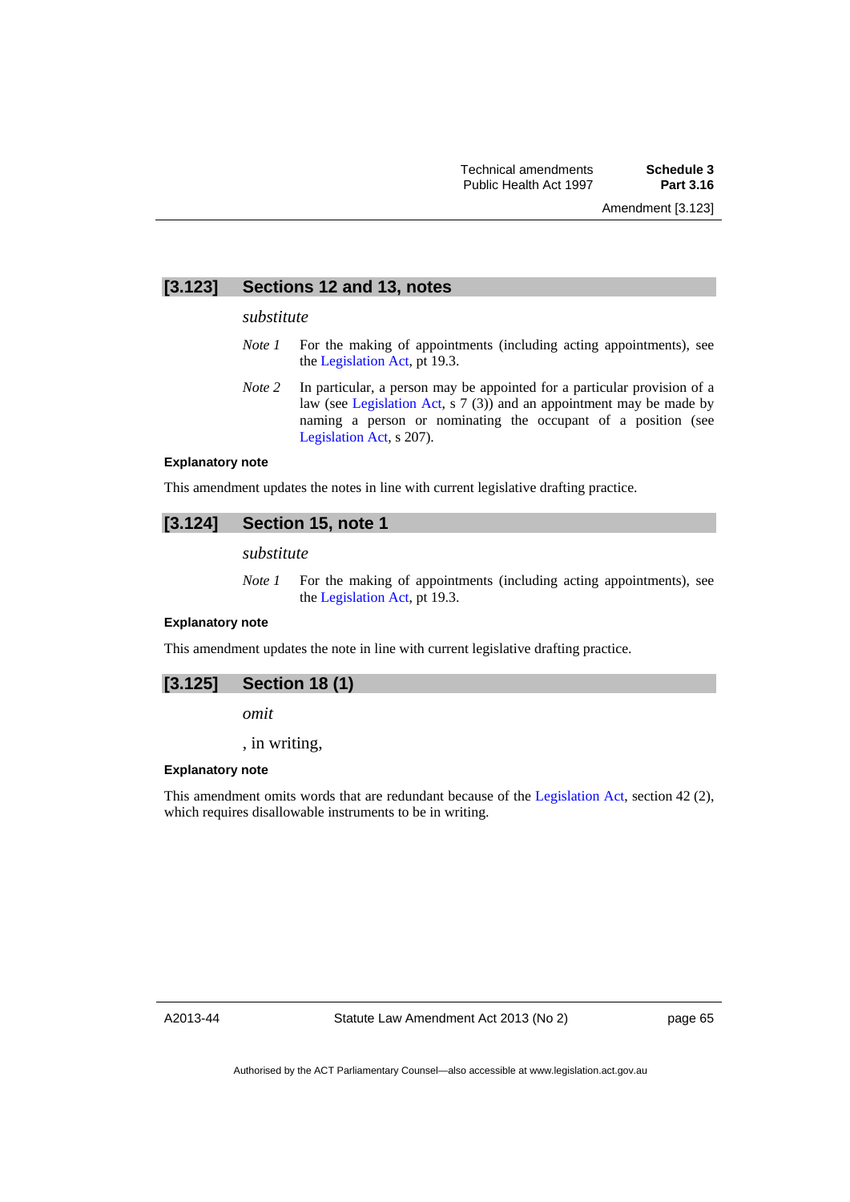## [3.123] Sections 12 and 13, notes

*substitute*

*Note 1* For the making of appointments (including acting appointments), see the Legislation Act, pt 19.3.

*Note 2* In particular, a person may be appointed for a particular provision of a law (see Legislation Act, s 7 (3)) and an appointment may be made by naming a person or nominating the occupant of a position (see Legislation Act, s 207).

**Explanatory note**

This amendment updates the notes in line with current legislative drafting practice.

## [3.124] Section 15, note 1

*substitute*

*Note 1* For the making of appointments (including acting appointments), see the Legislation Act, pt 19.3.

**Explanatory note**

This amendment updates the note in line with current legislative drafting practice.

## [3.125] Section 18 (1)

*omit*

, in writing,

**Explanatory note**

This amendment omits words that are redundant because of the Legislation Act, section 42 (2), which requires disallowable instruments to be in writing.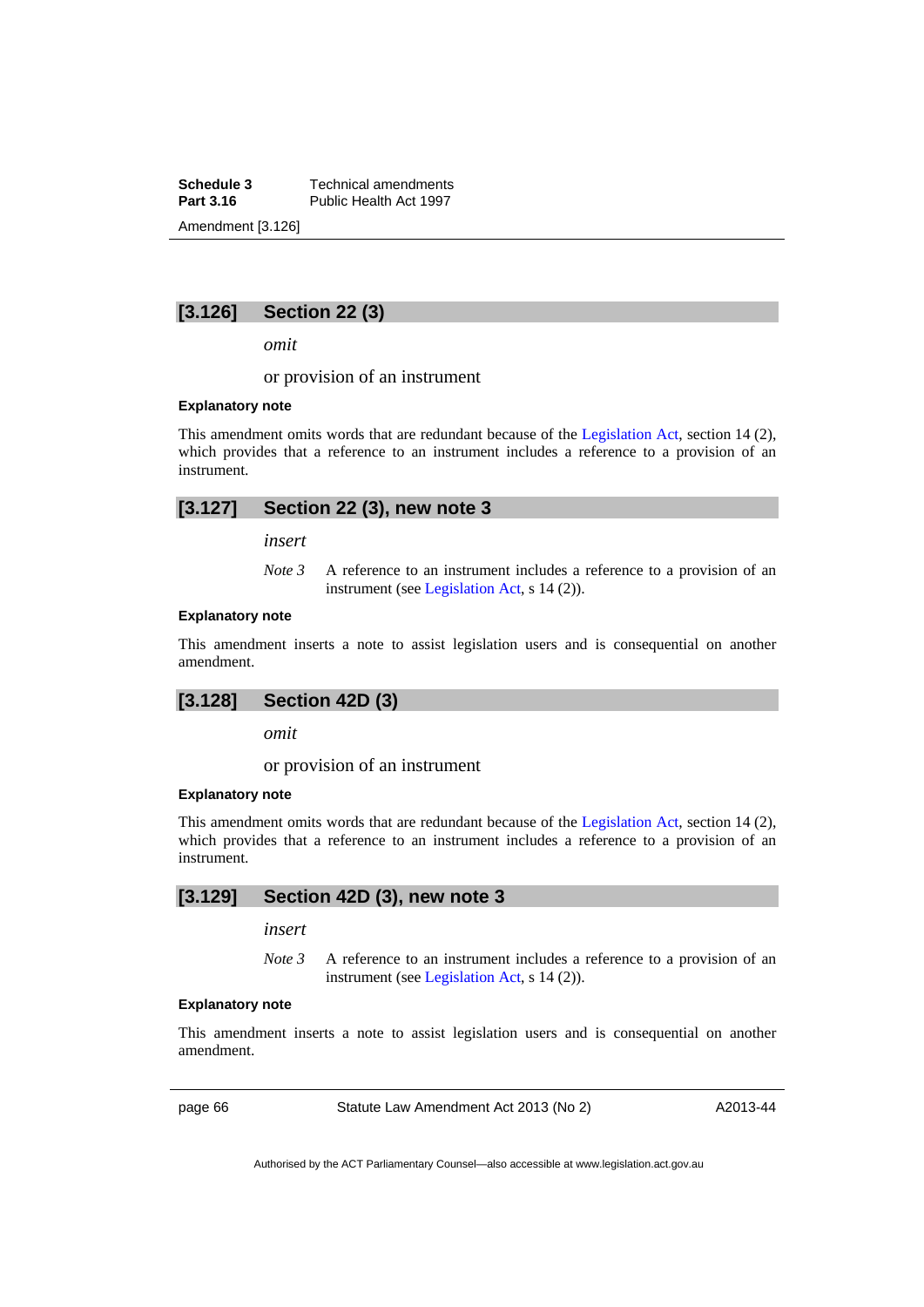## [3.126] Section 22 (3)

*omit*

or provision of an instrument

**Explanatory note**

This amendment omits words that are redundant because of the Legislation Act, section 14 (2), which provides that a reference to an instrument includes a reference to a provision of an instrument.

## [3.127] Section 22 (3), new note 3

*insert*

*Note 3* A reference to an instrument includes a reference to a provision of an instrument (see Legislation Act, s 14 (2)).

**Explanatory note**

This amendment inserts a note to assist legislation users and is consequential on another amendment.

## [3.128] Section 42D (3)

*omit*

or provision of an instrument

**Explanatory note**

This amendment omits words that are redundant because of the Legislation Act, section 14 (2), which provides that a reference to an instrument includes a reference to a provision of an instrument.

## [3.129] Section 42D (3), new note 3

*insert*

*Note 3* A reference to an instrument includes a reference to a provision of an instrument (see Legislation Act, s 14 (2)).

**Explanatory note**

This amendment inserts a note to assist legislation users and is consequential on another amendment.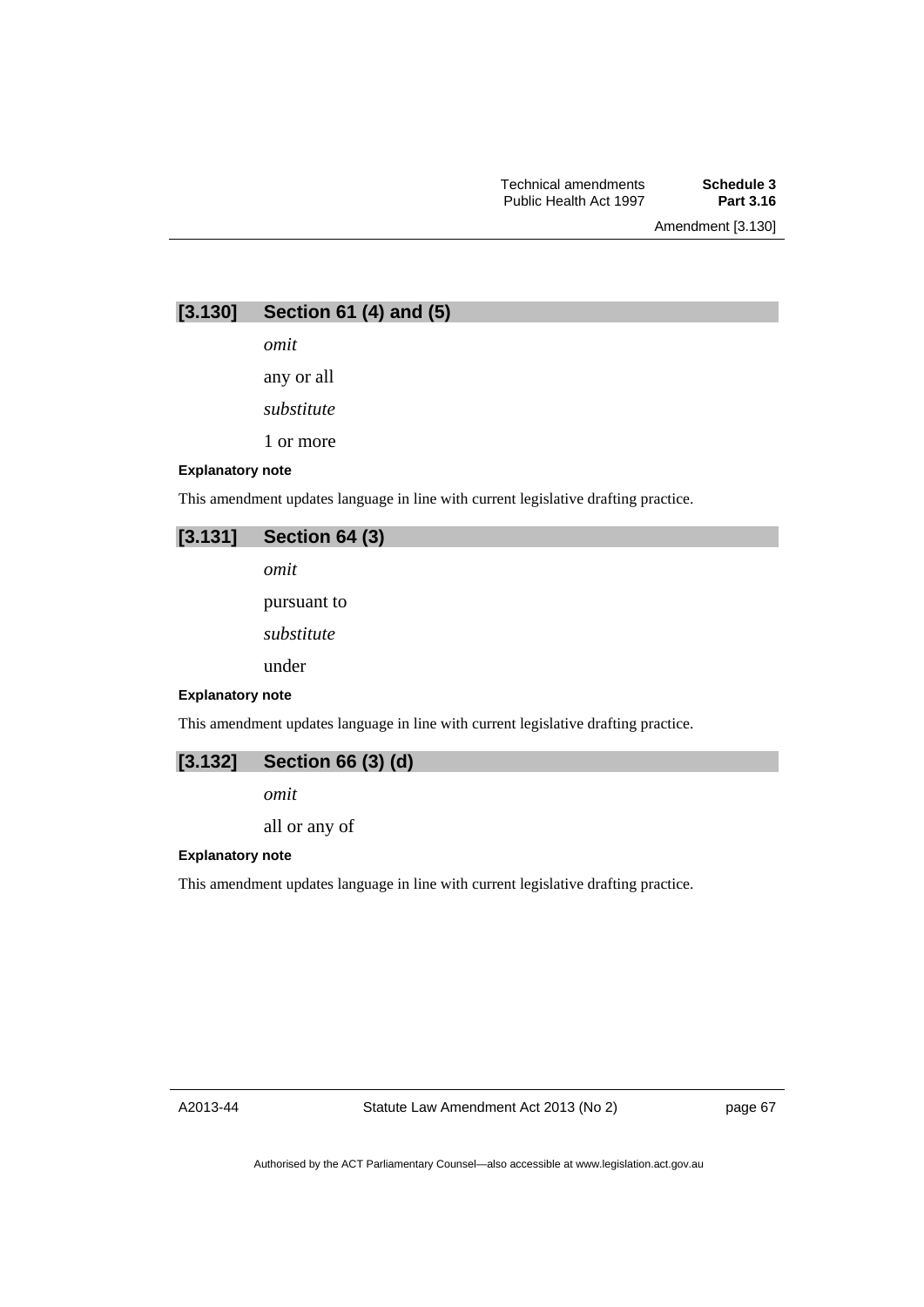## [3.130] Section 61 (4) and (5)

*omit*

any or all

*substitute*

1 or more

**Explanatory note**

This amendment updates language in line with current legislative drafting practice.

## [3.131] Section 64 (3)

*omit*

pursuant to

*substitute*

under

**Explanatory note**

This amendment updates language in line with current legislative drafting practice.

## [3.132] Section 66 (3) (d)

*omit*

all or any of

**Explanatory note**

This amendment updates language in line with current legislative drafting practice.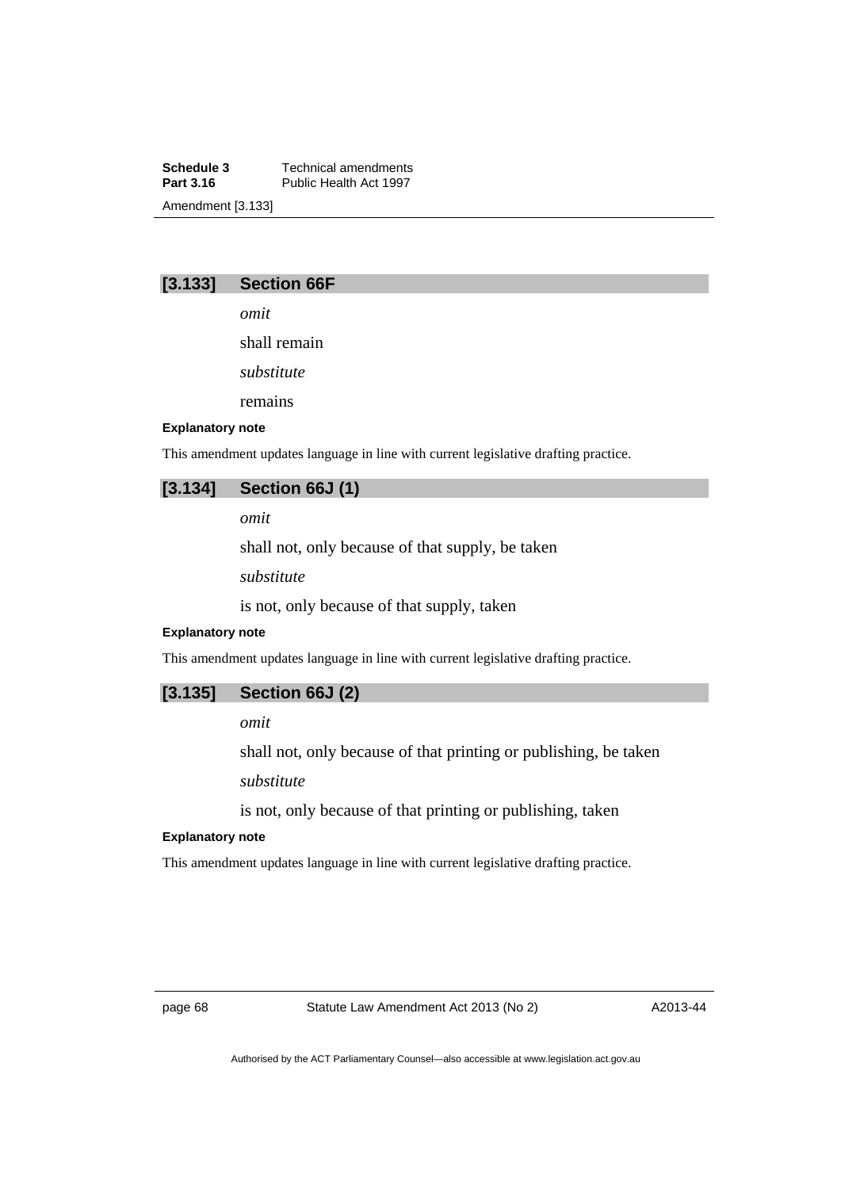## [3.133] Section 66F

*omit*

shall remain

*substitute*

remains

**Explanatory note**

This amendment updates language in line with current legislative drafting practice.

## [3.134] Section 66J (1)

*omit*

shall not, only because of that supply, be taken

*substitute*

is not, only because of that supply, taken

**Explanatory note**

This amendment updates language in line with current legislative drafting practice.

## [3.135] Section 66J (2)

*omit*

shall not, only because of that printing or publishing, be taken

*substitute*

is not, only because of that printing or publishing, taken

**Explanatory note**

This amendment updates language in line with current legislative drafting practice.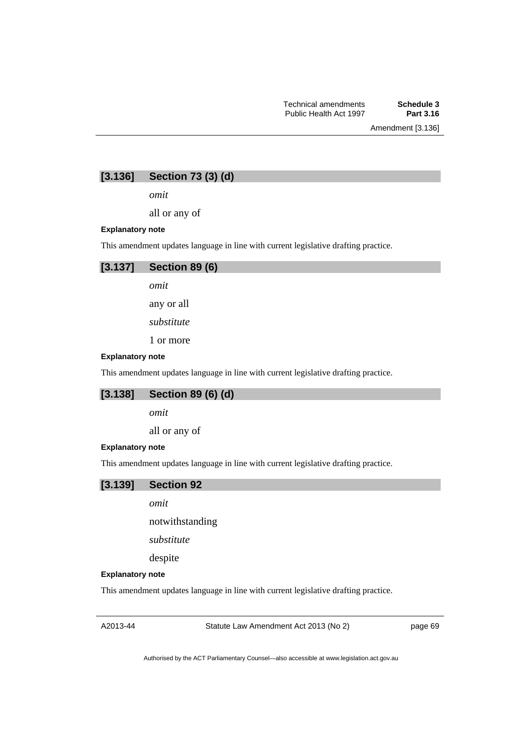## [3.136] Section 73 (3) (d)

*omit*

all or any of

**Explanatory note**

This amendment updates language in line with current legislative drafting practice.

## [3.137] Section 89 (6)

*omit*

any or all

*substitute*

1 or more

**Explanatory note**

This amendment updates language in line with current legislative drafting practice.

## [3.138] Section 89 (6) (d)

*omit*

all or any of

**Explanatory note**

This amendment updates language in line with current legislative drafting practice.

## [3.139] Section 92

*omit*

notwithstanding

*substitute*

despite

**Explanatory note**

This amendment updates language in line with current legislative drafting practice.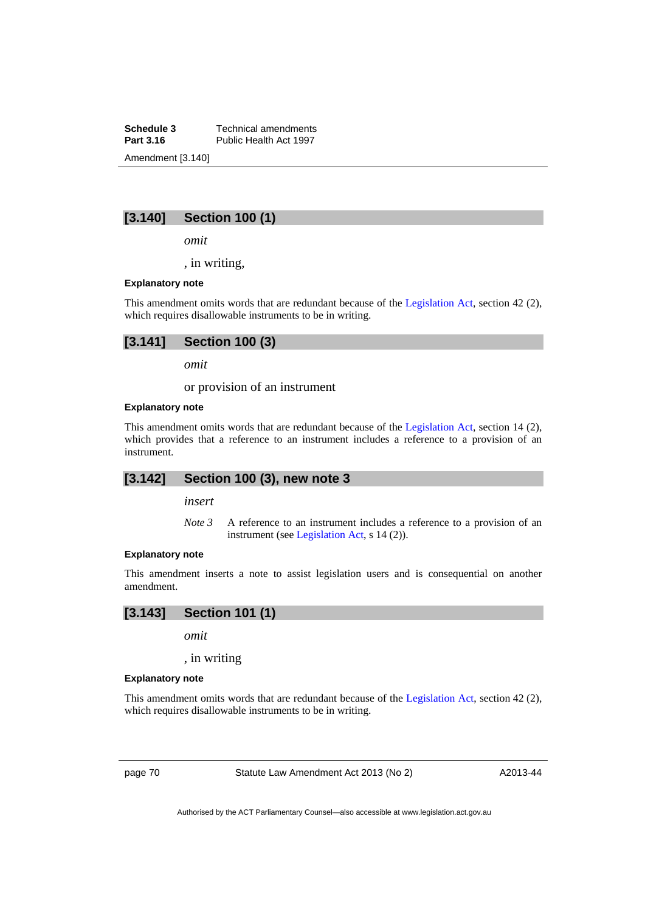### [3.140] Section 100 (1)

*omit*

, in writing,

**Explanatory note**

This amendment omits words that are redundant because of the Legislation Act, section 42 (2), which requires disallowable instruments to be in writing.

### [3.141] Section 100 (3)

*omit*

or provision of an instrument

**Explanatory note**

This amendment omits words that are redundant because of the Legislation Act, section 14 (2), which provides that a reference to an instrument includes a reference to a provision of an instrument.

### [3.142] Section 100 (3), new note 3

*insert*

*Note 3* A reference to an instrument includes a reference to a provision of an instrument (see Legislation Act, s 14 (2)).

**Explanatory note**

This amendment inserts a note to assist legislation users and is consequential on another amendment.

### [3.143] Section 101 (1)

*omit*

, in writing

**Explanatory note**

This amendment omits words that are redundant because of the Legislation Act, section 42 (2), which requires disallowable instruments to be in writing.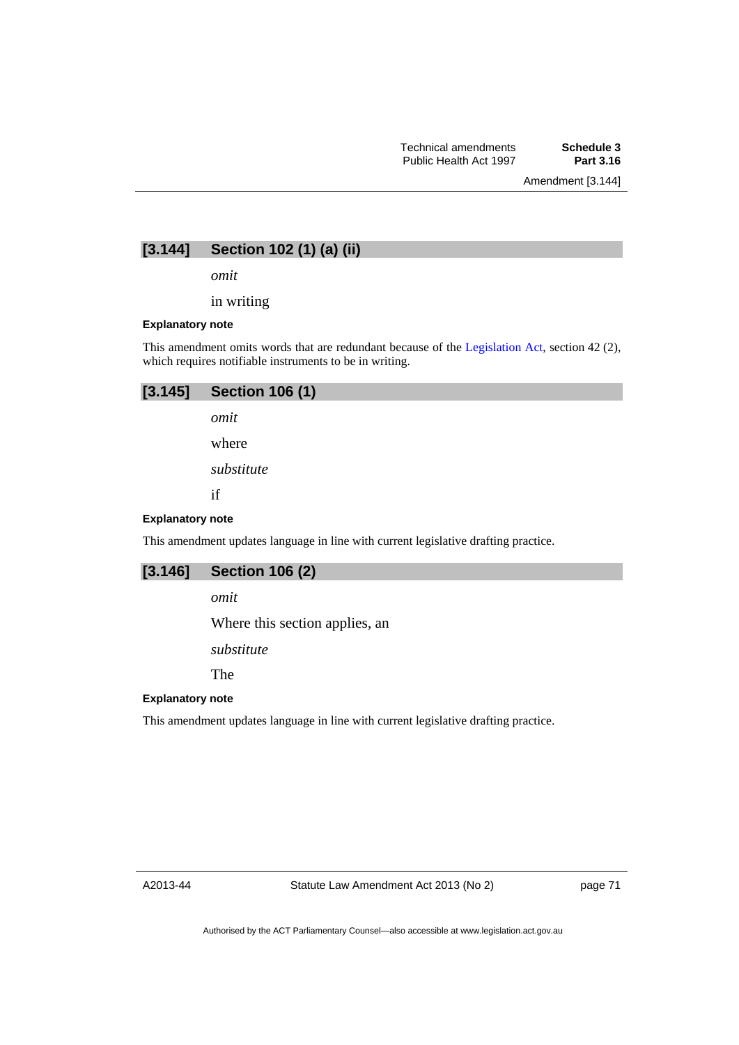## [3.144] Section 102 (1) (a) (ii)

*omit*

in writing

#### Explanatory note

This amendment omits words that are redundant because of the Legislation Act, section 42 (2), which requires notifiable instruments to be in writing.

## [3.145] Section 106 (1)

*omit*

where

*substitute*

if

#### Explanatory note

This amendment updates language in line with current legislative drafting practice.

## [3.146] Section 106 (2)

*omit*

Where this section applies, an

*substitute*

The

#### Explanatory note

This amendment updates language in line with current legislative drafting practice.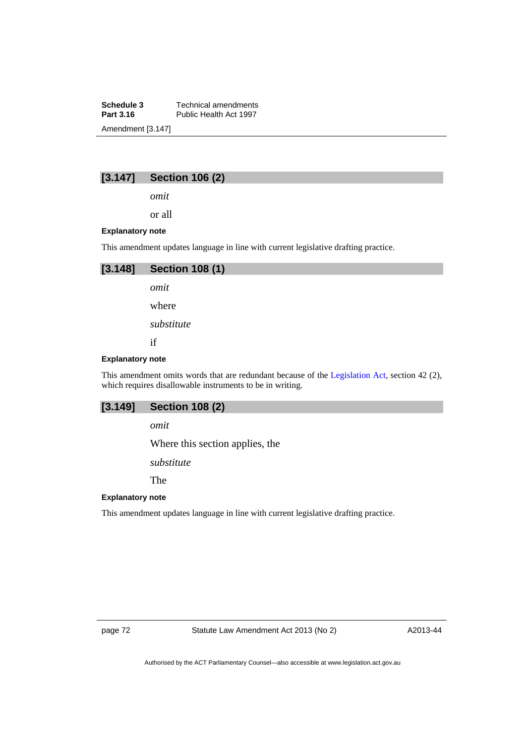### [3.147] Section 106 (2)

*omit*

or all

**Explanatory note**

This amendment updates language in line with current legislative drafting practice.

### [3.148] Section 108 (1)

*omit*

where

*substitute*

if

**Explanatory note**

This amendment omits words that are redundant because of the Legislation Act, section 42 (2), which requires disallowable instruments to be in writing.

### [3.149] Section 108 (2)

*omit*

Where this section applies, the

*substitute*

The

**Explanatory note**

This amendment updates language in line with current legislative drafting practice.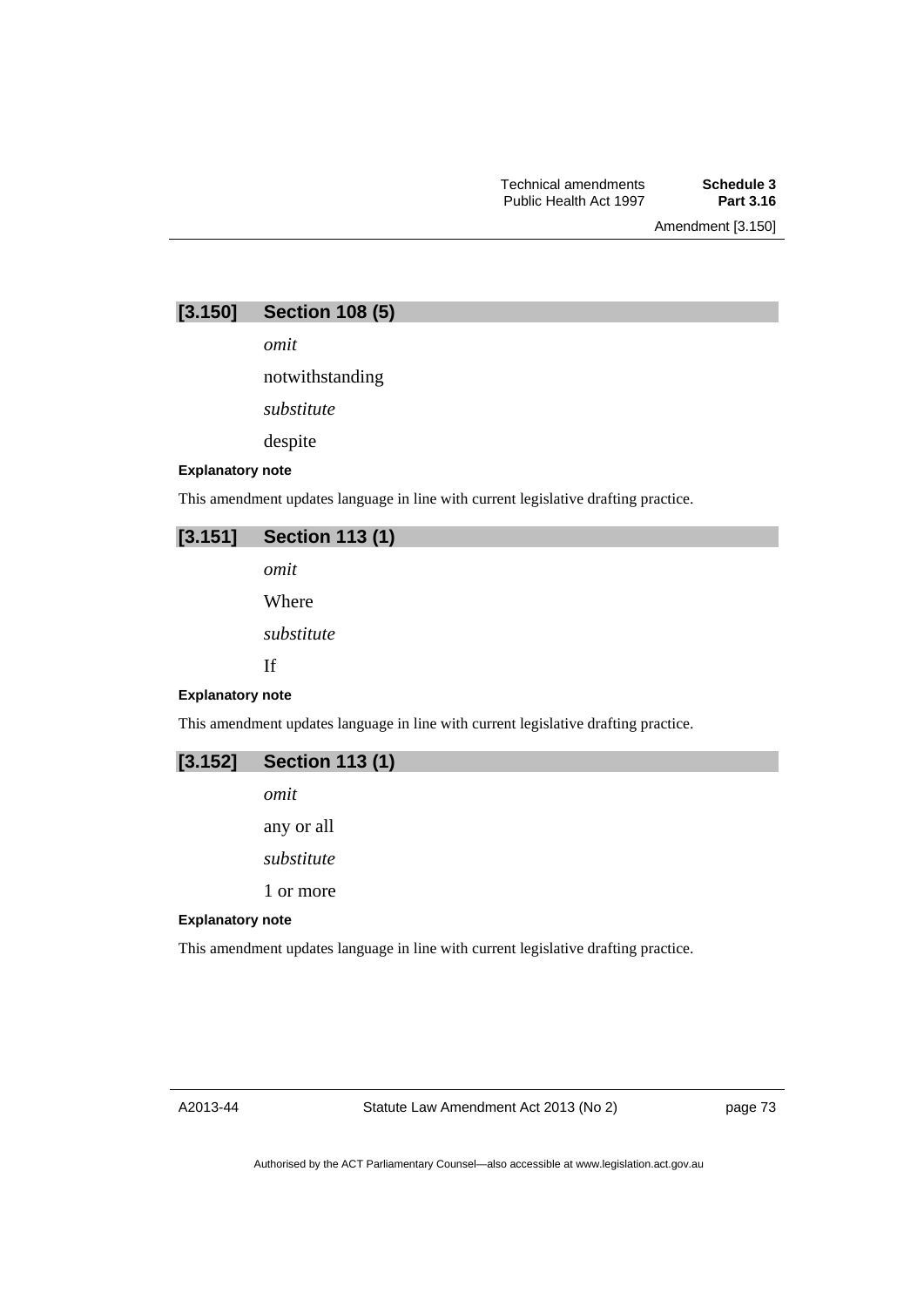## [3.150] Section 108 (5)

*omit*

notwithstanding

*substitute*

despite

**Explanatory note**

This amendment updates language in line with current legislative drafting practice.

## [3.151] Section 113 (1)

*omit*

Where

*substitute*

If

**Explanatory note**

This amendment updates language in line with current legislative drafting practice.

## [3.152] Section 113 (1)

*omit*

any or all

*substitute*

1 or more

**Explanatory note**

This amendment updates language in line with current legislative drafting practice.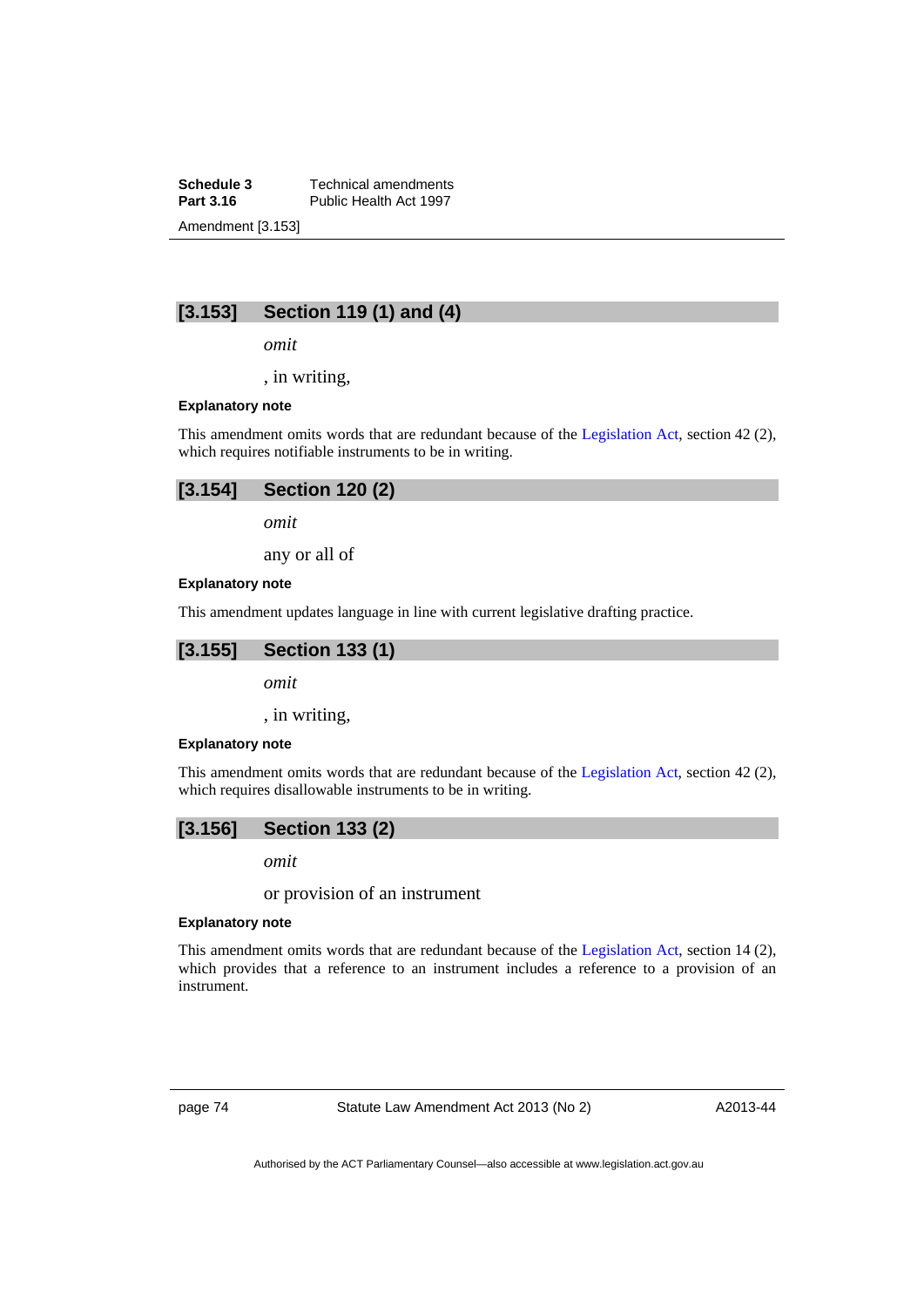## [3.153] Section 119 (1) and (4)

*omit*

, in writing,

**Explanatory note**

This amendment omits words that are redundant because of the Legislation Act, section 42 (2), which requires notifiable instruments to be in writing.

## [3.154] Section 120 (2)

*omit*

any or all of

**Explanatory note**

This amendment updates language in line with current legislative drafting practice.

## [3.155] Section 133 (1)

*omit*

, in writing,

**Explanatory note**

This amendment omits words that are redundant because of the Legislation Act, section 42 (2), which requires disallowable instruments to be in writing.

## [3.156] Section 133 (2)

*omit*

or provision of an instrument

**Explanatory note**

This amendment omits words that are redundant because of the Legislation Act, section 14 (2), which provides that a reference to an instrument includes a reference to a provision of an instrument.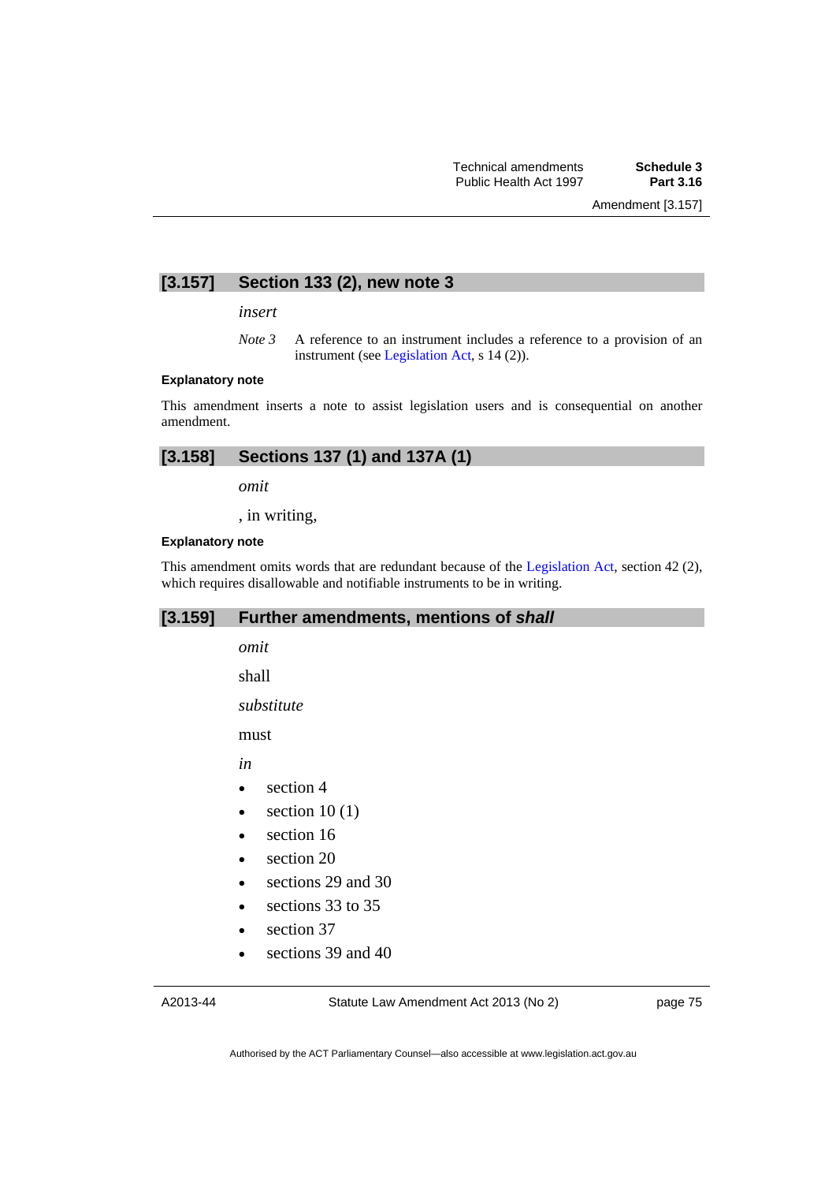### [3.157] Section 133 (2), new note 3

*insert*

*Note 3* A reference to an instrument includes a reference to a provision of an instrument (see Legislation Act, s 14 (2)).

**Explanatory note**

This amendment inserts a note to assist legislation users and is consequential on another amendment.

### [3.158] Sections 137 (1) and 137A (1)

*omit*

, in writing,

**Explanatory note**

This amendment omits words that are redundant because of the Legislation Act, section 42 (2), which requires disallowable and notifiable instruments to be in writing.

### [3.159] Further amendments, mentions of *shall*

*omit*

shall

*substitute*

must

*in*

- section 4
- section 10 (1)
- section 16
- section 20
- sections 29 and 30
- sections 33 to 35
- section 37
- sections 39 and 40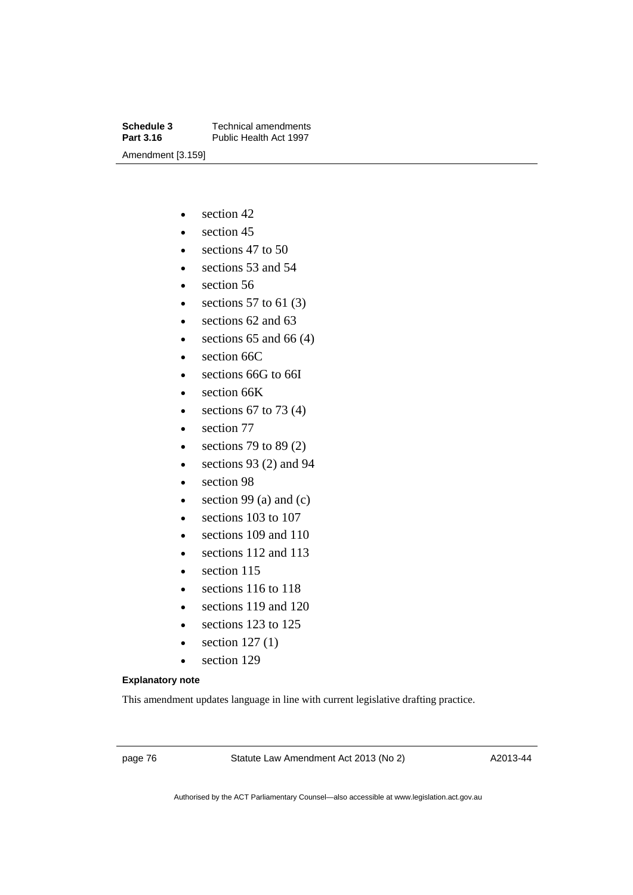- section 42
- section 45
- sections 47 to 50
- sections 53 and 54
- section 56
- sections 57 to 61 (3)
- sections 62 and 63
- sections 65 and 66 (4)
- section 66C
- sections 66G to 66I
- section 66K
- sections 67 to 73 (4)
- section 77
- sections 79 to 89 (2)
- sections 93 (2) and 94
- section 98
- section 99 (a) and (c)
- sections 103 to 107
- sections 109 and 110
- sections 112 and 113
- section 115
- sections 116 to 118
- sections 119 and 120
- sections 123 to 125
- section 127 (1)
- section 129

**Explanatory note**

This amendment updates language in line with current legislative drafting practice.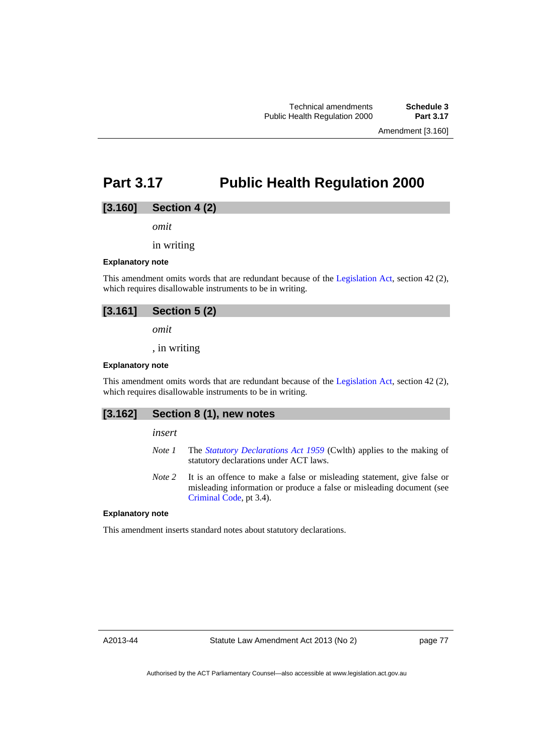# Part 3.17 Public Health Regulation 2000

## [3.160] Section 4 (2)

*omit*

in writing

#### Explanatory note

This amendment omits words that are redundant because of the Legislation Act, section 42 (2), which requires disallowable instruments to be in writing.

## [3.161] Section 5 (2)

*omit*

, in writing

#### Explanatory note

This amendment omits words that are redundant because of the Legislation Act, section 42 (2), which requires disallowable instruments to be in writing.

## [3.162] Section 8 (1), new notes

*insert*

*Note 1* The *Statutory Declarations Act 1959* (Cwlth) applies to the making of statutory declarations under ACT laws.

*Note 2* It is an offence to make a false or misleading statement, give false or misleading information or produce a false or misleading document (see Criminal Code, pt 3.4).

#### Explanatory note

This amendment inserts standard notes about statutory declarations.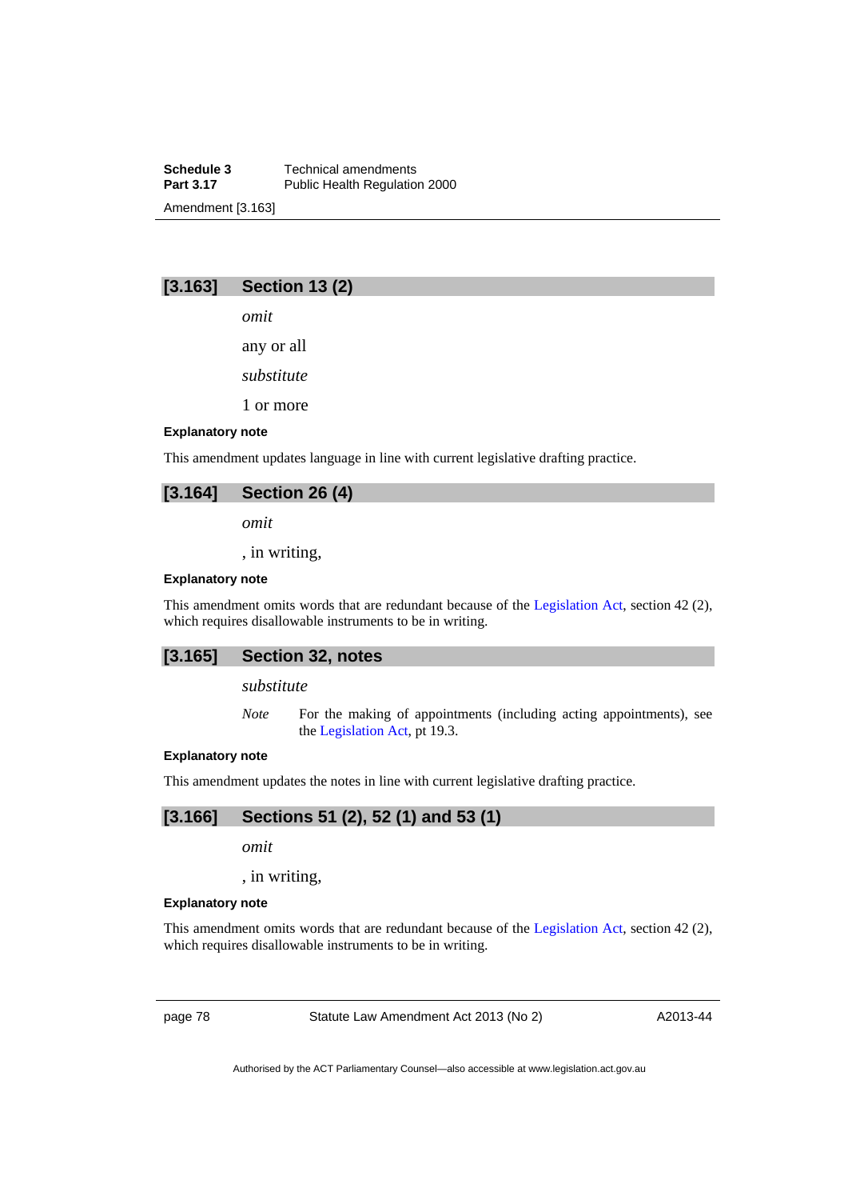## [3.163] Section 13 (2)

*omit*

any or all

*substitute*

1 or more

**Explanatory note**

This amendment updates language in line with current legislative drafting practice.

## [3.164] Section 26 (4)

*omit*

, in writing,

**Explanatory note**

This amendment omits words that are redundant because of the Legislation Act, section 42 (2), which requires disallowable instruments to be in writing.

## [3.165] Section 32, notes

*substitute*

*Note* For the making of appointments (including acting appointments), see the Legislation Act, pt 19.3.

**Explanatory note**

This amendment updates the notes in line with current legislative drafting practice.

## [3.166] Sections 51 (2), 52 (1) and 53 (1)

*omit*

, in writing,

**Explanatory note**

This amendment omits words that are redundant because of the Legislation Act, section 42 (2), which requires disallowable instruments to be in writing.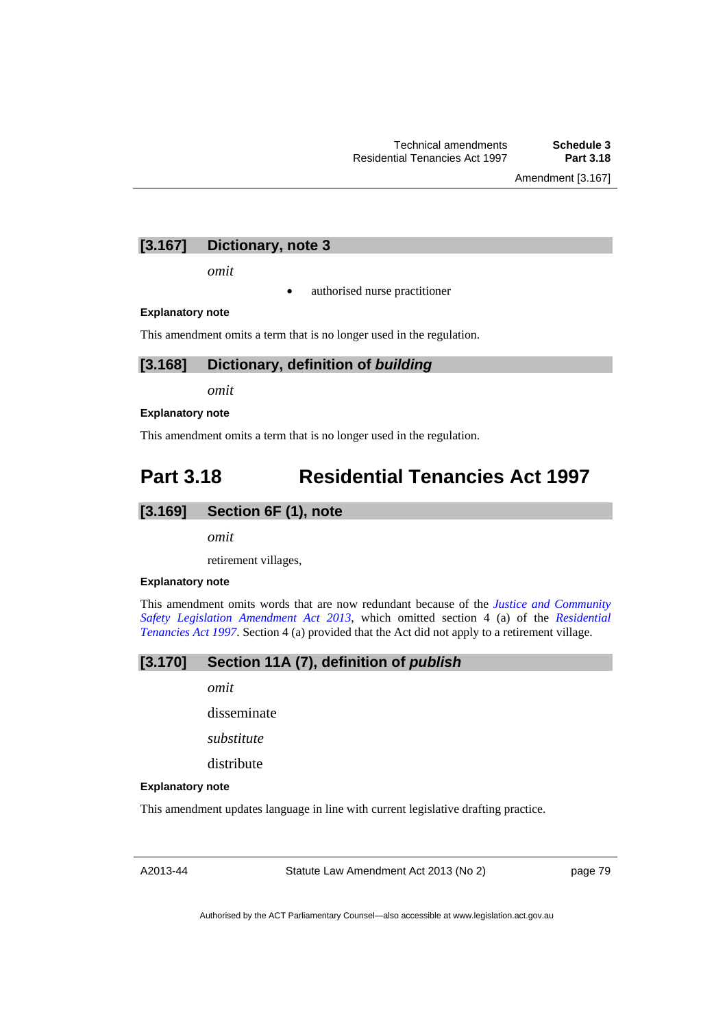### [3.167] Dictionary, note 3

*omit*

- authorised nurse practitioner

#### Explanatory note

This amendment omits a term that is no longer used in the regulation.

### [3.168] Dictionary, definition of *building*

*omit*

#### Explanatory note

This amendment omits a term that is no longer used in the regulation.

## Part 3.18 Residential Tenancies Act 1997

### [3.169] Section 6F (1), note

*omit*

retirement villages,

#### Explanatory note

This amendment omits words that are now redundant because of the *Justice and Community Safety Legislation Amendment Act 2013*, which omitted section 4 (a) of the *Residential Tenancies Act 1997*. Section 4 (a) provided that the Act did not apply to a retirement village.

### [3.170] Section 11A (7), definition of *publish*

*omit*

disseminate

*substitute*

distribute

#### Explanatory note

This amendment updates language in line with current legislative drafting practice.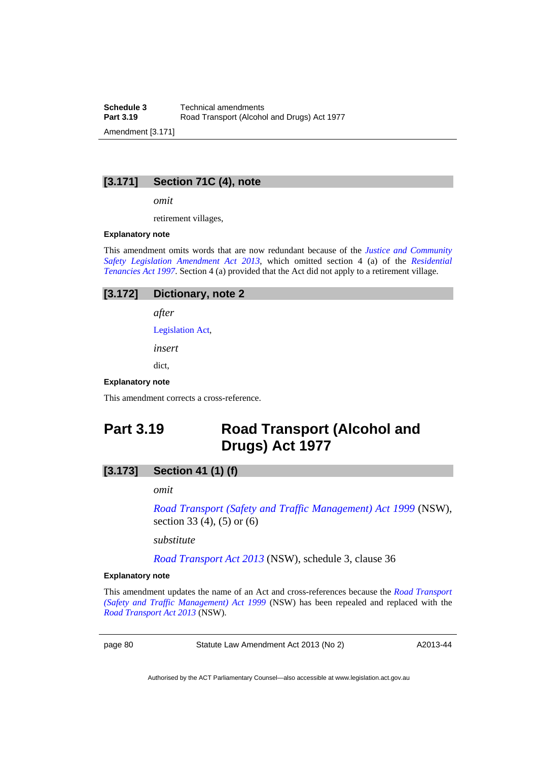### [3.171] Section 71C (4), note

*omit*

retirement villages,

**Explanatory note**

This amendment omits words that are now redundant because of the *Justice and Community Safety Legislation Amendment Act 2013*, which omitted section 4 (a) of the *Residential Tenancies Act 1997*. Section 4 (a) provided that the Act did not apply to a retirement village.

### [3.172] Dictionary, note 2

*after*

Legislation Act,

*insert*

dict,

**Explanatory note**

This amendment corrects a cross-reference.

## Part 3.19 Road Transport (Alcohol and Drugs) Act 1977

### [3.173] Section 41 (1) (f)

*omit*

*Road Transport (Safety and Traffic Management) Act 1999* (NSW), section 33 (4), (5) or (6)

*substitute*

*Road Transport Act 2013* (NSW), schedule 3, clause 36

**Explanatory note**

This amendment updates the name of an Act and cross-references because the *Road Transport (Safety and Traffic Management) Act 1999* (NSW) has been repealed and replaced with the *Road Transport Act 2013* (NSW).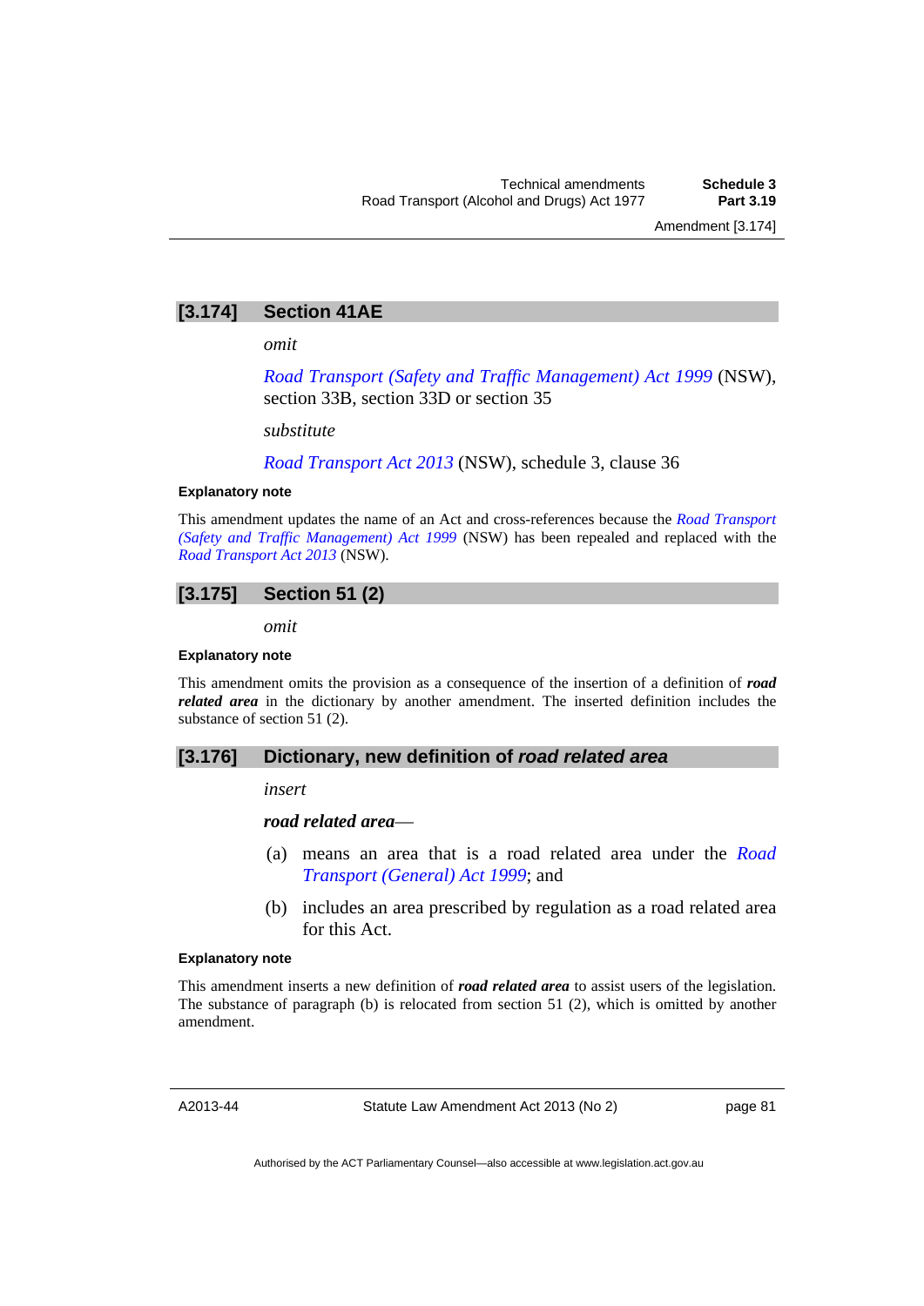## [3.174] Section 41AE

*omit*

*Road Transport (Safety and Traffic Management) Act 1999* (NSW), section 33B, section 33D or section 35

*substitute*

*Road Transport Act 2013* (NSW), schedule 3, clause 36

**Explanatory note**

This amendment updates the name of an Act and cross-references because the *Road Transport (Safety and Traffic Management) Act 1999* (NSW) has been repealed and replaced with the *Road Transport Act 2013* (NSW).

## [3.175] Section 51 (2)

*omit*

**Explanatory note**

This amendment omits the provision as a consequence of the insertion of a definition of ***road related area*** in the dictionary by another amendment. The inserted definition includes the substance of section 51 (2).

## [3.176] Dictionary, new definition of *road related area*

*insert*

***road related area***—

(a) means an area that is a road related area under the *Road Transport (General) Act 1999*; and

(b) includes an area prescribed by regulation as a road related area for this Act.

**Explanatory note**

This amendment inserts a new definition of ***road related area*** to assist users of the legislation. The substance of paragraph (b) is relocated from section 51 (2), which is omitted by another amendment.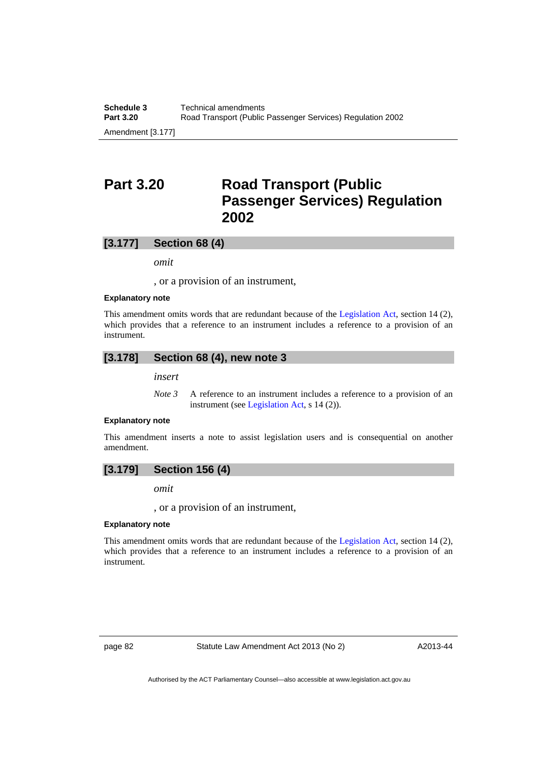# Part 3.20 Road Transport (Public Passenger Services) Regulation 2002

## [3.177] Section 68 (4)

*omit*

, or a provision of an instrument,

#### Explanatory note

This amendment omits words that are redundant because of the Legislation Act, section 14 (2), which provides that a reference to an instrument includes a reference to a provision of an instrument.

## [3.178] Section 68 (4), new note 3

*insert*

*Note 3* A reference to an instrument includes a reference to a provision of an instrument (see Legislation Act, s 14 (2)).

#### Explanatory note

This amendment inserts a note to assist legislation users and is consequential on another amendment.

## [3.179] Section 156 (4)

*omit*

, or a provision of an instrument,

#### Explanatory note

This amendment omits words that are redundant because of the Legislation Act, section 14 (2), which provides that a reference to an instrument includes a reference to a provision of an instrument.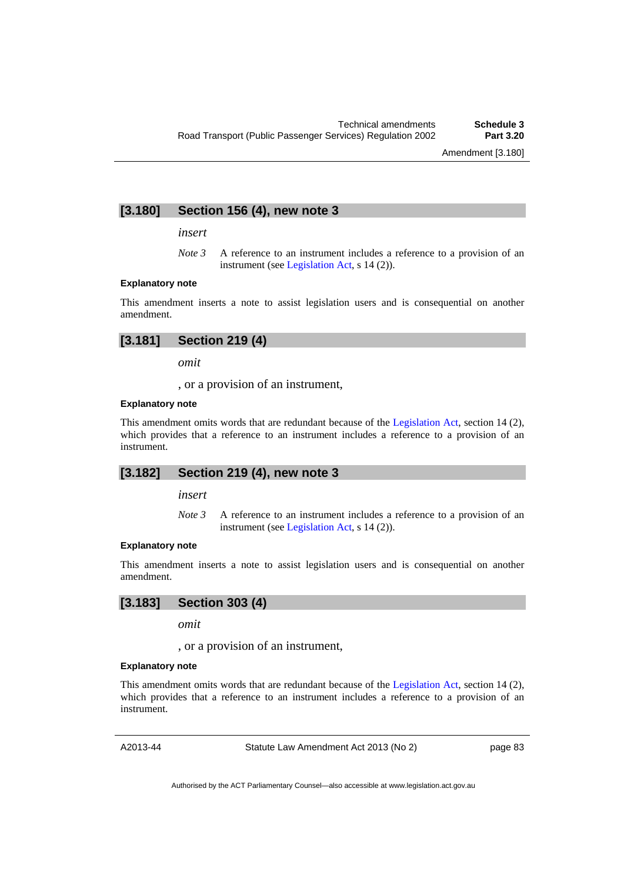## [3.180] Section 156 (4), new note 3

*insert*

*Note 3* A reference to an instrument includes a reference to a provision of an instrument (see Legislation Act, s 14 (2)).

**Explanatory note**

This amendment inserts a note to assist legislation users and is consequential on another amendment.

## [3.181] Section 219 (4)

*omit*

, or a provision of an instrument,

**Explanatory note**

This amendment omits words that are redundant because of the Legislation Act, section 14 (2), which provides that a reference to an instrument includes a reference to a provision of an instrument.

## [3.182] Section 219 (4), new note 3

*insert*

*Note 3* A reference to an instrument includes a reference to a provision of an instrument (see Legislation Act, s 14 (2)).

**Explanatory note**

This amendment inserts a note to assist legislation users and is consequential on another amendment.

## [3.183] Section 303 (4)

*omit*

, or a provision of an instrument,

**Explanatory note**

This amendment omits words that are redundant because of the Legislation Act, section 14 (2), which provides that a reference to an instrument includes a reference to a provision of an instrument.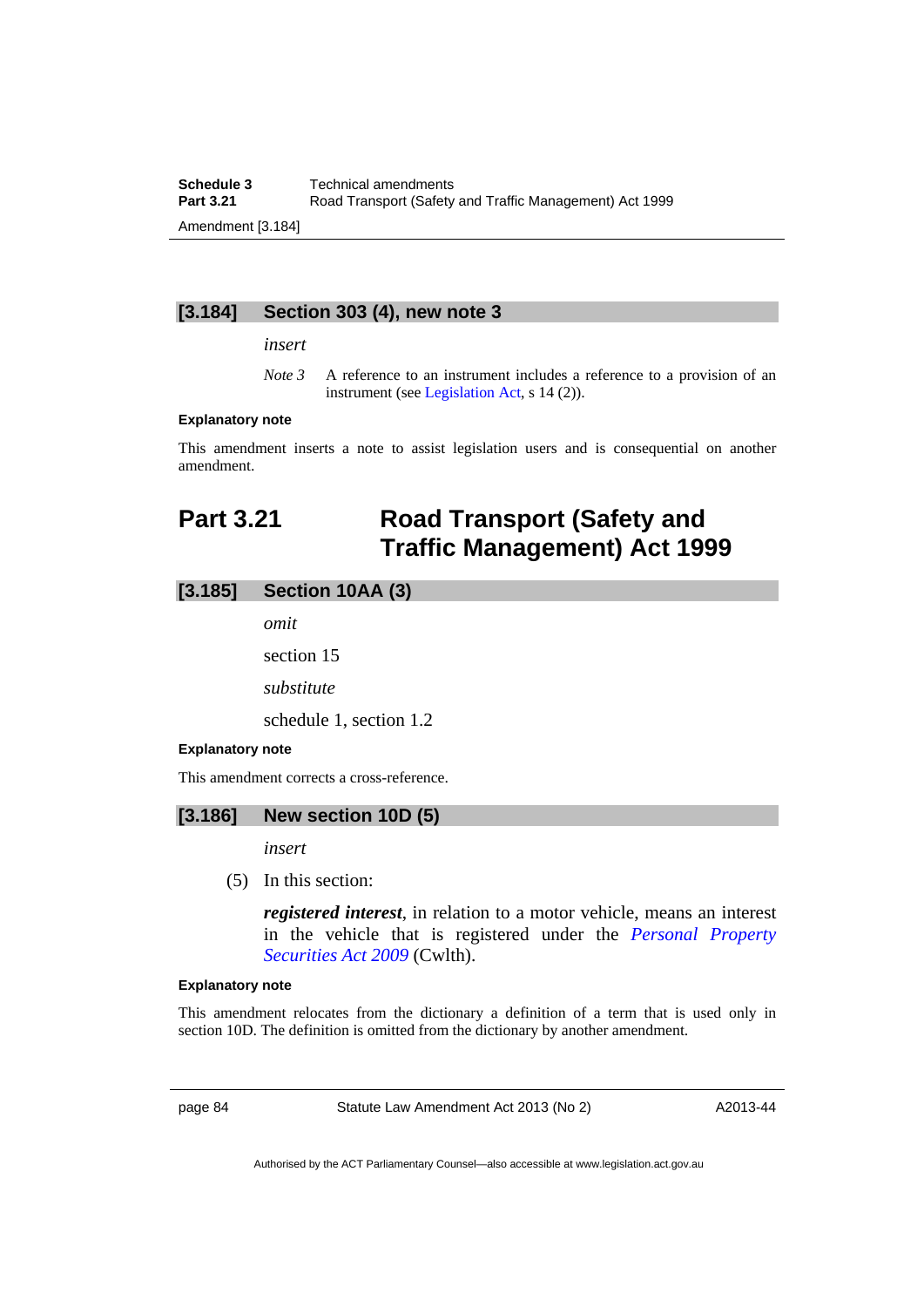### [3.184] Section 303 (4), new note 3

*insert*

*Note 3* A reference to an instrument includes a reference to a provision of an instrument (see Legislation Act, s 14 (2)).

**Explanatory note**

This amendment inserts a note to assist legislation users and is consequential on another amendment.

## Part 3.21 Road Transport (Safety and Traffic Management) Act 1999

### [3.185] Section 10AA (3)

*omit*

section 15

*substitute*

schedule 1, section 1.2

**Explanatory note**

This amendment corrects a cross-reference.

### [3.186] New section 10D (5)

*insert*

(5) In this section:

***registered interest***, in relation to a motor vehicle, means an interest in the vehicle that is registered under the *Personal Property Securities Act 2009* (Cwlth).

**Explanatory note**

This amendment relocates from the dictionary a definition of a term that is used only in section 10D. The definition is omitted from the dictionary by another amendment.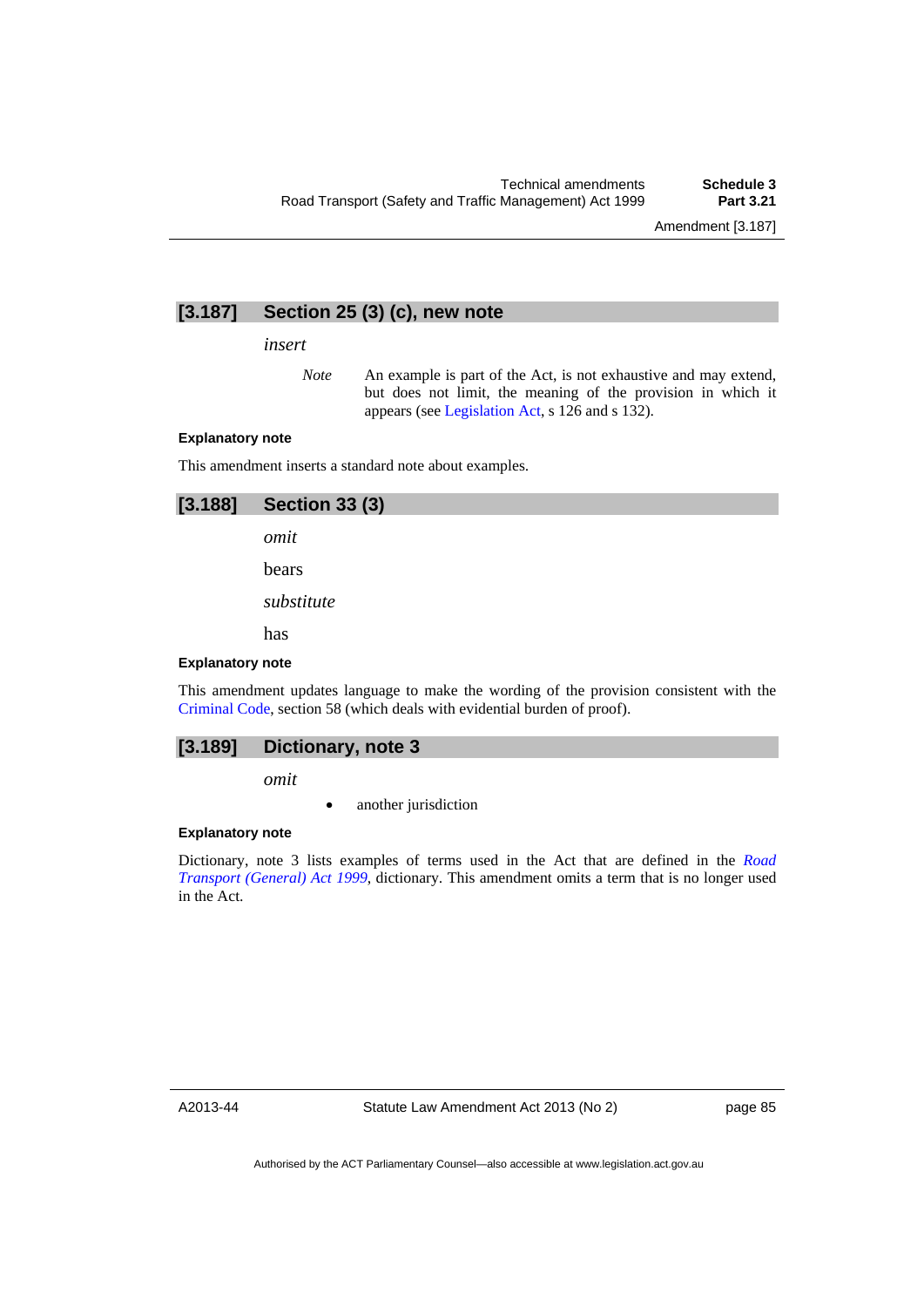## [3.187] Section 25 (3) (c), new note

*insert*

> *Note* An example is part of the Act, is not exhaustive and may extend, but does not limit, the meaning of the provision in which it appears (see Legislation Act, s 126 and s 132).

**Explanatory note**

This amendment inserts a standard note about examples.

## [3.188] Section 33 (3)

*omit*

bears

*substitute*

has

**Explanatory note**

This amendment updates language to make the wording of the provision consistent with the Criminal Code, section 58 (which deals with evidential burden of proof).

## [3.189] Dictionary, note 3

*omit*

- another jurisdiction

**Explanatory note**

Dictionary, note 3 lists examples of terms used in the Act that are defined in the *Road Transport (General) Act 1999*, dictionary. This amendment omits a term that is no longer used in the Act.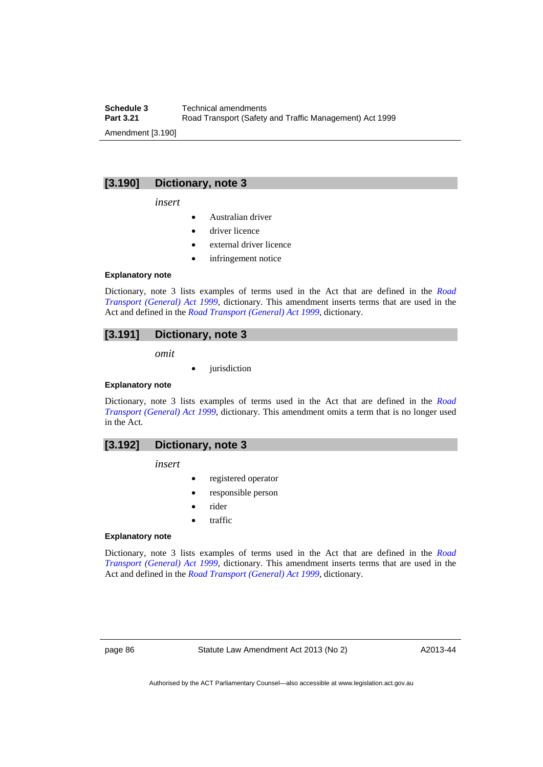## [3.190] Dictionary, note 3

*insert*

- Australian driver
- driver licence
- external driver licence
- infringement notice

**Explanatory note**

Dictionary, note 3 lists examples of terms used in the Act that are defined in the *Road Transport (General) Act 1999*, dictionary. This amendment inserts terms that are used in the Act and defined in the *Road Transport (General) Act 1999*, dictionary.

## [3.191] Dictionary, note 3

*omit*

- jurisdiction

**Explanatory note**

Dictionary, note 3 lists examples of terms used in the Act that are defined in the *Road Transport (General) Act 1999*, dictionary. This amendment omits a term that is no longer used in the Act.

## [3.192] Dictionary, note 3

*insert*

- registered operator
- responsible person
- rider
- traffic

**Explanatory note**

Dictionary, note 3 lists examples of terms used in the Act that are defined in the *Road Transport (General) Act 1999*, dictionary. This amendment inserts terms that are used in the Act and defined in the *Road Transport (General) Act 1999*, dictionary.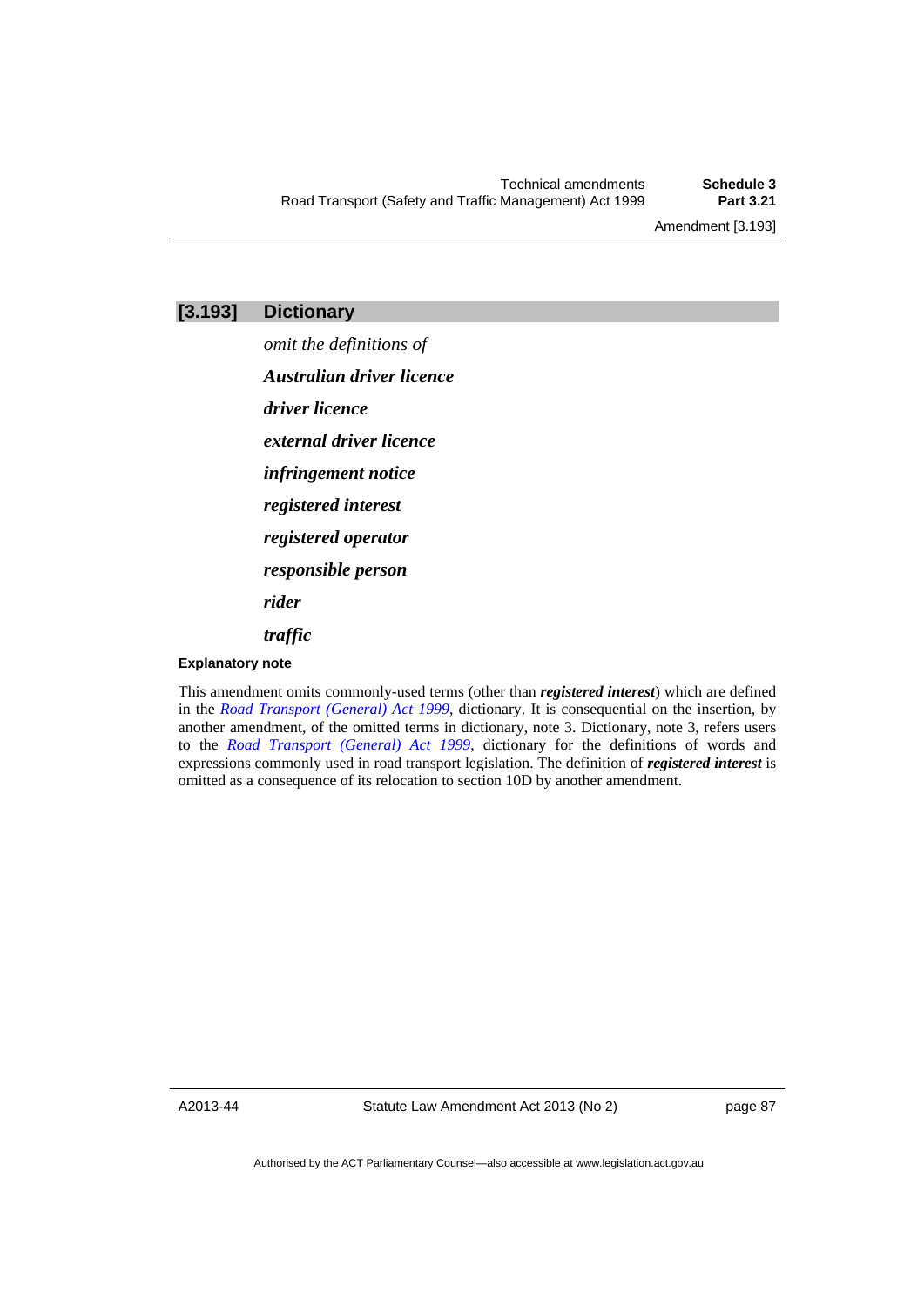### [3.193] Dictionary

*omit the definitions of*

***Australian driver licence***

***driver licence***

***external driver licence***

***infringement notice***

***registered interest***

***registered operator***

***responsible person***

***rider***

***traffic***

**Explanatory note**

This amendment omits commonly-used terms (other than ***registered interest***) which are defined in the *Road Transport (General) Act 1999*, dictionary. It is consequential on the insertion, by another amendment, of the omitted terms in dictionary, note 3. Dictionary, note 3, refers users to the *Road Transport (General) Act 1999*, dictionary for the definitions of words and expressions commonly used in road transport legislation. The definition of ***registered interest*** is omitted as a consequence of its relocation to section 10D by another amendment.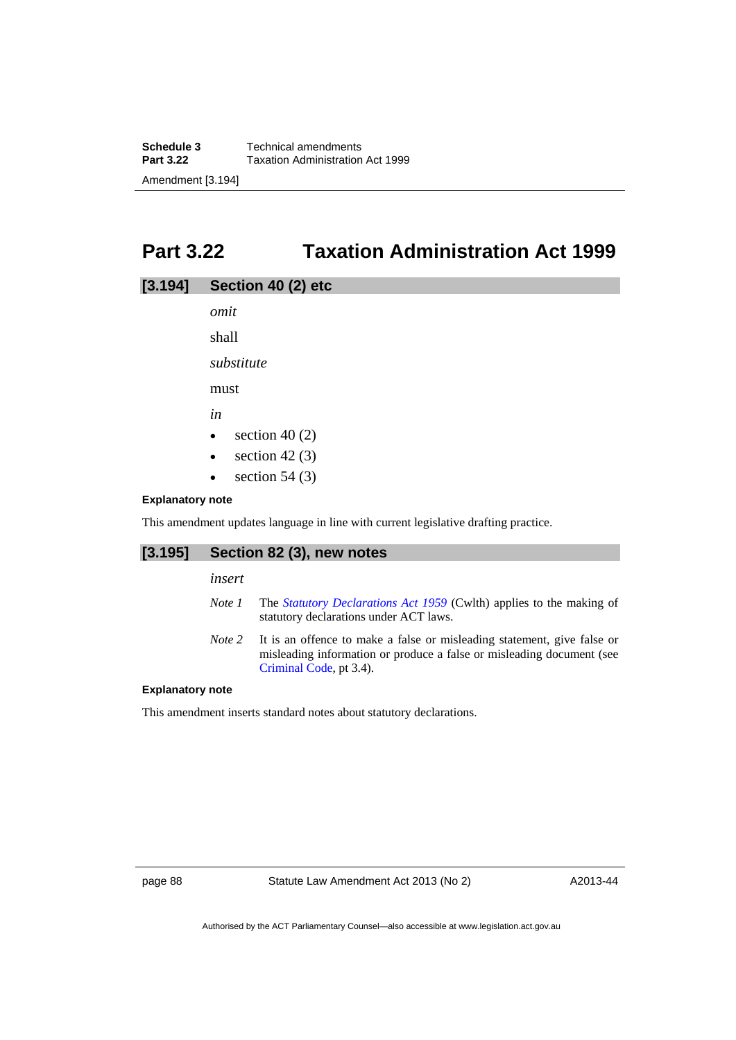# Part 3.22 Taxation Administration Act 1999

## [3.194] Section 40 (2) etc

*omit*

shall

*substitute*

must

*in*

- section 40 (2)
- section 42 (3)
- section 54 (3)

**Explanatory note**

This amendment updates language in line with current legislative drafting practice.

## [3.195] Section 82 (3), new notes

*insert*

*Note 1* The *Statutory Declarations Act 1959* (Cwlth) applies to the making of statutory declarations under ACT laws.

*Note 2* It is an offence to make a false or misleading statement, give false or misleading information or produce a false or misleading document (see Criminal Code, pt 3.4).

**Explanatory note**

This amendment inserts standard notes about statutory declarations.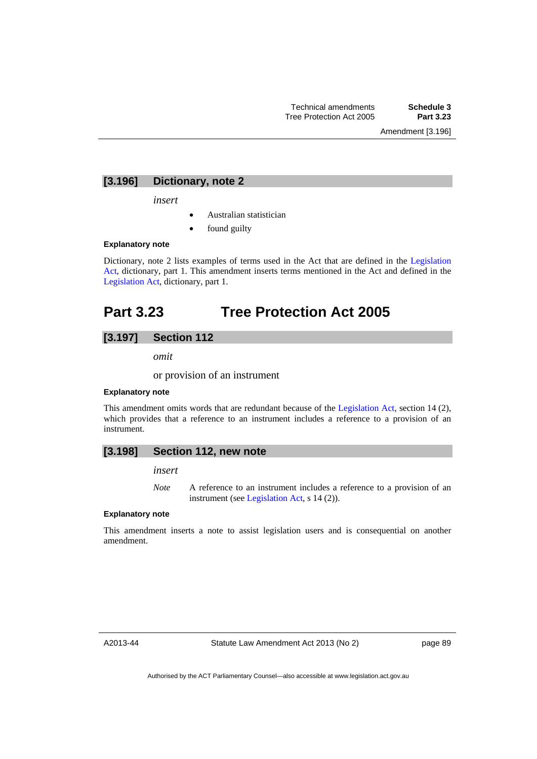### [3.196] Dictionary, note 2

*insert*

- Australian statistician
- found guilty

#### Explanatory note

Dictionary, note 2 lists examples of terms used in the Act that are defined in the Legislation Act, dictionary, part 1. This amendment inserts terms mentioned in the Act and defined in the Legislation Act, dictionary, part 1.

## Part 3.23 Tree Protection Act 2005

### [3.197] Section 112

*omit*

or provision of an instrument

#### Explanatory note

This amendment omits words that are redundant because of the Legislation Act, section 14 (2), which provides that a reference to an instrument includes a reference to a provision of an instrument.

### [3.198] Section 112, new note

*insert*

*Note* A reference to an instrument includes a reference to a provision of an instrument (see Legislation Act, s 14 (2)).

#### Explanatory note

This amendment inserts a note to assist legislation users and is consequential on another amendment.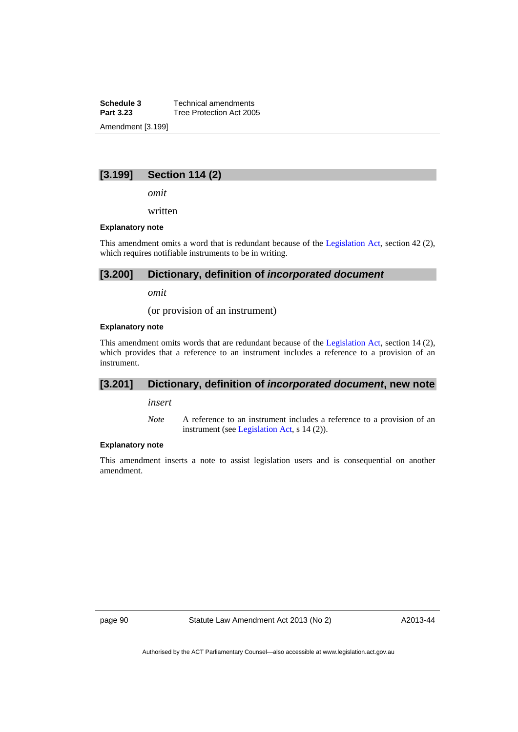## [3.199] Section 114 (2)

*omit*

written

**Explanatory note**

This amendment omits a word that is redundant because of the Legislation Act, section 42 (2), which requires notifiable instruments to be in writing.

## [3.200] Dictionary, definition of *incorporated document*

*omit*

(or provision of an instrument)

**Explanatory note**

This amendment omits words that are redundant because of the Legislation Act, section 14 (2), which provides that a reference to an instrument includes a reference to a provision of an instrument.

## [3.201] Dictionary, definition of *incorporated document*, new note

*insert*

*Note* A reference to an instrument includes a reference to a provision of an instrument (see Legislation Act, s 14 (2)).

**Explanatory note**

This amendment inserts a note to assist legislation users and is consequential on another amendment.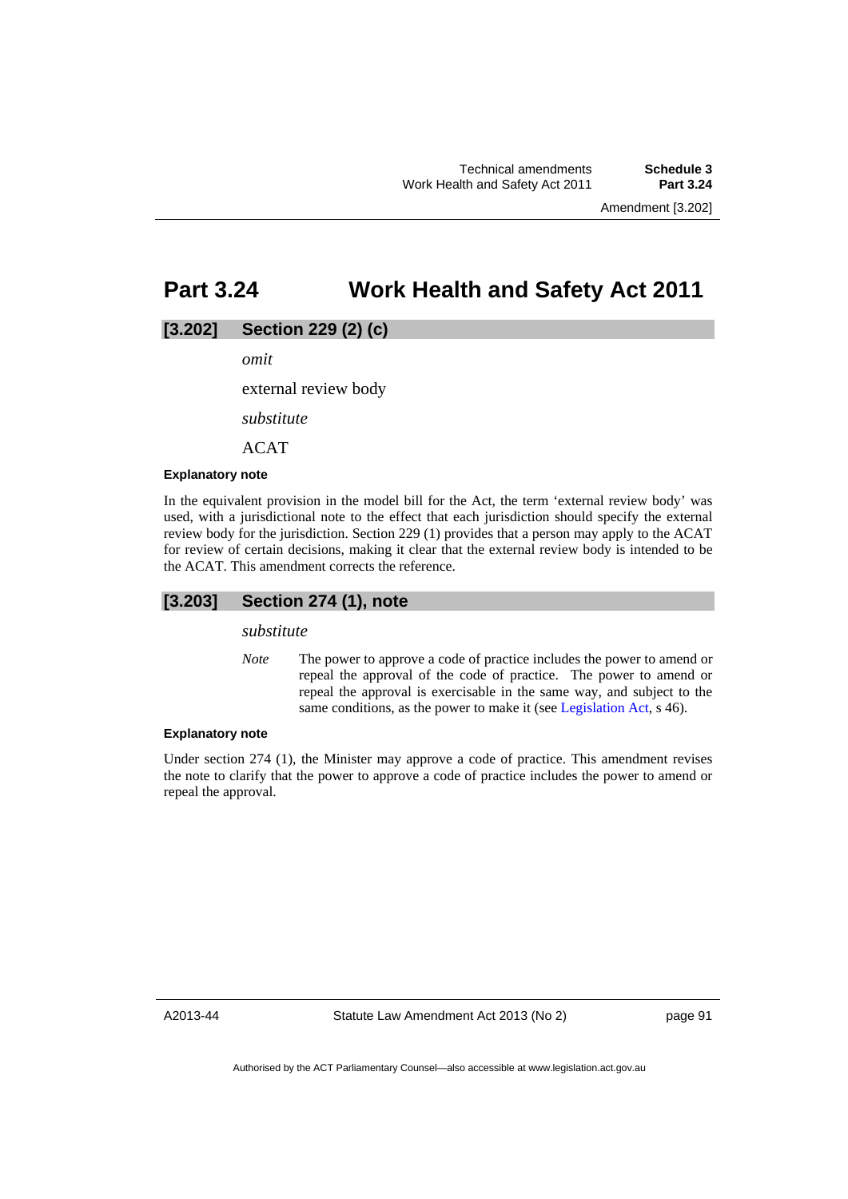# Part 3.24 Work Health and Safety Act 2011

## [3.202] Section 229 (2) (c)

*omit*

external review body

*substitute*

ACAT

#### Explanatory note

In the equivalent provision in the model bill for the Act, the term 'external review body' was used, with a jurisdictional note to the effect that each jurisdiction should specify the external review body for the jurisdiction. Section 229 (1) provides that a person may apply to the ACAT for review of certain decisions, making it clear that the external review body is intended to be the ACAT. This amendment corrects the reference.

## [3.203] Section 274 (1), note

*substitute*

*Note* The power to approve a code of practice includes the power to amend or repeal the approval of the code of practice. The power to amend or repeal the approval is exercisable in the same way, and subject to the same conditions, as the power to make it (see Legislation Act, s 46).

#### Explanatory note

Under section 274 (1), the Minister may approve a code of practice. This amendment revises the note to clarify that the power to approve a code of practice includes the power to amend or repeal the approval.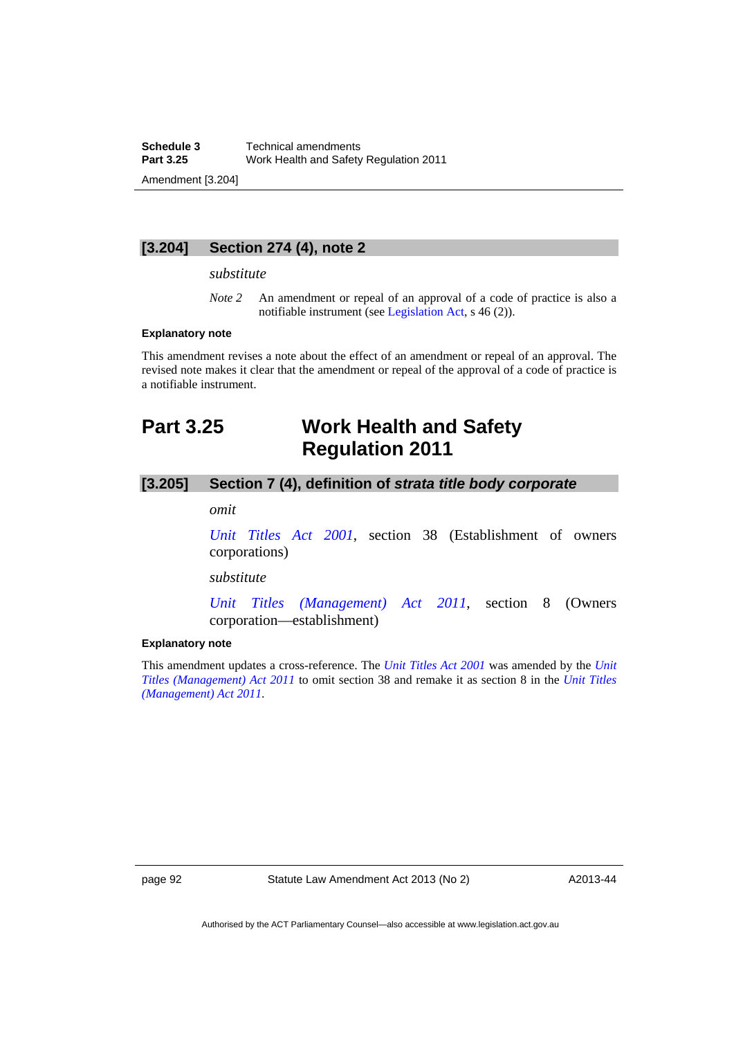### [3.204] Section 274 (4), note 2

*substitute*

*Note 2* An amendment or repeal of an approval of a code of practice is also a notifiable instrument (see Legislation Act, s 46 (2)).

**Explanatory note**

This amendment revises a note about the effect of an amendment or repeal of an approval. The revised note makes it clear that the amendment or repeal of the approval of a code of practice is a notifiable instrument.

## Part 3.25 Work Health and Safety Regulation 2011

### [3.205] Section 7 (4), definition of *strata title body corporate*

*omit*

*Unit Titles Act 2001*, section 38 (Establishment of owners corporations)

*substitute*

*Unit Titles (Management) Act 2011*, section 8 (Owners corporation—establishment)

**Explanatory note**

This amendment updates a cross-reference. The *Unit Titles Act 2001* was amended by the *Unit Titles (Management) Act 2011* to omit section 38 and remake it as section 8 in the *Unit Titles (Management) Act 2011*.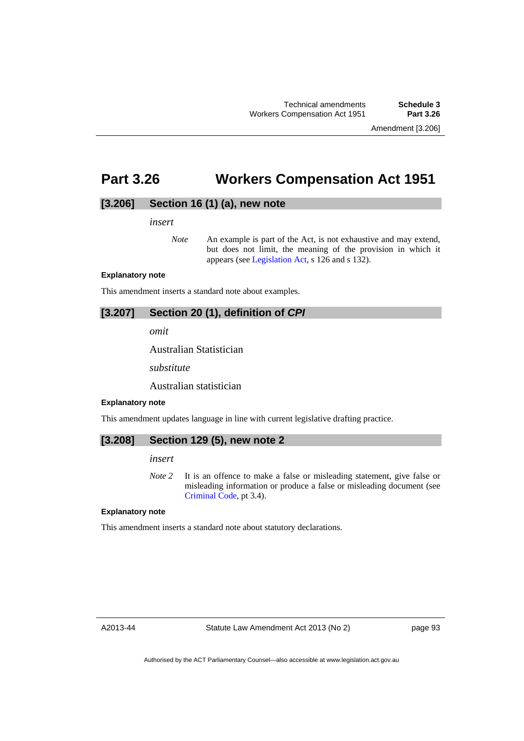# Part 3.26 Workers Compensation Act 1951

## [3.206] Section 16 (1) (a), new note

*insert*

> *Note* An example is part of the Act, is not exhaustive and may extend, but does not limit, the meaning of the provision in which it appears (see Legislation Act, s 126 and s 132).

**Explanatory note**

This amendment inserts a standard note about examples.

## [3.207] Section 20 (1), definition of ***CPI***

*omit*

Australian Statistician

*substitute*

Australian statistician

**Explanatory note**

This amendment updates language in line with current legislative drafting practice.

## [3.208] Section 129 (5), new note 2

*insert*

> *Note 2* It is an offence to make a false or misleading statement, give false or misleading information or produce a false or misleading document (see Criminal Code, pt 3.4).

**Explanatory note**

This amendment inserts a standard note about statutory declarations.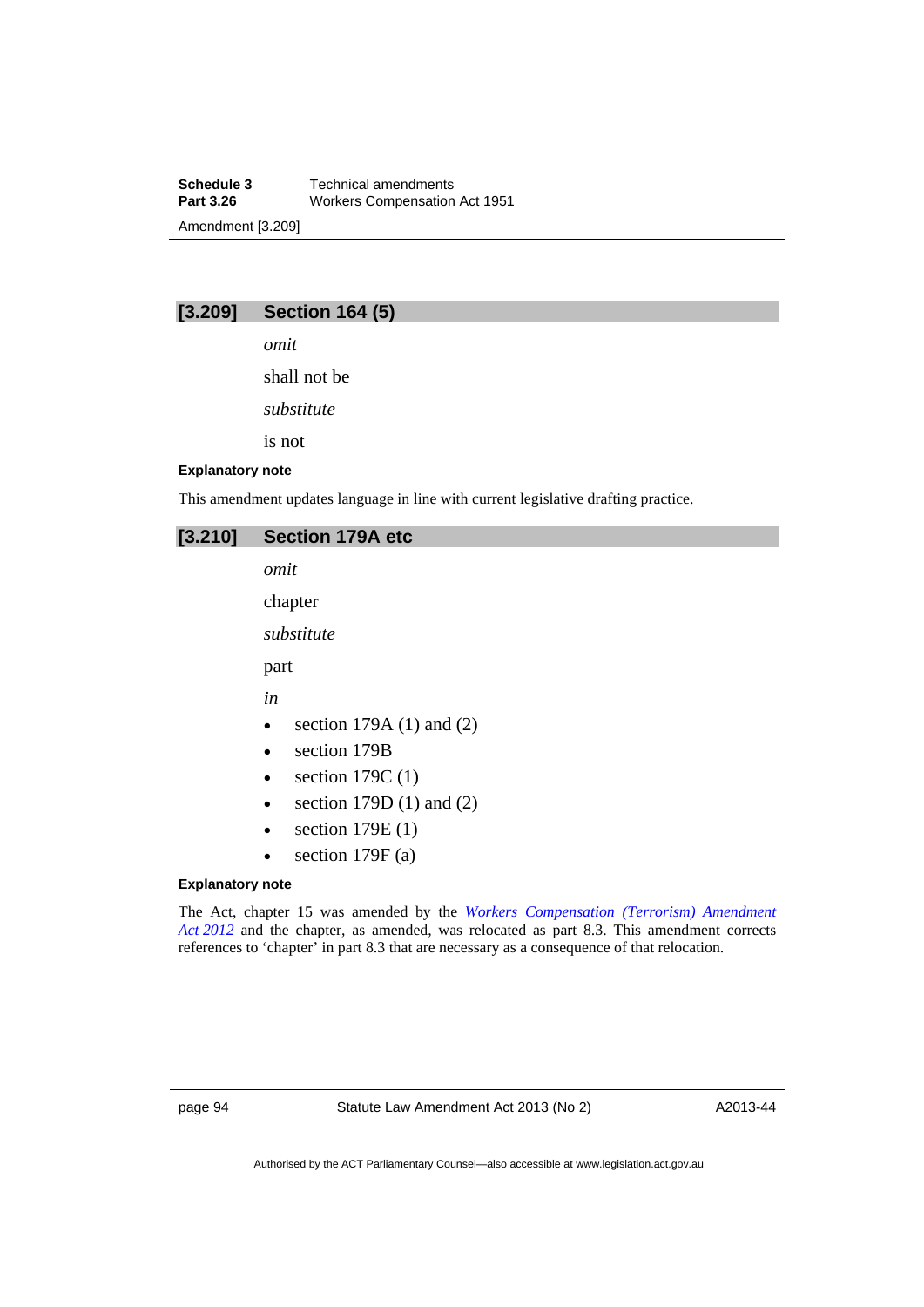## [3.209] Section 164 (5)

*omit*

shall not be

*substitute*

is not

**Explanatory note**

This amendment updates language in line with current legislative drafting practice.

## [3.210] Section 179A etc

*omit*

chapter

*substitute*

part

*in*

- section 179A (1) and (2)
- section 179B
- section 179C (1)
- section 179D (1) and (2)
- section 179E (1)
- section 179F (a)

**Explanatory note**

The Act, chapter 15 was amended by the *Workers Compensation (Terrorism) Amendment Act 2012* and the chapter, as amended, was relocated as part 8.3. This amendment corrects references to 'chapter' in part 8.3 that are necessary as a consequence of that relocation.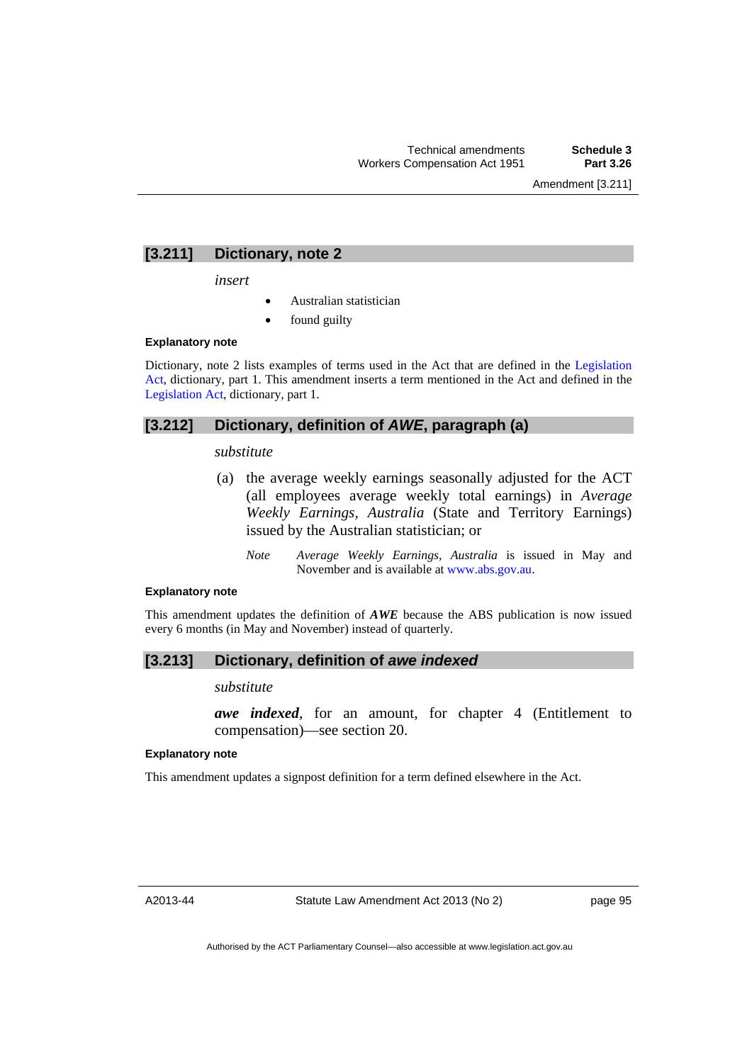## [3.211] Dictionary, note 2

*insert*

- Australian statistician
- found guilty

#### Explanatory note

Dictionary, note 2 lists examples of terms used in the Act that are defined in the Legislation Act, dictionary, part 1. This amendment inserts a term mentioned in the Act and defined in the Legislation Act, dictionary, part 1.

## [3.212] Dictionary, definition of *AWE*, paragraph (a)

*substitute*

(a) the average weekly earnings seasonally adjusted for the ACT (all employees average weekly total earnings) in *Average Weekly Earnings, Australia* (State and Territory Earnings) issued by the Australian statistician; or

*Note* *Average Weekly Earnings, Australia* is issued in May and November and is available at www.abs.gov.au.

#### Explanatory note

This amendment updates the definition of ***AWE*** because the ABS publication is now issued every 6 months (in May and November) instead of quarterly.

## [3.213] Dictionary, definition of *awe indexed*

*substitute*

***awe indexed***, for an amount, for chapter 4 (Entitlement to compensation)—see section 20.

#### Explanatory note

This amendment updates a signpost definition for a term defined elsewhere in the Act.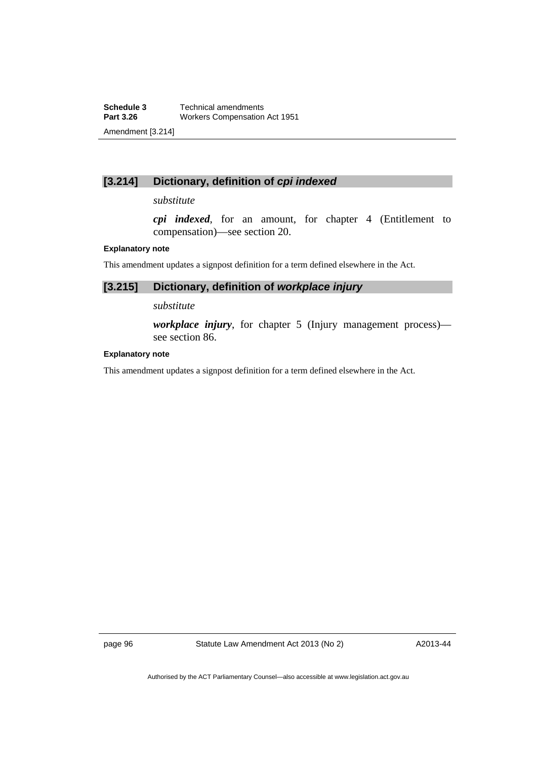## [3.214] Dictionary, definition of *cpi indexed*

*substitute*

***cpi indexed***, for an amount, for chapter 4 (Entitlement to compensation)—see section 20.

**Explanatory note**

This amendment updates a signpost definition for a term defined elsewhere in the Act.

## [3.215] Dictionary, definition of *workplace injury*

*substitute*

***workplace injury***, for chapter 5 (Injury management process)—see section 86.

**Explanatory note**

This amendment updates a signpost definition for a term defined elsewhere in the Act.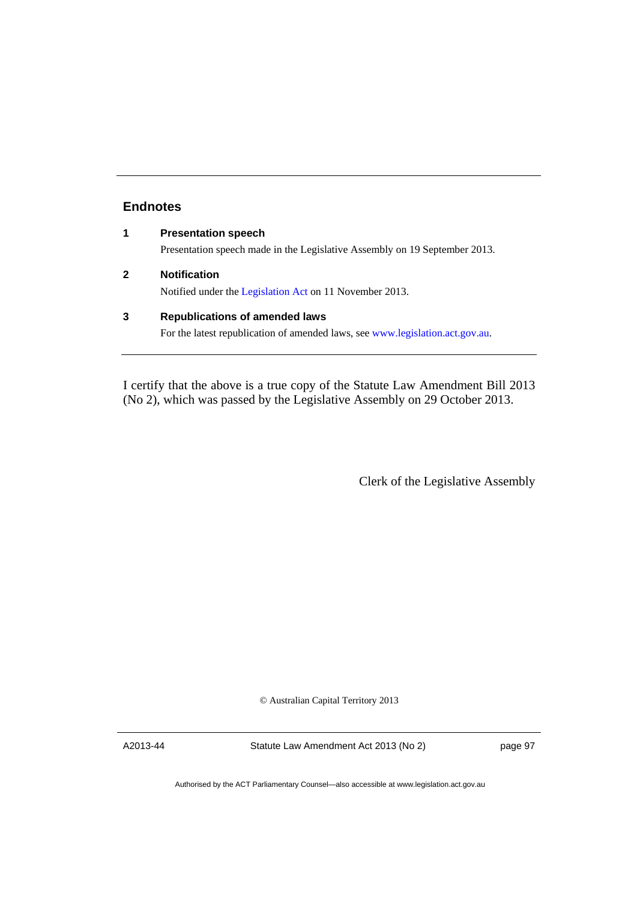## Endnotes

**1 Presentation speech**

Presentation speech made in the Legislative Assembly on 19 September 2013.

**2 Notification**

Notified under the Legislation Act on 11 November 2013.

**3 Republications of amended laws**

For the latest republication of amended laws, see www.legislation.act.gov.au.

---

I certify that the above is a true copy of the Statute Law Amendment Bill 2013 (No 2), which was passed by the Legislative Assembly on 29 October 2013.

Clerk of the Legislative Assembly

© Australian Capital Territory 2013